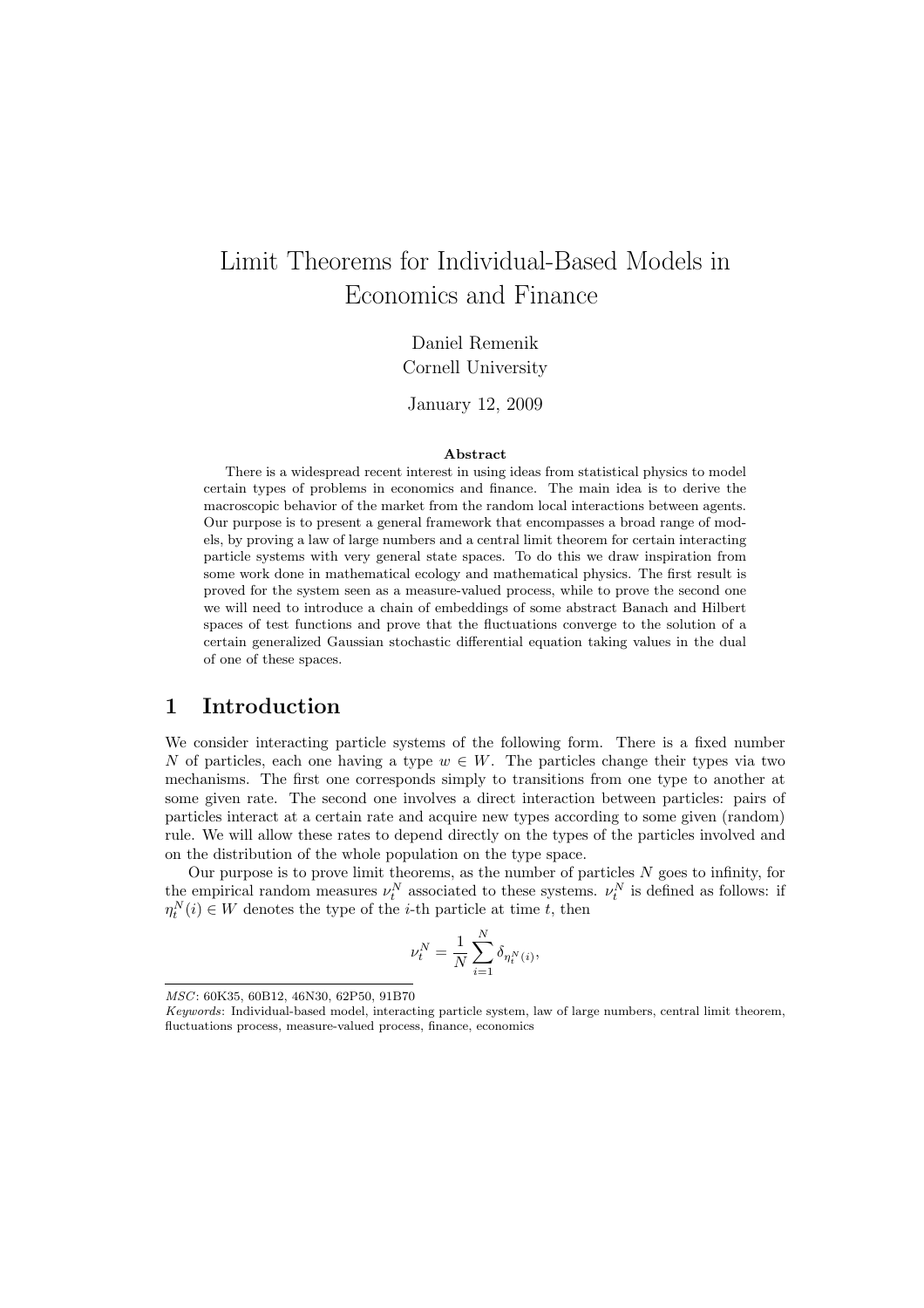# Limit Theorems for Individual-Based Models in Economics and Finance

Daniel Remenik
Cornell University

January 12, 2009

**Abstract**

There is a widespread recent interest in using ideas from statistical physics to model certain types of problems in economics and finance. The main idea is to derive the macroscopic behavior of the market from the random local interactions between agents. Our purpose is to present a general framework that encompasses a broad range of models, by proving a law of large numbers and a central limit theorem for certain interacting particle systems with very general state spaces. To do this we draw inspiration from some work done in mathematical ecology and mathematical physics. The first result is proved for the system seen as a measure-valued process, while to prove the second one we will need to introduce a chain of embeddings of some abstract Banach and Hilbert spaces of test functions and prove that the fluctuations converge to the solution of a certain generalized Gaussian stochastic differential equation taking values in the dual of one of these spaces.

## 1 Introduction

We consider interacting particle systems of the following form. There is a fixed number $N$ of particles, each one having a type $w \in W$. The particles change their types via two mechanisms. The first one corresponds simply to transitions from one type to another at some given rate. The second one involves a direct interaction between particles: pairs of particles interact at a certain rate and acquire new types according to some given (random) rule. We will allow these rates to depend directly on the types of the particles involved and on the distribution of the whole population on the type space.

Our purpose is to prove limit theorems, as the number of particles $N$ goes to infinity, for the empirical random measures $\nu_t^N$ associated to these systems. $\nu_t^N$ is defined as follows: if $\eta_t^N(i) \in W$ denotes the type of the $i$-th particle at time $t$, then

$$\nu_t^N = \frac{1}{N} \sum_{i=1}^{N} \delta_{\eta_t^N(i)},$$

*MSC*: 60K35, 60B12, 46N30, 62P50, 91B70

*Keywords*: Individual-based model, interacting particle system, law of large numbers, central limit theorem, fluctuations process, measure-valued process, finance, economics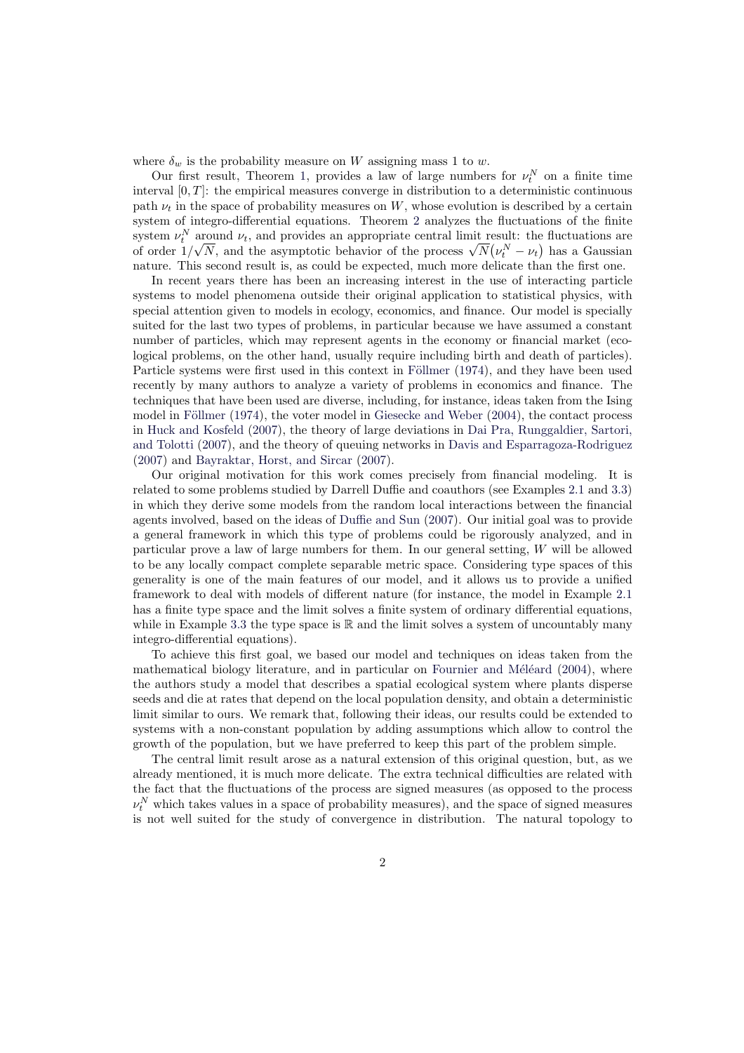where $\delta_w$ is the probability measure on $W$ assigning mass 1 to $w$.

Our first result, Theorem 1, provides a law of large numbers for $\nu_t^N$ on a finite time interval $[0,T]$: the empirical measures converge in distribution to a deterministic continuous path $\nu_t$ in the space of probability measures on $W$, whose evolution is described by a certain system of integro-differential equations. Theorem 2 analyzes the fluctuations of the finite system $\nu_t^N$ around $\nu_t$, and provides an appropriate central limit result: the fluctuations are of order $1/\sqrt{N}$, and the asymptotic behavior of the process $\sqrt{N}\big(\nu_t^N - \nu_t\big)$ has a Gaussian nature. This second result is, as could be expected, much more delicate than the first one.

In recent years there has been an increasing interest in the use of interacting particle systems to model phenomena outside their original application to statistical physics, with special attention given to models in ecology, economics, and finance. Our model is specially suited for the last two types of problems, in particular because we have assumed a constant number of particles, which may represent agents in the economy or financial market (ecological problems, on the other hand, usually require including birth and death of particles). Particle systems were first used in this context in Föllmer (1974), and they have been used recently by many authors to analyze a variety of problems in economics and finance. The techniques that have been used are diverse, including, for instance, ideas taken from the Ising model in Föllmer (1974), the voter model in Giesecke and Weber (2004), the contact process in Huck and Kosfeld (2007), the theory of large deviations in Dai Pra, Runggaldier, Sartori, and Tolotti (2007), and the theory of queuing networks in Davis and Esparragoza-Rodriguez (2007) and Bayraktar, Horst, and Sircar (2007).

Our original motivation for this work comes precisely from financial modeling. It is related to some problems studied by Darrell Duffie and coauthors (see Examples 2.1 and 3.3) in which they derive some models from the random local interactions between the financial agents involved, based on the ideas of Duffie and Sun (2007). Our initial goal was to provide a general framework in which this type of problems could be rigorously analyzed, and in particular prove a law of large numbers for them. In our general setting, $W$ will be allowed to be any locally compact complete separable metric space. Considering type spaces of this generality is one of the main features of our model, and it allows us to provide a unified framework to deal with models of different nature (for instance, the model in Example 2.1 has a finite type space and the limit solves a finite system of ordinary differential equations, while in Example 3.3 the type space is $\mathbb{R}$ and the limit solves a system of uncountably many integro-differential equations).

To achieve this first goal, we based our model and techniques on ideas taken from the mathematical biology literature, and in particular on Fournier and Méléard (2004), where the authors study a model that describes a spatial ecological system where plants disperse seeds and die at rates that depend on the local population density, and obtain a deterministic limit similar to ours. We remark that, following their ideas, our results could be extended to systems with a non-constant population by adding assumptions which allow to control the growth of the population, but we have preferred to keep this part of the problem simple.

The central limit result arose as a natural extension of this original question, but, as we already mentioned, it is much more delicate. The extra technical difficulties are related with the fact that the fluctuations of the process are signed measures (as opposed to the process $\nu_t^N$ which takes values in a space of probability measures), and the space of signed measures is not well suited for the study of convergence in distribution. The natural topology to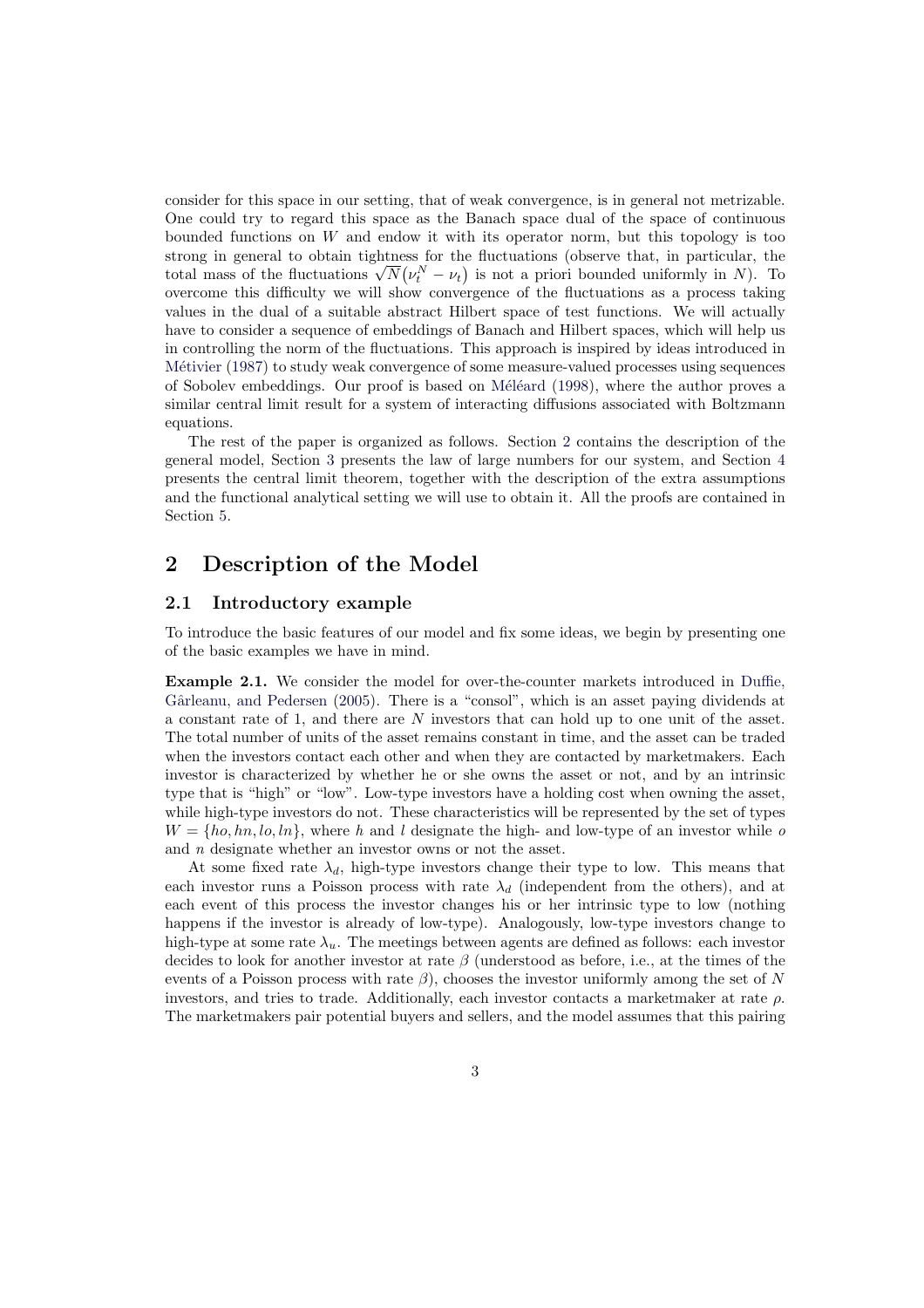consider for this space in our setting, that of weak convergence, is in general not metrizable. One could try to regard this space as the Banach space dual of the space of continuous bounded functions on $W$ and endow it with its operator norm, but this topology is too strong in general to obtain tightness for the fluctuations (observe that, in particular, the total mass of the fluctuations $\sqrt{N}(\nu_t^N - \nu_t)$ is not a priori bounded uniformly in $N$). To overcome this difficulty we will show convergence of the fluctuations as a process taking values in the dual of a suitable abstract Hilbert space of test functions. We will actually have to consider a sequence of embeddings of Banach and Hilbert spaces, which will help us in controlling the norm of the fluctuations. This approach is inspired by ideas introduced in Métivier (1987) to study weak convergence of some measure-valued processes using sequences of Sobolev embeddings. Our proof is based on Méléard (1998), where the author proves a similar central limit result for a system of interacting diffusions associated with Boltzmann equations.

The rest of the paper is organized as follows. Section 2 contains the description of the general model, Section 3 presents the law of large numbers for our system, and Section 4 presents the central limit theorem, together with the description of the extra assumptions and the functional analytical setting we will use to obtain it. All the proofs are contained in Section 5.

# 2 Description of the Model

## 2.1 Introductory example

To introduce the basic features of our model and fix some ideas, we begin by presenting one of the basic examples we have in mind.

**Example 2.1.** We consider the model for over-the-counter markets introduced in Duffie, Gârleanu, and Pedersen (2005). There is a "consol", which is an asset paying dividends at a constant rate of 1, and there are $N$ investors that can hold up to one unit of the asset. The total number of units of the asset remains constant in time, and the asset can be traded when the investors contact each other and when they are contacted by marketmakers. Each investor is characterized by whether he or she owns the asset or not, and by an intrinsic type that is "high" or "low". Low-type investors have a holding cost when owning the asset, while high-type investors do not. These characteristics will be represented by the set of types $W = \{ho, hn, lo, ln\}$, where $h$ and $l$ designate the high- and low-type of an investor while $o$ and $n$ designate whether an investor owns or not the asset.

At some fixed rate $\lambda_d$, high-type investors change their type to low. This means that each investor runs a Poisson process with rate $\lambda_d$ (independent from the others), and at each event of this process the investor changes his or her intrinsic type to low (nothing happens if the investor is already of low-type). Analogously, low-type investors change to high-type at some rate $\lambda_u$. The meetings between agents are defined as follows: each investor decides to look for another investor at rate $\beta$ (understood as before, i.e., at the times of the events of a Poisson process with rate $\beta$), chooses the investor uniformly among the set of $N$ investors, and tries to trade. Additionally, each investor contacts a marketmaker at rate $\rho$. The marketmakers pair potential buyers and sellers, and the model assumes that this pairing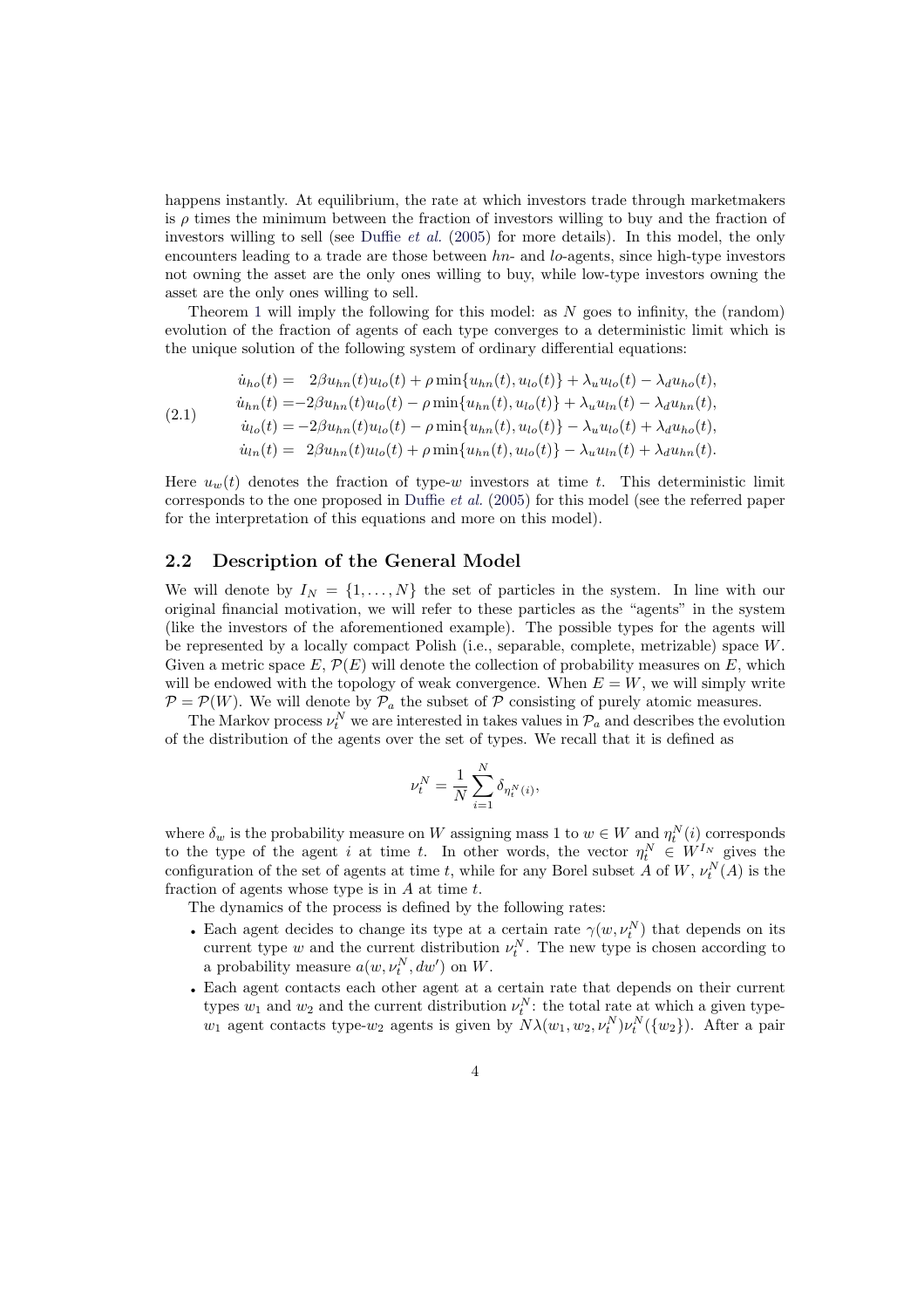happens instantly. At equilibrium, the rate at which investors trade through marketmakers is $\rho$ times the minimum between the fraction of investors willing to buy and the fraction of investors willing to sell (see Duffie *et al.* (2005) for more details). In this model, the only encounters leading to a trade are those between $hn$- and $lo$-agents, since high-type investors not owning the asset are the only ones willing to buy, while low-type investors owning the asset are the only ones willing to sell.

Theorem 1 will imply the following for this model: as $N$ goes to infinity, the (random) evolution of the fraction of agents of each type converges to a deterministic limit which is the unique solution of the following system of ordinary differential equations:

$$
\begin{aligned}
\dot{u}_{ho}(t) &= \phantom{-}2\beta u_{hn}(t)u_{lo}(t) + \rho\min\{u_{hn}(t), u_{lo}(t)\} + \lambda_u u_{lo}(t) - \lambda_d u_{ho}(t),\\
\dot{u}_{hn}(t) &= -2\beta u_{hn}(t)u_{lo}(t) - \rho\min\{u_{hn}(t), u_{lo}(t)\} + \lambda_u u_{ln}(t) - \lambda_d u_{hn}(t),\\
\dot{u}_{lo}(t) &= -2\beta u_{hn}(t)u_{lo}(t) - \rho\min\{u_{hn}(t), u_{lo}(t)\} - \lambda_u u_{lo}(t) + \lambda_d u_{ho}(t),\\
\dot{u}_{ln}(t) &= \phantom{-}2\beta u_{hn}(t)u_{lo}(t) + \rho\min\{u_{hn}(t), u_{lo}(t)\} - \lambda_u u_{ln}(t) + \lambda_d u_{hn}(t).
\end{aligned}
\tag{2.1}
$$

Here $u_w(t)$ denotes the fraction of type-$w$ investors at time $t$. This deterministic limit corresponds to the one proposed in Duffie *et al.* (2005) for this model (see the referred paper for the interpretation of this equations and more on this model).

## 2.2 Description of the General Model

We will denote by $I_N = \{1, \ldots, N\}$ the set of particles in the system. In line with our original financial motivation, we will refer to these particles as the "agents" in the system (like the investors of the aforementioned example). The possible types for the agents will be represented by a locally compact Polish (i.e., separable, complete, metrizable) space $W$. Given a metric space $E$, $\mathcal{P}(E)$ will denote the collection of probability measures on $E$, which will be endowed with the topology of weak convergence. When $E = W$, we will simply write $\mathcal{P} = \mathcal{P}(W)$. We will denote by $\mathcal{P}_a$ the subset of $\mathcal{P}$ consisting of purely atomic measures.

The Markov process $\nu_t^N$ we are interested in takes values in $\mathcal{P}_a$ and describes the evolution of the distribution of the agents over the set of types. We recall that it is defined as

$$
\nu_t^N = \frac{1}{N}\sum_{i=1}^{N} \delta_{\eta_t^N(i)},
$$

where $\delta_w$ is the probability measure on $W$ assigning mass 1 to $w \in W$ and $\eta_t^N(i)$ corresponds to the type of the agent $i$ at time $t$. In other words, the vector $\eta_t^N \in W^{I_N}$ gives the configuration of the set of agents at time $t$, while for any Borel subset $A$ of $W$, $\nu_t^N(A)$ is the fraction of agents whose type is in $A$ at time $t$.

The dynamics of the process is defined by the following rates:

- Each agent decides to change its type at a certain rate $\gamma(w, \nu_t^N)$ that depends on its current type $w$ and the current distribution $\nu_t^N$. The new type is chosen according to a probability measure $a(w, \nu_t^N, dw')$ on $W$.
- Each agent contacts each other agent at a certain rate that depends on their current types $w_1$ and $w_2$ and the current distribution $\nu_t^N$: the total rate at which a given type-$w_1$ agent contacts type-$w_2$ agents is given by $N\lambda(w_1, w_2, \nu_t^N)\nu_t^N(\{w_2\})$. After a pair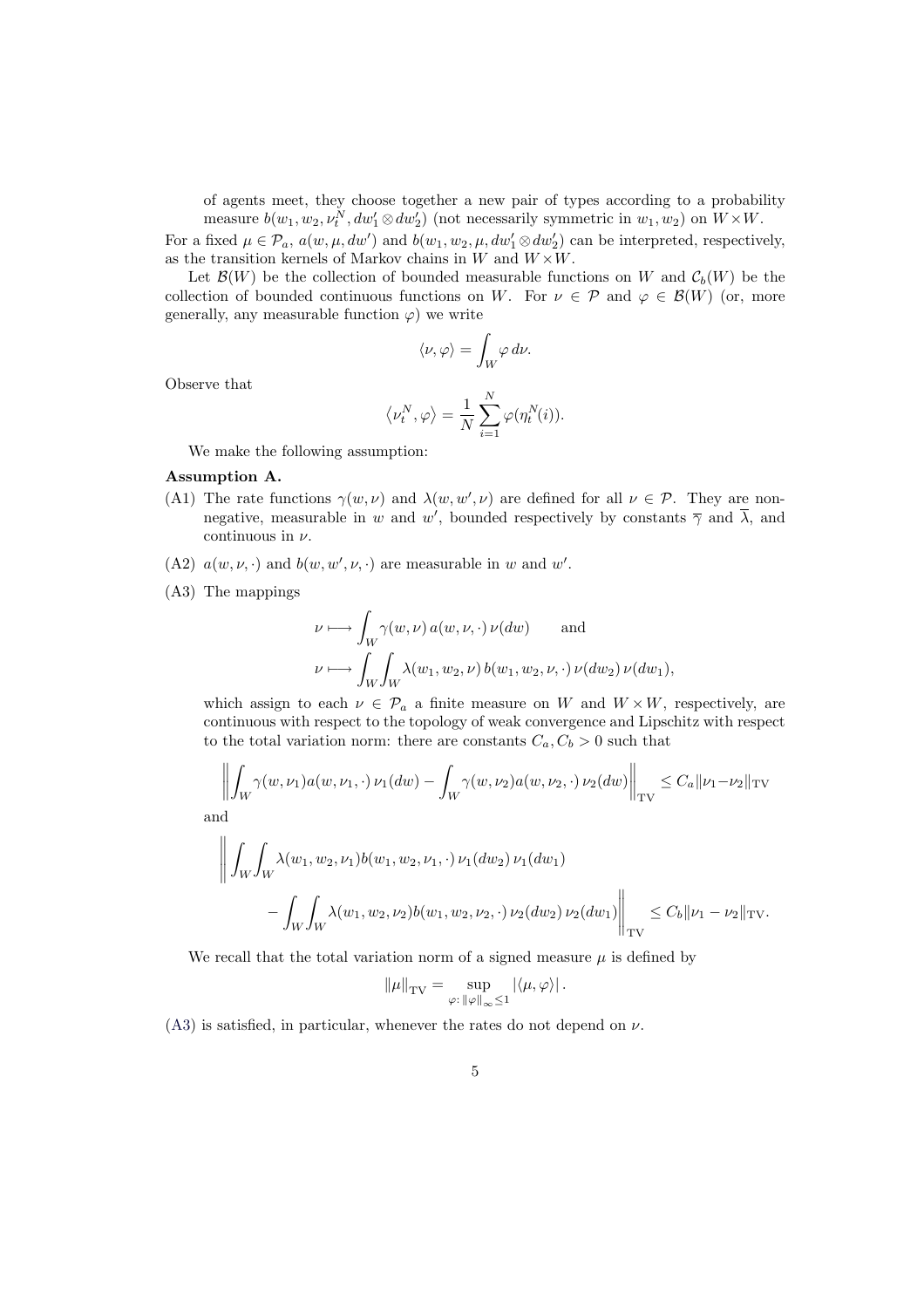of agents meet, they choose together a new pair of types according to a probability measure $b(w_1, w_2, \nu_t^N, dw_1' \otimes dw_2')$ (not necessarily symmetric in $w_1, w_2$) on $W \times W$.

For a fixed $\mu \in \mathcal{P}_a$, $a(w, \mu, dw')$ and $b(w_1, w_2, \mu, dw_1' \otimes dw_2')$ can be interpreted, respectively, as the transition kernels of Markov chains in $W$ and $W \times W$.

Let $\mathcal{B}(W)$ be the collection of bounded measurable functions on $W$ and $\mathcal{C}_b(W)$ be the collection of bounded continuous functions on $W$. For $\nu \in \mathcal{P}$ and $\varphi \in \mathcal{B}(W)$ (or, more generally, any measurable function $\varphi$) we write

$$\langle \nu, \varphi \rangle = \int_W \varphi \, d\nu.$$

Observe that

$$\langle \nu_t^N, \varphi \rangle = \frac{1}{N} \sum_{i=1}^N \varphi(\eta_t^N(i)).$$

We make the following assumption:

**Assumption A.**

(A1) The rate functions $\gamma(w, \nu)$ and $\lambda(w, w', \nu)$ are defined for all $\nu \in \mathcal{P}$. They are non-negative, measurable in $w$ and $w'$, bounded respectively by constants $\overline{\gamma}$ and $\overline{\lambda}$, and continuous in $\nu$.

(A2) $a(w, \nu, \cdot)$ and $b(w, w', \nu, \cdot)$ are measurable in $w$ and $w'$.

(A3) The mappings

$$\nu \longmapsto \int_W \gamma(w, \nu) \, a(w, \nu, \cdot) \, \nu(dw) \qquad \text{and}$$
$$\nu \longmapsto \int_W \int_W \lambda(w_1, w_2, \nu) \, b(w_1, w_2, \nu, \cdot) \, \nu(dw_2) \, \nu(dw_1),$$

which assign to each $\nu \in \mathcal{P}_a$ a finite measure on $W$ and $W \times W$, respectively, are continuous with respect to the topology of weak convergence and Lipschitz with respect to the total variation norm: there are constants $C_a, C_b > 0$ such that

$$\left\| \int_W \gamma(w, \nu_1) a(w, \nu_1, \cdot) \, \nu_1(dw) - \int_W \gamma(w, \nu_2) a(w, \nu_2, \cdot) \, \nu_2(dw) \right\|_{\mathrm{TV}} \leq C_a \|\nu_1 - \nu_2\|_{\mathrm{TV}}$$

and

$$\Bigg\| \int_W \int_W \lambda(w_1, w_2, \nu_1) b(w_1, w_2, \nu_1, \cdot) \, \nu_1(dw_2) \, \nu_1(dw_1)$$
$$- \int_W \int_W \lambda(w_1, w_2, \nu_2) b(w_1, w_2, \nu_2, \cdot) \, \nu_2(dw_2) \, \nu_2(dw_1) \Bigg\|_{\mathrm{TV}} \leq C_b \|\nu_1 - \nu_2\|_{\mathrm{TV}}.$$

We recall that the total variation norm of a signed measure $\mu$ is defined by

$$\|\mu\|_{\mathrm{TV}} = \sup_{\varphi : \, \|\varphi\|_\infty \leq 1} |\langle \mu, \varphi \rangle| \, .$$

(A3) is satisfied, in particular, whenever the rates do not depend on $\nu$.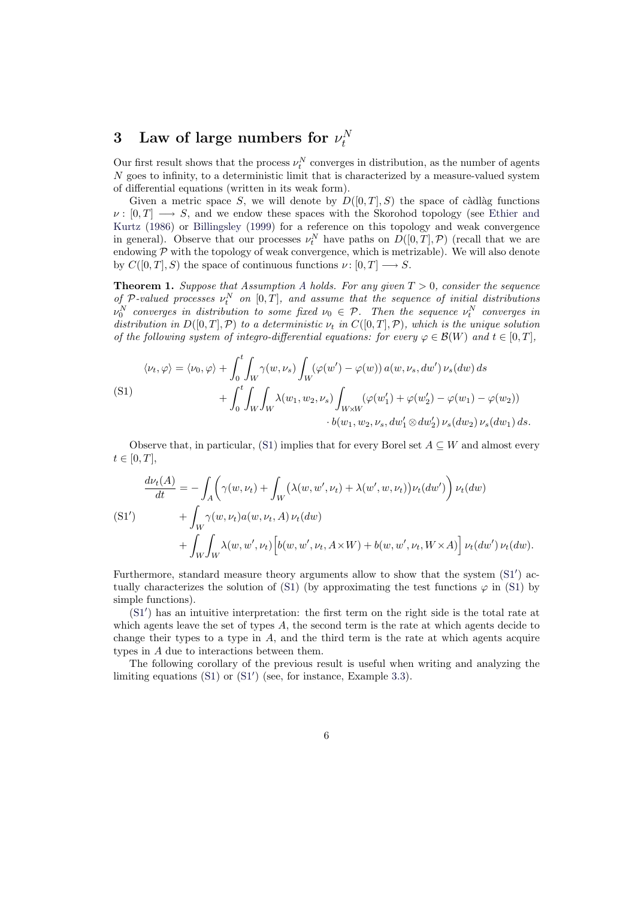# 3 Law of large numbers for $\nu_t^N$

Our first result shows that the process $\nu_t^N$ converges in distribution, as the number of agents $N$ goes to infinity, to a deterministic limit that is characterized by a measure-valued system of differential equations (written in its weak form).

Given a metric space $S$, we will denote by $D([0,T],S)$ the space of càdlàg functions $\nu : [0,T] \longrightarrow S$, and we endow these spaces with the Skorohod topology (see Ethier and Kurtz (1986) or Billingsley (1999) for a reference on this topology and weak convergence in general). Observe that our processes $\nu_t^N$ have paths on $D([0,T],\mathcal{P})$ (recall that we are endowing $\mathcal{P}$ with the topology of weak convergence, which is metrizable). We will also denote by $C([0,T],S)$ the space of continuous functions $\nu\colon [0,T] \longrightarrow S$.

**Theorem 1.** *Suppose that Assumption A holds. For any given $T > 0$, consider the sequence of $\mathcal{P}$-valued processes $\nu_t^N$ on $[0,T]$, and assume that the sequence of initial distributions $\nu_0^N$ converges in distribution to some fixed $\nu_0 \in \mathcal{P}$. Then the sequence $\nu_t^N$ converges in distribution in $D([0,T],\mathcal{P})$ to a deterministic $\nu_t$ in $C([0,T],\mathcal{P})$, which is the unique solution of the following system of integro-differential equations: for every $\varphi \in \mathcal{B}(W)$ and $t \in [0,T]$,*

$$
\tag{S1}
\begin{aligned}
\langle \nu_t, \varphi \rangle = \langle \nu_0, \varphi \rangle &+ \int_0^t \int_W \gamma(w, \nu_s) \int_W (\varphi(w') - \varphi(w))\, a(w, \nu_s, dw')\, \nu_s(dw)\, ds \\
&+ \int_0^t \int_W \int_W \lambda(w_1, w_2, \nu_s) \int_{W \times W} (\varphi(w_1') + \varphi(w_2') - \varphi(w_1) - \varphi(w_2)) \\
&\qquad\qquad \cdot b(w_1, w_2, \nu_s, dw_1' \otimes dw_2')\, \nu_s(dw_2)\, \nu_s(dw_1)\, ds.
\end{aligned}
$$

Observe that, in particular, (S1) implies that for every Borel set $A \subseteq W$ and almost every $t \in [0,T]$,

$$
\tag{S1$'$}
\begin{aligned}
\frac{d\nu_t(A)}{dt} = &- \int_A \left( \gamma(w, \nu_t) + \int_W \big(\lambda(w, w', \nu_t) + \lambda(w', w, \nu_t)\big) \nu_t(dw') \right) \nu_t(dw) \\
&+ \int_W \gamma(w, \nu_t) a(w, \nu_t, A)\, \nu_t(dw) \\
&+ \int_W \int_W \lambda(w, w', \nu_t) \Big[ b(w, w', \nu_t, A \times W) + b(w, w', \nu_t, W \times A) \Big]\, \nu_t(dw')\, \nu_t(dw).
\end{aligned}
$$

Furthermore, standard measure theory arguments allow to show that the system (S1$'$) actually characterizes the solution of (S1) (by approximating the test functions $\varphi$ in (S1) by simple functions).

(S1$'$) has an intuitive interpretation: the first term on the right side is the total rate at which agents leave the set of types $A$, the second term is the rate at which agents decide to change their types to a type in $A$, and the third term is the rate at which agents acquire types in $A$ due to interactions between them.

The following corollary of the previous result is useful when writing and analyzing the limiting equations (S1) or (S1$'$) (see, for instance, Example 3.3).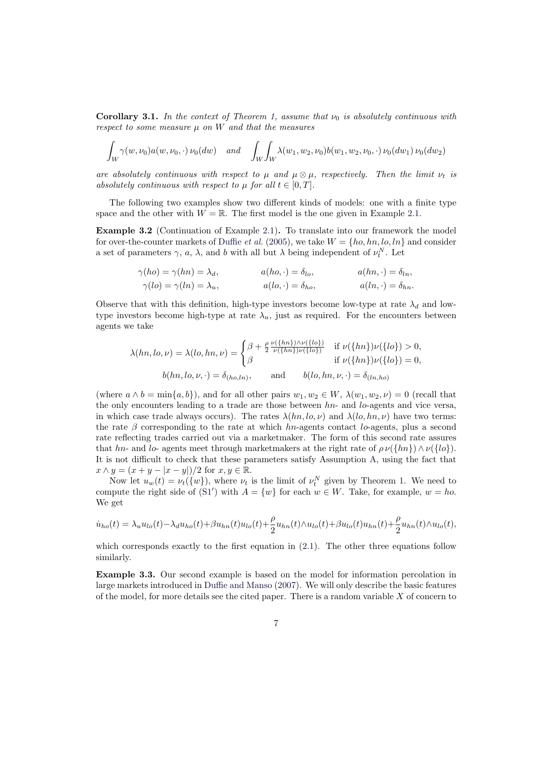**Corollary 3.1.** *In the context of Theorem 1, assume that $\nu_0$ is absolutely continuous with respect to some measure $\mu$ on $W$ and that the measures*

$$\int_W \gamma(w,\nu_0)a(w,\nu_0,\cdot)\,\nu_0(dw) \quad \textit{and} \quad \int_W\int_W \lambda(w_1,w_2,\nu_0)b(w_1,w_2,\nu_0,\cdot)\,\nu_0(dw_1)\,\nu_0(dw_2)$$

*are absolutely continuous with respect to $\mu$ and $\mu\otimes\mu$, respectively. Then the limit $\nu_t$ is absolutely continuous with respect to $\mu$ for all $t\in[0,T]$.*

The following two examples show two different kinds of models: one with a finite type space and the other with $W=\mathbb{R}$. The first model is the one given in Example 2.1.

**Example 3.2** (Continuation of Example 2.1)**.** To translate into our framework the model for over-the-counter markets of Duffie *et al.* (2005), we take $W=\{ho,hn,lo,ln\}$ and consider a set of parameters $\gamma$, $a$, $\lambda$, and $b$ with all but $\lambda$ being independent of $\nu_t^N$. Let

$$\begin{aligned}
\gamma(ho)=\gamma(hn)&=\lambda_d, & a(ho,\cdot)&=\delta_{lo}, & a(hn,\cdot)&=\delta_{ln},\\
\gamma(lo)=\gamma(ln)&=\lambda_u, & a(lo,\cdot)&=\delta_{ho}, & a(ln,\cdot)&=\delta_{hn}.
\end{aligned}$$

Observe that with this definition, high-type investors become low-type at rate $\lambda_d$ and low-type investors become high-type at rate $\lambda_u$, just as required. For the encounters between agents we take

$$\lambda(hn,lo,\nu)=\lambda(lo,hn,\nu)=\begin{cases}\beta+\frac{\rho}{2}\frac{\nu(\{hn\})\wedge\nu(\{lo\})}{\nu(\{hn\})\nu(\{lo\})} & \text{if } \nu(\{hn\})\nu(\{lo\})>0,\\ \beta & \text{if } \nu(\{hn\})\nu(\{lo\})=0,\end{cases}$$

$$b(hn,lo,\nu,\cdot)=\delta_{(ho,ln)},\qquad\text{and}\qquad b(lo,hn,\nu,\cdot)=\delta_{(ln,ho)}$$

(where $a\wedge b=\min\{a,b\}$), and for all other pairs $w_1,w_2\in W$, $\lambda(w_1,w_2,\nu)=0$ (recall that the only encounters leading to a trade are those between $hn$- and $lo$-agents and vice versa, in which case trade always occurs). The rates $\lambda(hn,lo,\nu)$ and $\lambda(lo,hn,\nu)$ have two terms: the rate $\beta$ corresponding to the rate at which $hn$-agents contact $lo$-agents, plus a second rate reflecting trades carried out via a marketmaker. The form of this second rate assures that $hn$- and $lo$- agents meet through marketmakers at the right rate of $\rho\,\nu(\{hn\})\wedge\nu(\{lo\})$. It is not difficult to check that these parameters satisfy Assumption A, using the fact that $x\wedge y=(x+y-|x-y|)/2$ for $x,y\in\mathbb{R}$.

Now let $u_w(t)=\nu_t(\{w\})$, where $\nu_t$ is the limit of $\nu_t^N$ given by Theorem 1. We need to compute the right side of (S1′) with $A=\{w\}$ for each $w\in W$. Take, for example, $w=ho$. We get

$$\dot u_{ho}(t)=\lambda_u u_{lo}(t)-\lambda_d u_{ho}(t)+\beta u_{hn}(t)u_{lo}(t)+\frac{\rho}{2}u_{hn}(t)\wedge u_{lo}(t)+\beta u_{lo}(t)u_{hn}(t)+\frac{\rho}{2}u_{hn}(t)\wedge u_{lo}(t),$$

which corresponds exactly to the first equation in (2.1). The other three equations follow similarly.

**Example 3.3.** Our second example is based on the model for information percolation in large markets introduced in Duffie and Manso (2007). We will only describe the basic features of the model, for more details see the cited paper. There is a random variable $X$ of concern to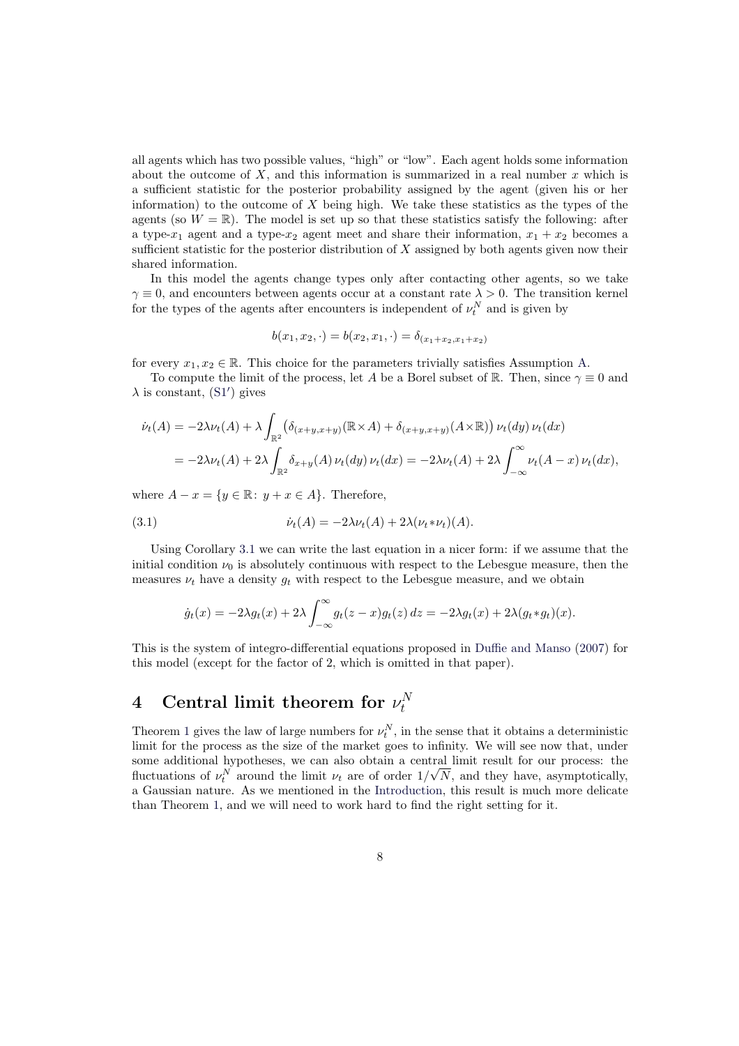all agents which has two possible values, "high" or "low". Each agent holds some information about the outcome of $X$, and this information is summarized in a real number $x$ which is a sufficient statistic for the posterior probability assigned by the agent (given his or her information) to the outcome of $X$ being high. We take these statistics as the types of the agents (so $W = \mathbb{R}$). The model is set up so that these statistics satisfy the following: after a type-$x_1$ agent and a type-$x_2$ agent meet and share their information, $x_1 + x_2$ becomes a sufficient statistic for the posterior distribution of $X$ assigned by both agents given now their shared information.

In this model the agents change types only after contacting other agents, so we take $\gamma \equiv 0$, and encounters between agents occur at a constant rate $\lambda > 0$. The transition kernel for the types of the agents after encounters is independent of $\nu_t^N$ and is given by

$$b(x_1, x_2, \cdot) = b(x_2, x_1, \cdot) = \delta_{(x_1+x_2, x_1+x_2)}$$

for every $x_1, x_2 \in \mathbb{R}$. This choice for the parameters trivially satisfies Assumption A.

To compute the limit of the process, let $A$ be a Borel subset of $\mathbb{R}$. Then, since $\gamma \equiv 0$ and $\lambda$ is constant, (S1′) gives

$$\begin{aligned}
\dot{\nu}_t(A) &= -2\lambda\nu_t(A) + \lambda \int_{\mathbb{R}^2} \left(\delta_{(x+y,x+y)}(\mathbb{R}\times A) + \delta_{(x+y,x+y)}(A\times\mathbb{R})\right) \nu_t(dy)\, \nu_t(dx) \\
&= -2\lambda\nu_t(A) + 2\lambda \int_{\mathbb{R}^2} \delta_{x+y}(A)\, \nu_t(dy)\, \nu_t(dx) = -2\lambda\nu_t(A) + 2\lambda \int_{-\infty}^{\infty} \nu_t(A - x)\, \nu_t(dx),
\end{aligned}$$

where $A - x = \{y \in \mathbb{R} \colon\ y + x \in A\}$. Therefore,

$$\dot{\nu}_t(A) = -2\lambda\nu_t(A) + 2\lambda(\nu_t * \nu_t)(A). \tag{3.1}$$

Using Corollary 3.1 we can write the last equation in a nicer form: if we assume that the initial condition $\nu_0$ is absolutely continuous with respect to the Lebesgue measure, then the measures $\nu_t$ have a density $g_t$ with respect to the Lebesgue measure, and we obtain

$$\dot{g}_t(x) = -2\lambda g_t(x) + 2\lambda \int_{-\infty}^{\infty} g_t(z - x) g_t(z)\, dz = -2\lambda g_t(x) + 2\lambda(g_t * g_t)(x).$$

This is the system of integro-differential equations proposed in Duffie and Manso (2007) for this model (except for the factor of 2, which is omitted in that paper).

# 4 Central limit theorem for $\nu_t^N$

Theorem 1 gives the law of large numbers for $\nu_t^N$, in the sense that it obtains a deterministic limit for the process as the size of the market goes to infinity. We will see now that, under some additional hypotheses, we can also obtain a central limit result for our process: the fluctuations of $\nu_t^N$ around the limit $\nu_t$ are of order $1/\sqrt{N}$, and they have, asymptotically, a Gaussian nature. As we mentioned in the Introduction, this result is much more delicate than Theorem 1, and we will need to work hard to find the right setting for it.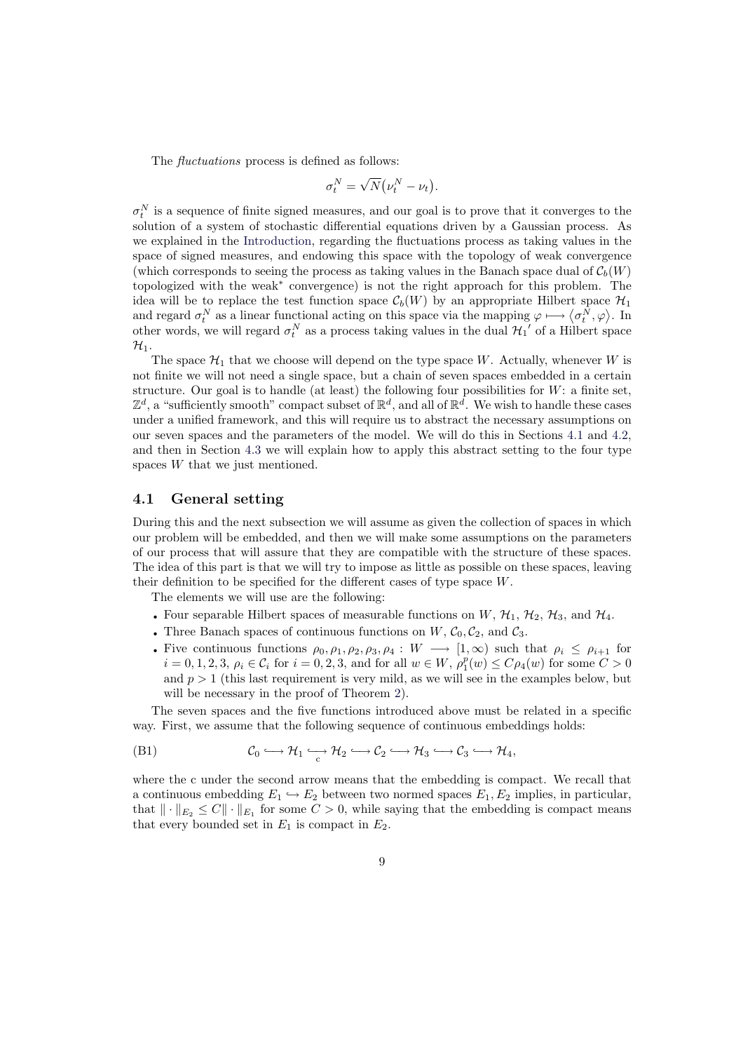The *fluctuations* process is defined as follows:

$$\sigma_t^N = \sqrt{N}\big(\nu_t^N - \nu_t\big).$$

$\sigma_t^N$ is a sequence of finite signed measures, and our goal is to prove that it converges to the solution of a system of stochastic differential equations driven by a Gaussian process. As we explained in the Introduction, regarding the fluctuations process as taking values in the space of signed measures, and endowing this space with the topology of weak convergence (which corresponds to seeing the process as taking values in the Banach space dual of $\mathcal{C}_b(W)$ topologized with the weak$^*$ convergence) is not the right approach for this problem. The idea will be to replace the test function space $\mathcal{C}_b(W)$ by an appropriate Hilbert space $\mathcal{H}_1$ and regard $\sigma_t^N$ as a linear functional acting on this space via the mapping $\varphi \longmapsto \langle \sigma_t^N, \varphi \rangle$. In other words, we will regard $\sigma_t^N$ as a process taking values in the dual $\mathcal{H}_1{}'$ of a Hilbert space $\mathcal{H}_1$.

The space $\mathcal{H}_1$ that we choose will depend on the type space $W$. Actually, whenever $W$ is not finite we will not need a single space, but a chain of seven spaces embedded in a certain structure. Our goal is to handle (at least) the following four possibilities for $W$: a finite set, $\mathbb{Z}^d$, a "sufficiently smooth" compact subset of $\mathbb{R}^d$, and all of $\mathbb{R}^d$. We wish to handle these cases under a unified framework, and this will require us to abstract the necessary assumptions on our seven spaces and the parameters of the model. We will do this in Sections 4.1 and 4.2, and then in Section 4.3 we will explain how to apply this abstract setting to the four type spaces $W$ that we just mentioned.

## 4.1 General setting

During this and the next subsection we will assume as given the collection of spaces in which our problem will be embedded, and then we will make some assumptions on the parameters of our process that will assure that they are compatible with the structure of these spaces. The idea of this part is that we will try to impose as little as possible on these spaces, leaving their definition to be specified for the different cases of type space $W$.

The elements we will use are the following:

- Four separable Hilbert spaces of measurable functions on $W$, $\mathcal{H}_1$, $\mathcal{H}_2$, $\mathcal{H}_3$, and $\mathcal{H}_4$.
- Three Banach spaces of continuous functions on $W$, $\mathcal{C}_0, \mathcal{C}_2$, and $\mathcal{C}_3$.
- Five continuous functions $\rho_0, \rho_1, \rho_2, \rho_3, \rho_4 : W \longrightarrow [1, \infty)$ such that $\rho_i \leq \rho_{i+1}$ for $i = 0, 1, 2, 3$, $\rho_i \in \mathcal{C}_i$ for $i = 0, 2, 3$, and for all $w \in W$, $\rho_1^p(w) \leq C\rho_4(w)$ for some $C > 0$ and $p > 1$ (this last requirement is very mild, as we will see in the examples below, but will be necessary in the proof of Theorem 2).

The seven spaces and the five functions introduced above must be related in a specific way. First, we assume that the following sequence of continuous embeddings holds:

$$\text{(B1)} \qquad \mathcal{C}_0 \hookrightarrow \mathcal{H}_1 \underset{c}{\hookrightarrow} \mathcal{H}_2 \hookrightarrow \mathcal{C}_2 \hookrightarrow \mathcal{H}_3 \hookrightarrow \mathcal{C}_3 \hookrightarrow \mathcal{H}_4,$$

where the c under the second arrow means that the embedding is compact. We recall that a continuous embedding $E_1 \hookrightarrow E_2$ between two normed spaces $E_1, E_2$ implies, in particular, that $\|\cdot\|_{E_2} \leq C\|\cdot\|_{E_1}$ for some $C > 0$, while saying that the embedding is compact means that every bounded set in $E_1$ is compact in $E_2$.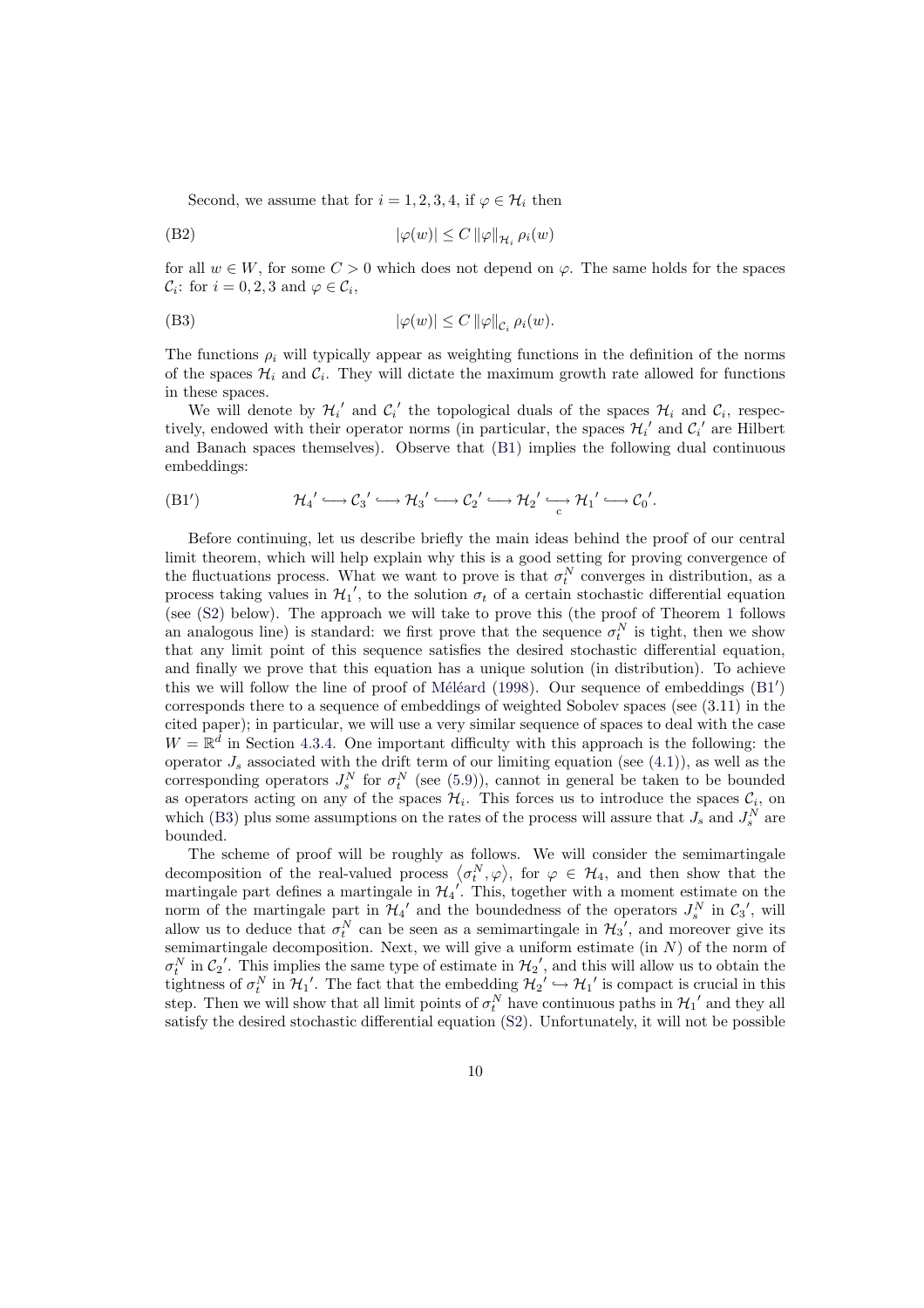Second, we assume that for $i = 1, 2, 3, 4$, if $\varphi \in \mathcal{H}_i$ then

$$|\varphi(w)| \leq C \, \|\varphi\|_{\mathcal{H}_i} \, \rho_i(w) \tag{B2}$$

for all $w \in W$, for some $C > 0$ which does not depend on $\varphi$. The same holds for the spaces $\mathcal{C}_i$: for $i = 0, 2, 3$ and $\varphi \in \mathcal{C}_i$,

$$|\varphi(w)| \leq C \, \|\varphi\|_{\mathcal{C}_i} \, \rho_i(w). \tag{B3}$$

The functions $\rho_i$ will typically appear as weighting functions in the definition of the norms of the spaces $\mathcal{H}_i$ and $\mathcal{C}_i$. They will dictate the maximum growth rate allowed for functions in these spaces.

We will denote by $\mathcal{H}_i{}'$ and $\mathcal{C}_i{}'$ the topological duals of the spaces $\mathcal{H}_i$ and $\mathcal{C}_i$, respectively, endowed with their operator norms (in particular, the spaces $\mathcal{H}_i{}'$ and $\mathcal{C}_i{}'$ are Hilbert and Banach spaces themselves). Observe that (B1) implies the following dual continuous embeddings:

$$\mathcal{H}_4{}' \hookrightarrow \mathcal{C}_3{}' \hookrightarrow \mathcal{H}_3{}' \hookrightarrow \mathcal{C}_2{}' \hookrightarrow \mathcal{H}_2{}' \underset{c}{\hookrightarrow} \mathcal{H}_1{}' \hookrightarrow \mathcal{C}_0{}'. \tag{B1$'$}$$

Before continuing, let us describe briefly the main ideas behind the proof of our central limit theorem, which will help explain why this is a good setting for proving convergence of the fluctuations process. What we want to prove is that $\sigma_t^N$ converges in distribution, as a process taking values in $\mathcal{H}_1{}'$, to the solution $\sigma_t$ of a certain stochastic differential equation (see (S2) below). The approach we will take to prove this (the proof of Theorem 1 follows an analogous line) is standard: we first prove that the sequence $\sigma_t^N$ is tight, then we show that any limit point of this sequence satisfies the desired stochastic differential equation, and finally we prove that this equation has a unique solution (in distribution). To achieve this we will follow the line of proof of Méléard (1998). Our sequence of embeddings (B1$'$) corresponds there to a sequence of embeddings of weighted Sobolev spaces (see (3.11) in the cited paper); in particular, we will use a very similar sequence of spaces to deal with the case $W = \mathbb{R}^d$ in Section 4.3.4. One important difficulty with this approach is the following: the operator $J_s$ associated with the drift term of our limiting equation (see (4.1)), as well as the corresponding operators $J_s^N$ for $\sigma_t^N$ (see (5.9)), cannot in general be taken to be bounded as operators acting on any of the spaces $\mathcal{H}_i$. This forces us to introduce the spaces $\mathcal{C}_i$, on which (B3) plus some assumptions on the rates of the process will assure that $J_s$ and $J_s^N$ are bounded.

The scheme of proof will be roughly as follows. We will consider the semimartingale decomposition of the real-valued process $\langle \sigma_t^N, \varphi \rangle$, for $\varphi \in \mathcal{H}_4$, and then show that the martingale part defines a martingale in $\mathcal{H}_4{}'$. This, together with a moment estimate on the norm of the martingale part in $\mathcal{H}_4{}'$ and the boundedness of the operators $J_s^N$ in $\mathcal{C}_3{}'$, will allow us to deduce that $\sigma_t^N$ can be seen as a semimartingale in $\mathcal{H}_3{}'$, and moreover give its semimartingale decomposition. Next, we will give a uniform estimate (in $N$) of the norm of $\sigma_t^N$ in $\mathcal{C}_2{}'$. This implies the same type of estimate in $\mathcal{H}_2{}'$, and this will allow us to obtain the tightness of $\sigma_t^N$ in $\mathcal{H}_1{}'$. The fact that the embedding $\mathcal{H}_2{}' \hookrightarrow \mathcal{H}_1{}'$ is compact is crucial in this step. Then we will show that all limit points of $\sigma_t^N$ have continuous paths in $\mathcal{H}_1{}'$ and they all satisfy the desired stochastic differential equation (S2). Unfortunately, it will not be possible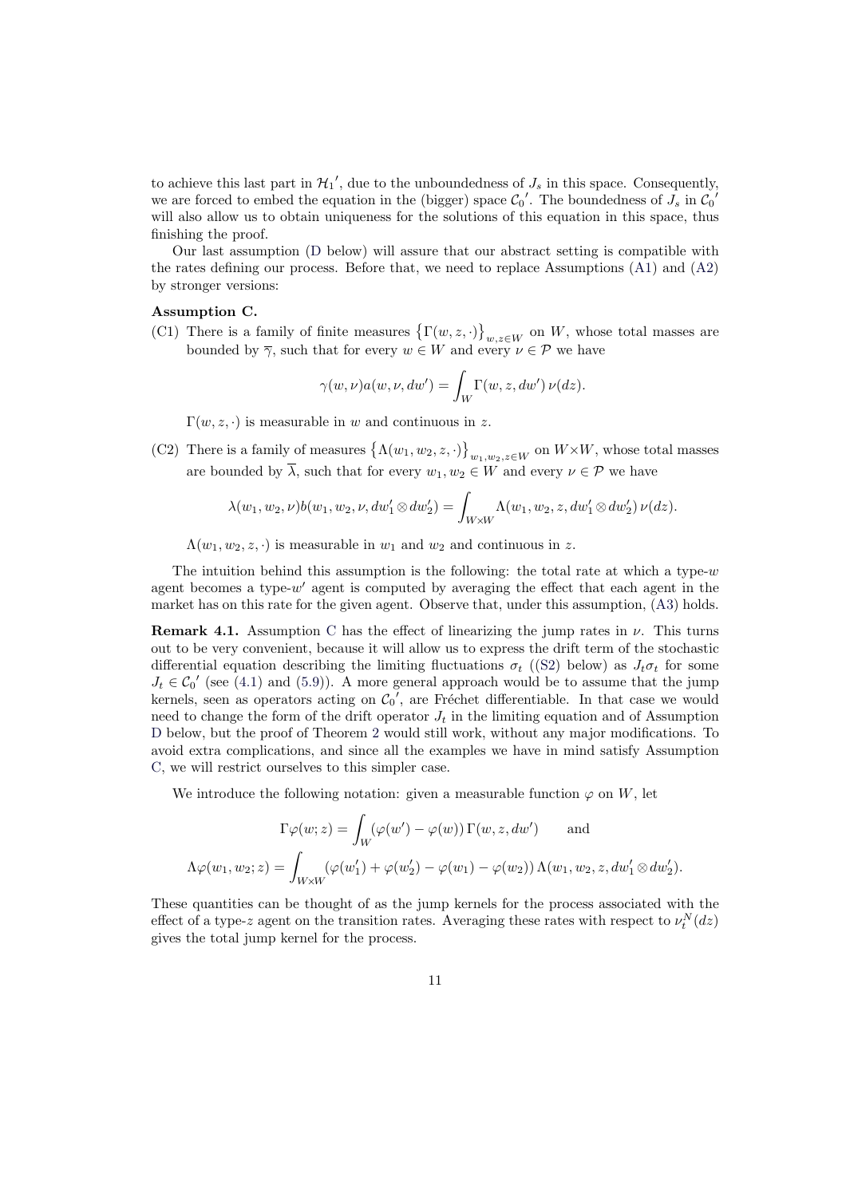to achieve this last part in $\mathcal{H}_1{}'$, due to the unboundedness of $J_s$ in this space. Consequently, we are forced to embed the equation in the (bigger) space $\mathcal{C}_0{}'$. The boundedness of $J_s$ in $\mathcal{C}_0{}'$ will also allow us to obtain uniqueness for the solutions of this equation in this space, thus finishing the proof.

Our last assumption (D below) will assure that our abstract setting is compatible with the rates defining our process. Before that, we need to replace Assumptions (A1) and (A2) by stronger versions:

**Assumption C.**

(C1) There is a family of finite measures $\left\{\Gamma(w,z,\cdot)\right\}_{w,z\in W}$ on $W$, whose total masses are bounded by $\overline{\gamma}$, such that for every $w \in W$ and every $\nu \in \mathcal{P}$ we have

$$\gamma(w,\nu)a(w,\nu,dw') = \int_W \Gamma(w,z,dw')\,\nu(dz).$$

$\Gamma(w,z,\cdot)$ is measurable in $w$ and continuous in $z$.

(C2) There is a family of measures $\left\{\Lambda(w_1,w_2,z,\cdot)\right\}_{w_1,w_2,z\in W}$ on $W\times W$, whose total masses are bounded by $\overline{\lambda}$, such that for every $w_1,w_2 \in W$ and every $\nu \in \mathcal{P}$ we have

$$\lambda(w_1,w_2,\nu)b(w_1,w_2,\nu,dw_1'\otimes dw_2') = \int_{W\times W} \Lambda(w_1,w_2,z,dw_1'\otimes dw_2')\,\nu(dz).$$

$\Lambda(w_1,w_2,z,\cdot)$ is measurable in $w_1$ and $w_2$ and continuous in $z$.

The intuition behind this assumption is the following: the total rate at which a type-$w$ agent becomes a type-$w'$ agent is computed by averaging the effect that each agent in the market has on this rate for the given agent. Observe that, under this assumption, (A3) holds.

**Remark 4.1.** Assumption C has the effect of linearizing the jump rates in $\nu$. This turns out to be very convenient, because it will allow us to express the drift term of the stochastic differential equation describing the limiting fluctuations $\sigma_t$ ((S2) below) as $J_t\sigma_t$ for some $J_t \in \mathcal{C}_0{}'$ (see (4.1) and (5.9)). A more general approach would be to assume that the jump kernels, seen as operators acting on $\mathcal{C}_0{}'$, are Fréchet differentiable. In that case we would need to change the form of the drift operator $J_t$ in the limiting equation and of Assumption D below, but the proof of Theorem 2 would still work, without any major modifications. To avoid extra complications, and since all the examples we have in mind satisfy Assumption C, we will restrict ourselves to this simpler case.

We introduce the following notation: given a measurable function $\varphi$ on $W$, let

$$\Gamma\varphi(w;z) = \int_W (\varphi(w') - \varphi(w))\,\Gamma(w,z,dw') \qquad \text{and}$$

$$\Lambda\varphi(w_1,w_2;z) = \int_{W\times W} (\varphi(w_1') + \varphi(w_2') - \varphi(w_1) - \varphi(w_2))\,\Lambda(w_1,w_2,z,dw_1'\otimes dw_2').$$

These quantities can be thought of as the jump kernels for the process associated with the effect of a type-$z$ agent on the transition rates. Averaging these rates with respect to $\nu_t^N(dz)$ gives the total jump kernel for the process.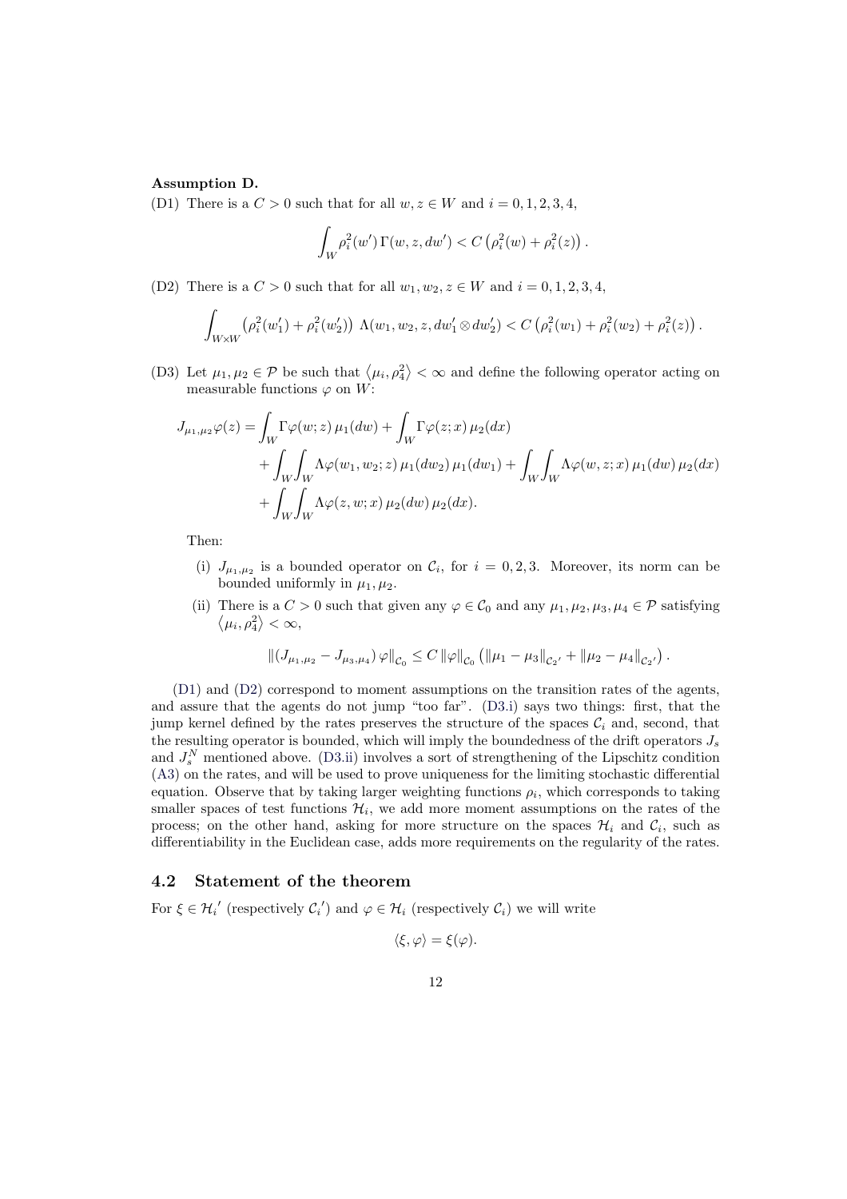**Assumption D.**

(D1) There is a $C > 0$ such that for all $w, z \in W$ and $i = 0, 1, 2, 3, 4$,

$$\int_W \rho_i^2(w')\,\Gamma(w, z, dw') < C\left(\rho_i^2(w) + \rho_i^2(z)\right).$$

(D2) There is a $C > 0$ such that for all $w_1, w_2, z \in W$ and $i = 0, 1, 2, 3, 4$,

$$\int_{W\times W} \left(\rho_i^2(w_1') + \rho_i^2(w_2')\right)\,\Lambda(w_1, w_2, z, dw_1' \otimes dw_2') < C\left(\rho_i^2(w_1) + \rho_i^2(w_2) + \rho_i^2(z)\right).$$

(D3) Let $\mu_1, \mu_2 \in \mathcal{P}$ be such that $\langle \mu_i, \rho_4^2\rangle < \infty$ and define the following operator acting on measurable functions $\varphi$ on $W$:

$$\begin{aligned}
J_{\mu_1,\mu_2}\varphi(z) = &\int_W \Gamma\varphi(w; z)\,\mu_1(dw) + \int_W \Gamma\varphi(z; x)\,\mu_2(dx) \\
&+ \int_W\int_W \Lambda\varphi(w_1, w_2; z)\,\mu_1(dw_2)\,\mu_1(dw_1) + \int_W\int_W \Lambda\varphi(w, z; x)\,\mu_1(dw)\,\mu_2(dx) \\
&+ \int_W\int_W \Lambda\varphi(z, w; x)\,\mu_2(dw)\,\mu_2(dx).
\end{aligned}$$

Then:

(i) $J_{\mu_1,\mu_2}$ is a bounded operator on $\mathcal{C}_i$, for $i = 0, 2, 3$. Moreover, its norm can be bounded uniformly in $\mu_1, \mu_2$.

(ii) There is a $C > 0$ such that given any $\varphi \in \mathcal{C}_0$ and any $\mu_1, \mu_2, \mu_3, \mu_4 \in \mathcal{P}$ satisfying $\langle \mu_i, \rho_4^2\rangle < \infty$,

$$\left\|(J_{\mu_1,\mu_2} - J_{\mu_3,\mu_4})\,\varphi\right\|_{\mathcal{C}_0} \leq C\,\|\varphi\|_{\mathcal{C}_0}\left(\|\mu_1 - \mu_3\|_{\mathcal{C}_2{}'} + \|\mu_2 - \mu_4\|_{\mathcal{C}_2{}'}\right).$$

(D1) and (D2) correspond to moment assumptions on the transition rates of the agents, and assure that the agents do not jump "too far". (D3.i) says two things: first, that the jump kernel defined by the rates preserves the structure of the spaces $\mathcal{C}_i$ and, second, that the resulting operator is bounded, which will imply the boundedness of the drift operators $J_s$ and $J_s^N$ mentioned above. (D3.ii) involves a sort of strengthening of the Lipschitz condition (A3) on the rates, and will be used to prove uniqueness for the limiting stochastic differential equation. Observe that by taking larger weighting functions $\rho_i$, which corresponds to taking smaller spaces of test functions $\mathcal{H}_i$, we add more moment assumptions on the rates of the process; on the other hand, asking for more structure on the spaces $\mathcal{H}_i$ and $\mathcal{C}_i$, such as differentiability in the Euclidean case, adds more requirements on the regularity of the rates.

## 4.2 Statement of the theorem

For $\xi \in \mathcal{H}_i{}'$ (respectively $\mathcal{C}_i{}'$) and $\varphi \in \mathcal{H}_i$ (respectively $\mathcal{C}_i$) we will write

$$\langle \xi, \varphi\rangle = \xi(\varphi).$$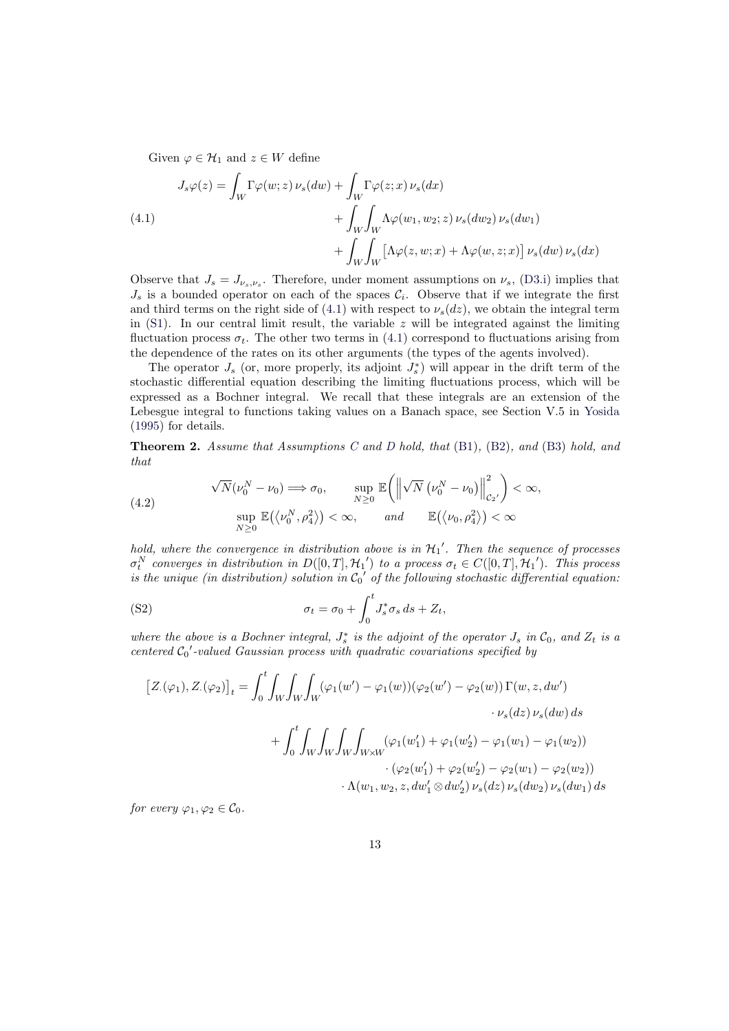Given $\varphi \in \mathcal{H}_1$ and $z \in W$ define

$$
\begin{aligned}
J_s\varphi(z) = \int_W \Gamma\varphi(w;z)\,\nu_s(dw) &+ \int_W \Gamma\varphi(z;x)\,\nu_s(dx) \\
&+ \int_W\int_W \Lambda\varphi(w_1,w_2;z)\,\nu_s(dw_2)\,\nu_s(dw_1) \\
&+ \int_W\int_W \big[\Lambda\varphi(z,w;x) + \Lambda\varphi(w,z;x)\big]\,\nu_s(dw)\,\nu_s(dx)
\end{aligned}
\tag{4.1}
$$

Observe that $J_s = J_{\nu_s,\nu_s}$. Therefore, under moment assumptions on $\nu_s$, (D3.i) implies that $J_s$ is a bounded operator on each of the spaces $\mathcal{C}_i$. Observe that if we integrate the first and third terms on the right side of (4.1) with respect to $\nu_s(dz)$, we obtain the integral term in (S1). In our central limit result, the variable $z$ will be integrated against the limiting fluctuation process $\sigma_t$. The other two terms in (4.1) correspond to fluctuations arising from the dependence of the rates on its other arguments (the types of the agents involved).

The operator $J_s$ (or, more properly, its adjoint $J_s^*$) will appear in the drift term of the stochastic differential equation describing the limiting fluctuations process, which will be expressed as a Bochner integral. We recall that these integrals are an extension of the Lebesgue integral to functions taking values on a Banach space, see Section V.5 in Yosida (1995) for details.

**Theorem 2.** *Assume that Assumptions C and D hold, that (B1), (B2), and (B3) hold, and that*

$$
\begin{aligned}
&\sqrt{N}(\nu_0^N - \nu_0) \Longrightarrow \sigma_0, \qquad \sup_{N\geq 0} \mathbb{E}\left(\left\|\sqrt{N}\left(\nu_0^N - \nu_0\right)\right\|_{\mathcal{C}_2{}'}^2\right) < \infty, \\
&\sup_{N\geq 0} \mathbb{E}\big(\langle \nu_0^N, \rho_4^2\rangle\big) < \infty, \qquad \text{and} \qquad \mathbb{E}\big(\langle \nu_0, \rho_4^2\rangle\big) < \infty
\end{aligned}
\tag{4.2}
$$

*hold, where the convergence in distribution above is in ${\mathcal{H}_1}'$. Then the sequence of processes $\sigma_t^N$ converges in distribution in $D([0,T],{\mathcal{H}_1}')$ to a process $\sigma_t \in C([0,T],{\mathcal{H}_1}')$. This process is the unique (in distribution) solution in ${\mathcal{C}_0}'$ of the following stochastic differential equation:*

$$
\sigma_t = \sigma_0 + \int_0^t J_s^* \sigma_s\,ds + Z_t, \tag{S2}
$$

*where the above is a Bochner integral, $J_s^*$ is the adjoint of the operator $J_s$ in $\mathcal{C}_0$, and $Z_t$ is a centered ${\mathcal{C}_0}'$-valued Gaussian process with quadratic covariations specified by*

$$
\begin{aligned}
\big[Z_\cdot(\varphi_1), Z_\cdot(\varphi_2)\big]_t = &\int_0^t \int_W\int_W\int_W (\varphi_1(w') - \varphi_1(w))(\varphi_2(w') - \varphi_2(w))\,\Gamma(w,z,dw') \\
&\qquad\qquad\qquad\qquad \cdot \nu_s(dz)\,\nu_s(dw)\,ds \\
&+ \int_0^t \int_W\int_W\int_W\int_{W\times W} (\varphi_1(w_1') + \varphi_1(w_2') - \varphi_1(w_1) - \varphi_1(w_2)) \\
&\qquad\qquad \cdot (\varphi_2(w_1') + \varphi_2(w_2') - \varphi_2(w_1) - \varphi_2(w_2)) \\
&\qquad\qquad \cdot \Lambda(w_1,w_2,z,dw_1'\otimes dw_2')\,\nu_s(dz)\,\nu_s(dw_2)\,\nu_s(dw_1)\,ds
\end{aligned}
$$

*for every $\varphi_1, \varphi_2 \in \mathcal{C}_0$.*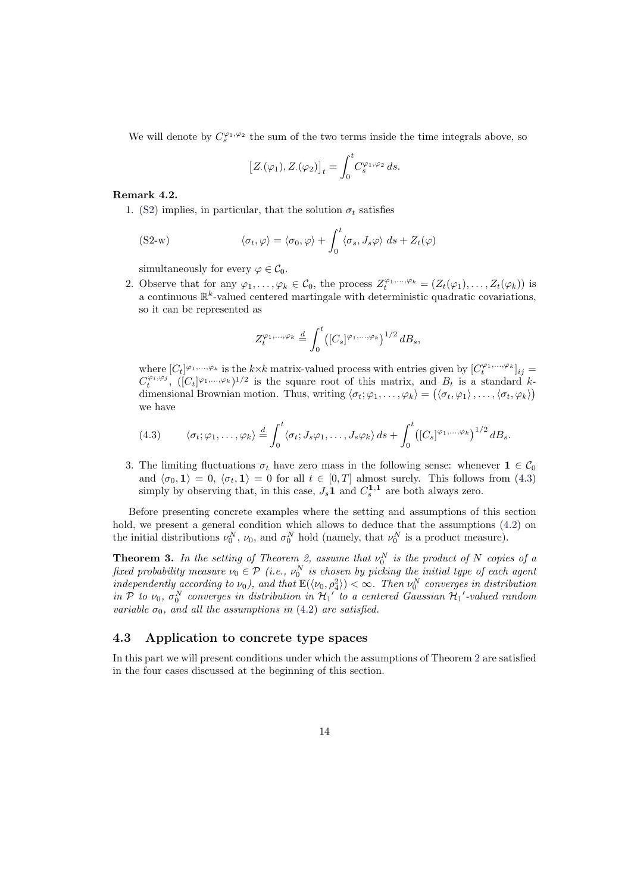We will denote by $C_s^{\varphi_1,\varphi_2}$ the sum of the two terms inside the time integrals above, so

$$\left[Z_\cdot(\varphi_1), Z_\cdot(\varphi_2)\right]_t = \int_0^t C_s^{\varphi_1,\varphi_2}\, ds.$$

**Remark 4.2.**

1. (S2) implies, in particular, that the solution $\sigma_t$ satisfies

$$\text{(S2-w)} \qquad \langle \sigma_t, \varphi\rangle = \langle \sigma_0, \varphi\rangle + \int_0^t \langle \sigma_s, J_s\varphi\rangle\, ds + Z_t(\varphi)$$

   simultaneously for every $\varphi \in \mathcal{C}_0$.

2. Observe that for any $\varphi_1, \dots, \varphi_k \in \mathcal{C}_0$, the process $Z_t^{\varphi_1,\dots,\varphi_k} = (Z_t(\varphi_1), \dots, Z_t(\varphi_k))$ is a continuous $\mathbb{R}^k$-valued centered martingale with deterministic quadratic covariations, so it can be represented as

$$Z_t^{\varphi_1,\dots,\varphi_k} \stackrel{d}{=} \int_0^t \left([C_s]^{\varphi_1,\dots,\varphi_k}\right)^{1/2} dB_s,$$

   where $[C_t]^{\varphi_1,\dots,\varphi_k}$ is the $k{\times}k$ matrix-valued process with entries given by $[C_t^{\varphi_1,\dots,\varphi_k}]_{ij} = C_t^{\varphi_i,\varphi_j}$, $([C_t]^{\varphi_1,\dots,\varphi_k})^{1/2}$ is the square root of this matrix, and $B_t$ is a standard $k$-dimensional Brownian motion. Thus, writing $\langle \sigma_t; \varphi_1, \dots, \varphi_k\rangle = \left(\langle \sigma_t, \varphi_1\rangle, \dots, \langle \sigma_t, \varphi_k\rangle\right)$ we have

$$\text{(4.3)} \qquad \langle \sigma_t; \varphi_1, \dots, \varphi_k\rangle \stackrel{d}{=} \int_0^t \langle \sigma_t; J_s\varphi_1, \dots, J_s\varphi_k\rangle\, ds + \int_0^t \left([C_s]^{\varphi_1,\dots,\varphi_k}\right)^{1/2} dB_s.$$

3. The limiting fluctuations $\sigma_t$ have zero mass in the following sense: whenever $\mathbf{1} \in \mathcal{C}_0$ and $\langle \sigma_0, \mathbf{1}\rangle = 0$, $\langle \sigma_t, \mathbf{1}\rangle = 0$ for all $t \in [0,T]$ almost surely. This follows from (4.3) simply by observing that, in this case, $J_s\mathbf{1}$ and $C_s^{\mathbf{1},\mathbf{1}}$ are both always zero.

Before presenting concrete examples where the setting and assumptions of this section hold, we present a general condition which allows to deduce that the assumptions (4.2) on the initial distributions $\nu_0^N$, $\nu_0$, and $\sigma_0^N$ hold (namely, that $\nu_0^N$ is a product measure).

**Theorem 3.** *In the setting of Theorem 2, assume that $\nu_0^N$ is the product of $N$ copies of a fixed probability measure $\nu_0 \in \mathcal{P}$ (i.e., $\nu_0^N$ is chosen by picking the initial type of each agent independently according to $\nu_0$), and that $\mathbb{E}(\langle \nu_0, \rho_4^2\rangle) < \infty$. Then $\nu_0^N$ converges in distribution in $\mathcal{P}$ to $\nu_0$, $\sigma_0^N$ converges in distribution in ${\mathcal{H}_1}'$ to a centered Gaussian ${\mathcal{H}_1}'$-valued random variable $\sigma_0$, and all the assumptions in (4.2) are satisfied.*

## 4.3 Application to concrete type spaces

In this part we will present conditions under which the assumptions of Theorem 2 are satisfied in the four cases discussed at the beginning of this section.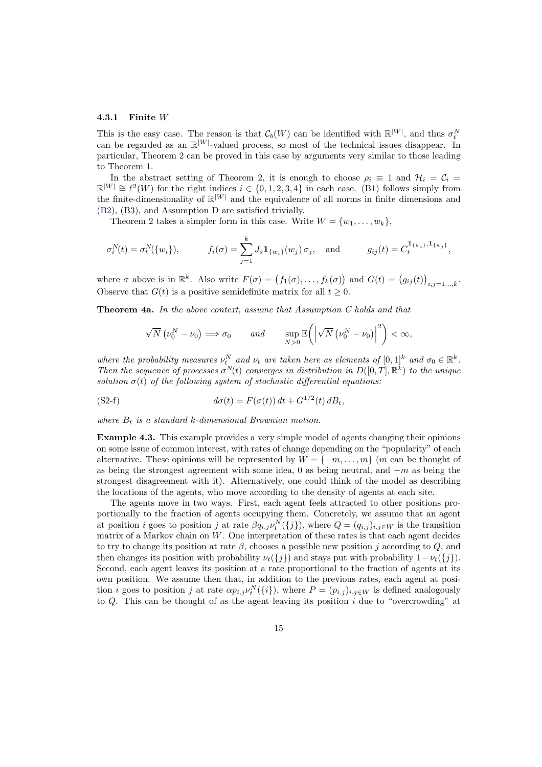### 4.3.1 Finite $W$

This is the easy case. The reason is that $\mathcal{C}_b(W)$ can be identified with $\mathbb{R}^{|W|}$, and thus $\sigma_t^N$ can be regarded as an $\mathbb{R}^{|W|}$-valued process, so most of the technical issues disappear. In particular, Theorem 2 can be proved in this case by arguments very similar to those leading to Theorem 1.

In the abstract setting of Theorem 2, it is enough to choose $\rho_i \equiv 1$ and $\mathcal{H}_i = \mathcal{C}_i = \mathbb{R}^{|W|} \cong \ell^2(W)$ for the right indices $i \in \{0,1,2,3,4\}$ in each case. (B1) follows simply from the finite-dimensionality of $\mathbb{R}^{|W|}$ and the equivalence of all norms in finite dimensions and (B2), (B3), and Assumption D are satisfied trivially.

Theorem 2 takes a simpler form in this case. Write $W = \{w_1, \dots, w_k\}$,

$$\sigma_i^N(t) = \sigma_t^N(\{w_i\}), \qquad f_i(\sigma) = \sum_{j=1}^{k} J_s \mathbf{1}_{\{w_i\}}(w_j)\,\sigma_j, \quad \text{and} \qquad g_{ij}(t) = C_t^{\mathbf{1}_{\{w_i\}},\mathbf{1}_{\{w_j\}}},$$

where $\sigma$ above is in $\mathbb{R}^k$. Also write $F(\sigma) = \big(f_1(\sigma), \dots, f_k(\sigma)\big)$ and $G(t) = \big(g_{ij}(t)\big)_{i,j=1\dots,k}$. Observe that $G(t)$ is a positive semidefinite matrix for all $t \geq 0$.

**Theorem 4a.** *In the above context, assume that Assumption C holds and that*

$$\sqrt{N}\left(\nu_0^N - \nu_0\right) \Longrightarrow \sigma_0 \qquad \text{and} \qquad \sup_{N>0} \mathbb{E}\bigg(\Big|\sqrt{N}\left(\nu_0^N - \nu_0\right)\Big|^2\bigg) < \infty,$$

*where the probability measures $\nu_t^N$ and $\nu_t$ are taken here as elements of $[0,1]^k$ and $\sigma_0 \in \mathbb{R}^k$. Then the sequence of processes $\sigma^N(t)$ converges in distribution in $D([0,T],\mathbb{R}^k)$ to the unique solution $\sigma(t)$ of the following system of stochastic differential equations:*

$$\text{(S2-f)} \qquad\qquad d\sigma(t) = F(\sigma(t))\,dt + G^{1/2}(t)\,dB_t,$$

*where $B_t$ is a standard $k$-dimensional Brownian motion.*

**Example 4.3.** This example provides a very simple model of agents changing their opinions on some issue of common interest, with rates of change depending on the "popularity" of each alternative. These opinions will be represented by $W = \{-m, \dots, m\}$ ($m$ can be thought of as being the strongest agreement with some idea, 0 as being neutral, and $-m$ as being the strongest disagreement with it). Alternatively, one could think of the model as describing the locations of the agents, who move according to the density of agents at each site.

The agents move in two ways. First, each agent feels attracted to other positions proportionally to the fraction of agents occupying them. Concretely, we assume that an agent at position $i$ goes to position $j$ at rate $\beta q_{i,j}\nu_t^N(\{j\})$, where $Q = (q_{i,j})_{i,j\in W}$ is the transition matrix of a Markov chain on $W$. One interpretation of these rates is that each agent decides to try to change its position at rate $\beta$, chooses a possible new position $j$ according to $Q$, and then changes its position with probability $\nu_t(\{j\})$ and stays put with probability $1-\nu_t(\{j\})$. Second, each agent leaves its position at a rate proportional to the fraction of agents at its own position. We assume then that, in addition to the previous rates, each agent at position $i$ goes to position $j$ at rate $\alpha p_{i,j}\nu_t^N(\{i\})$, where $P = (p_{i,j})_{i,j\in W}$ is defined analogously to $Q$. This can be thought of as the agent leaving its position $i$ due to "overcrowding" at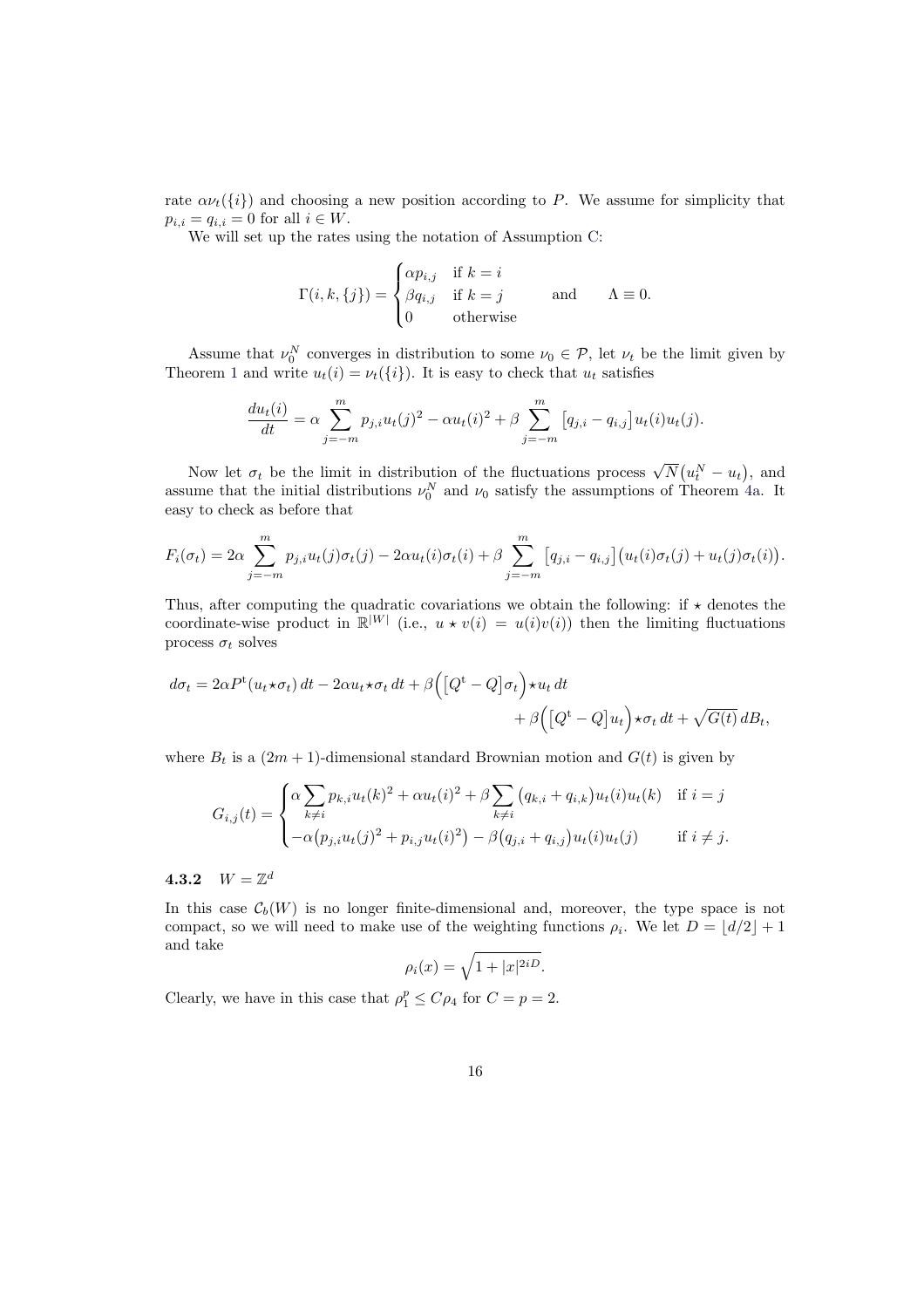rate $\alpha\nu_t(\{i\})$ and choosing a new position according to $P$. We assume for simplicity that $p_{i,i} = q_{i,i} = 0$ for all $i \in W$.

We will set up the rates using the notation of Assumption C:

$$\Gamma(i,k,\{j\}) = \begin{cases} \alpha p_{i,j} & \text{if } k = i \\ \beta q_{i,j} & \text{if } k = j \\ 0 & \text{otherwise} \end{cases} \qquad \text{and} \qquad \Lambda \equiv 0.$$

Assume that $\nu_0^N$ converges in distribution to some $\nu_0 \in \mathcal{P}$, let $\nu_t$ be the limit given by Theorem 1 and write $u_t(i) = \nu_t(\{i\})$. It is easy to check that $u_t$ satisfies

$$\frac{du_t(i)}{dt} = \alpha \sum_{j=-m}^{m} p_{j,i} u_t(j)^2 - \alpha u_t(i)^2 + \beta \sum_{j=-m}^{m} \big[q_{j,i} - q_{i,j}\big] u_t(i) u_t(j).$$

Now let $\sigma_t$ be the limit in distribution of the fluctuations process $\sqrt{N}\big(u_t^N - u_t\big)$, and assume that the initial distributions $\nu_0^N$ and $\nu_0$ satisfy the assumptions of Theorem 4a. It easy to check as before that

$$F_i(\sigma_t) = 2\alpha \sum_{j=-m}^{m} p_{j,i} u_t(j)\sigma_t(j) - 2\alpha u_t(i)\sigma_t(i) + \beta \sum_{j=-m}^{m} \big[q_{j,i} - q_{i,j}\big]\big(u_t(i)\sigma_t(j) + u_t(j)\sigma_t(i)\big).$$

Thus, after computing the quadratic covariations we obtain the following: if $\star$ denotes the coordinate-wise product in $\mathbb{R}^{|W|}$ (i.e., $u \star v(i) = u(i)v(i)$) then the limiting fluctuations process $\sigma_t$ solves

$$d\sigma_t = 2\alpha P^{\mathrm{t}}(u_t \star \sigma_t)\,dt - 2\alpha u_t \star \sigma_t\,dt + \beta\Big(\big[Q^{\mathrm{t}} - Q\big]\sigma_t\Big)\star u_t\,dt + \beta\Big(\big[Q^{\mathrm{t}} - Q\big]u_t\Big)\star\sigma_t\,dt + \sqrt{G(t)}\,dB_t,$$

where $B_t$ is a $(2m+1)$-dimensional standard Brownian motion and $G(t)$ is given by

$$G_{i,j}(t) = \begin{cases} \alpha \displaystyle\sum_{k \neq i} p_{k,i} u_t(k)^2 + \alpha u_t(i)^2 + \beta \sum_{k \neq i} \big(q_{k,i} + q_{i,k}\big) u_t(i) u_t(k) & \text{if } i = j \\ -\alpha\big(p_{j,i} u_t(j)^2 + p_{i,j} u_t(i)^2\big) - \beta\big(q_{j,i} + q_{i,j}\big) u_t(i) u_t(j) & \text{if } i \neq j. \end{cases}$$

### 4.3.2 $W = \mathbb{Z}^d$

In this case $\mathcal{C}_b(W)$ is no longer finite-dimensional and, moreover, the type space is not compact, so we will need to make use of the weighting functions $\rho_i$. We let $D = \lfloor d/2 \rfloor + 1$ and take

$$\rho_i(x) = \sqrt{1 + |x|^{2iD}}.$$

Clearly, we have in this case that $\rho_1^p \leq C\rho_4$ for $C = p = 2$.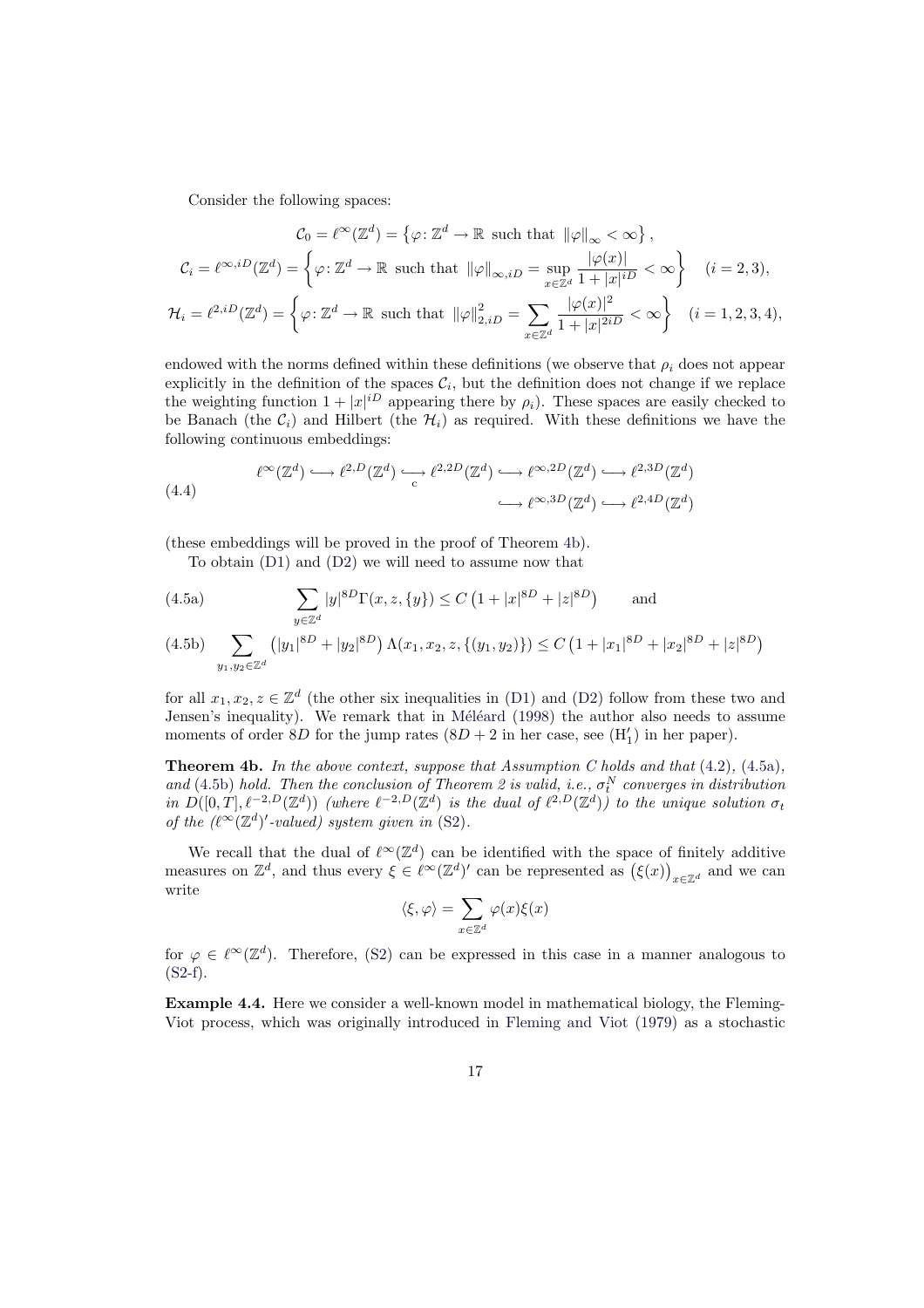Consider the following spaces:

$$\mathcal{C}_0 = \ell^\infty(\mathbb{Z}^d) = \left\{\varphi\colon \mathbb{Z}^d \to \mathbb{R} \text{ such that } \|\varphi\|_\infty < \infty\right\},$$

$$\mathcal{C}_i = \ell^{\infty,iD}(\mathbb{Z}^d) = \left\{\varphi\colon \mathbb{Z}^d \to \mathbb{R} \text{ such that } \|\varphi\|_{\infty,iD} = \sup_{x\in\mathbb{Z}^d} \frac{|\varphi(x)|}{1+|x|^{iD}} < \infty\right\} \quad (i=2,3),$$

$$\mathcal{H}_i = \ell^{2,iD}(\mathbb{Z}^d) = \left\{\varphi\colon \mathbb{Z}^d \to \mathbb{R} \text{ such that } \|\varphi\|_{2,iD}^2 = \sum_{x\in\mathbb{Z}^d} \frac{|\varphi(x)|^2}{1+|x|^{2iD}} < \infty\right\} \quad (i=1,2,3,4),$$

endowed with the norms defined within these definitions (we observe that $\rho_i$ does not appear explicitly in the definition of the spaces $\mathcal{C}_i$, but the definition does not change if we replace the weighting function $1+|x|^{iD}$ appearing there by $\rho_i$). These spaces are easily checked to be Banach (the $\mathcal{C}_i$) and Hilbert (the $\mathcal{H}_i$) as required. With these definitions we have the following continuous embeddings:

$$\begin{aligned}\ell^\infty(\mathbb{Z}^d) \hookrightarrow \ell^{2,D}(\mathbb{Z}^d) \underset{c}{\hookrightarrow} \ell^{2,2D}(\mathbb{Z}^d) \hookrightarrow \ell^{\infty,2D}(\mathbb{Z}^d) \hookrightarrow \ell^{2,3D}(\mathbb{Z}^d)& \\ \hookrightarrow \ell^{\infty,3D}(\mathbb{Z}^d) \hookrightarrow \ell^{2,4D}(\mathbb{Z}^d)&\end{aligned} \tag{4.4}$$

(these embeddings will be proved in the proof of Theorem 4b).

To obtain (D1) and (D2) we will need to assume now that

$$\sum_{y\in\mathbb{Z}^d} |y|^{8D}\Gamma(x,z,\{y\}) \le C\left(1+|x|^{8D}+|z|^{8D}\right) \qquad \text{and} \tag{4.5a}$$

$$\sum_{y_1,y_2\in\mathbb{Z}^d} \left(|y_1|^{8D}+|y_2|^{8D}\right)\Lambda(x_1,x_2,z,\{(y_1,y_2)\}) \le C\left(1+|x_1|^{8D}+|x_2|^{8D}+|z|^{8D}\right) \tag{4.5b}$$

for all $x_1,x_2,z\in\mathbb{Z}^d$ (the other six inequalities in (D1) and (D2) follow from these two and Jensen's inequality). We remark that in Méléard (1998) the author also needs to assume moments of order $8D$ for the jump rates ($8D+2$ in her case, see ($\mathrm{H}_1'$) in her paper).

**Theorem 4b.** *In the above context, suppose that Assumption C holds and that (4.2), (4.5a), and (4.5b) hold. Then the conclusion of Theorem 2 is valid, i.e., $\sigma_t^N$ converges in distribution in $D([0,T],\ell^{-2,D}(\mathbb{Z}^d))$ (where $\ell^{-2,D}(\mathbb{Z}^d)$ is the dual of $\ell^{2,D}(\mathbb{Z}^d)$) to the unique solution $\sigma_t$ of the $(\ell^\infty(\mathbb{Z}^d))'$-valued) system given in (S2).*

We recall that the dual of $\ell^\infty(\mathbb{Z}^d)$ can be identified with the space of finitely additive measures on $\mathbb{Z}^d$, and thus every $\xi\in\ell^\infty(\mathbb{Z}^d)'$ can be represented as $\left(\xi(x)\right)_{x\in\mathbb{Z}^d}$ and we can write

$$\langle\xi,\varphi\rangle = \sum_{x\in\mathbb{Z}^d}\varphi(x)\xi(x)$$

for $\varphi\in\ell^\infty(\mathbb{Z}^d)$. Therefore, (S2) can be expressed in this case in a manner analogous to (S2-f).

**Example 4.4.** Here we consider a well-known model in mathematical biology, the Fleming-Viot process, which was originally introduced in Fleming and Viot (1979) as a stochastic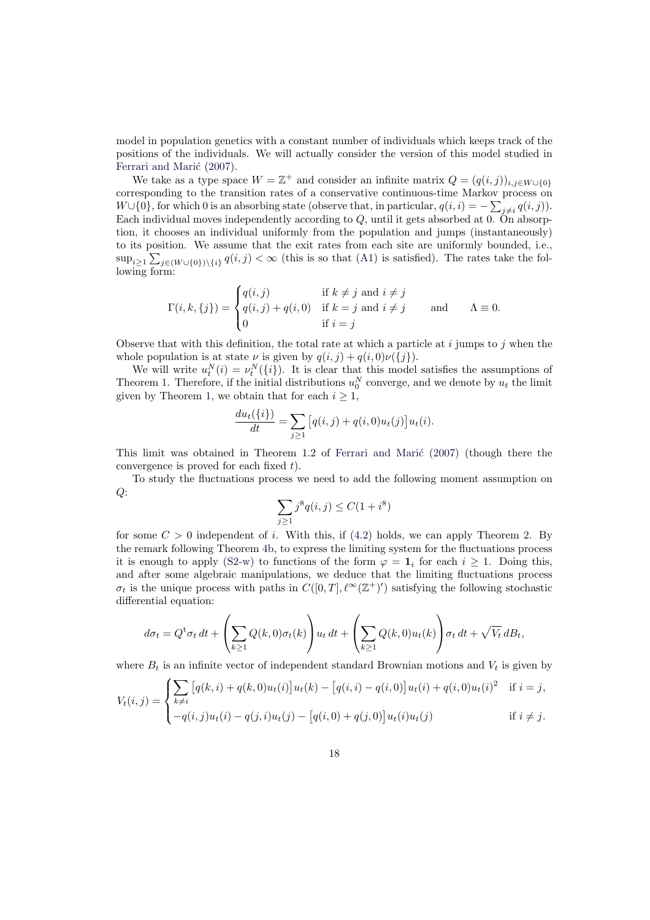model in population genetics with a constant number of individuals which keeps track of the positions of the individuals. We will actually consider the version of this model studied in Ferrari and Marić (2007).

We take as a type space $W = \mathbb{Z}^+$ and consider an infinite matrix $Q = (q(i,j))_{i,j \in W \cup \{0\}}$ corresponding to the transition rates of a conservative continuous-time Markov process on $W \cup \{0\}$, for which 0 is an absorbing state (observe that, in particular, $q(i,i) = -\sum_{j \neq i} q(i,j)$). Each individual moves independently according to $Q$, until it gets absorbed at 0. On absorption, it chooses an individual uniformly from the population and jumps (instantaneously) to its position. We assume that the exit rates from each site are uniformly bounded, i.e., $\sup_{i \geq 1} \sum_{j \in (W \cup \{0\}) \setminus \{i\}} q(i,j) < \infty$ (this is so that (A1) is satisfied). The rates take the following form:

$$\Gamma(i,k,\{j\}) = \begin{cases} q(i,j) & \text{if } k \neq j \text{ and } i \neq j \\ q(i,j) + q(i,0) & \text{if } k = j \text{ and } i \neq j \\ 0 & \text{if } i = j \end{cases} \qquad \text{and} \qquad \Lambda \equiv 0.$$

Observe that with this definition, the total rate at which a particle at $i$ jumps to $j$ when the whole population is at state $\nu$ is given by $q(i,j) + q(i,0)\nu(\{j\})$.

We will write $u_t^N(i) = \nu_t^N(\{i\})$. It is clear that this model satisfies the assumptions of Theorem 1. Therefore, if the initial distributions $u_0^N$ converge, and we denote by $u_t$ the limit given by Theorem 1, we obtain that for each $i \geq 1$,

$$\frac{du_t(\{i\})}{dt} = \sum_{j \geq 1} \big[q(i,j) + q(i,0)u_t(j)\big] u_t(i).$$

This limit was obtained in Theorem 1.2 of Ferrari and Marić (2007) (though there the convergence is proved for each fixed $t$).

To study the fluctuations process we need to add the following moment assumption on $Q$:

$$\sum_{j \geq 1} j^8 q(i,j) \leq C(1 + i^8)$$

for some $C > 0$ independent of $i$. With this, if (4.2) holds, we can apply Theorem 2. By the remark following Theorem 4b, to express the limiting system for the fluctuations process it is enough to apply (S2-w) to functions of the form $\varphi = \mathbf{1}_i$ for each $i \geq 1$. Doing this, and after some algebraic manipulations, we deduce that the limiting fluctuations process $\sigma_t$ is the unique process with paths in $C([0,T], \ell^\infty(\mathbb{Z}^+)')$ satisfying the following stochastic differential equation:

$$d\sigma_t = Q^{\mathrm{t}} \sigma_t \, dt + \left( \sum_{k \geq 1} Q(k,0)\sigma_t(k) \right) u_t \, dt + \left( \sum_{k \geq 1} Q(k,0) u_t(k) \right) \sigma_t \, dt + \sqrt{V_t} \, dB_t,$$

where $B_t$ is an infinite vector of independent standard Brownian motions and $V_t$ is given by

$$V_t(i,j) = \begin{cases} \displaystyle\sum_{k \neq i} \big[q(k,i) + q(k,0)u_t(i)\big] u_t(k) - \big[q(i,i) - q(i,0)\big] u_t(i) + q(i,0) u_t(i)^2 & \text{if } i = j, \\ -q(i,j)u_t(i) - q(j,i)u_t(j) - \big[q(i,0) + q(j,0)\big] u_t(i) u_t(j) & \text{if } i \neq j. \end{cases}$$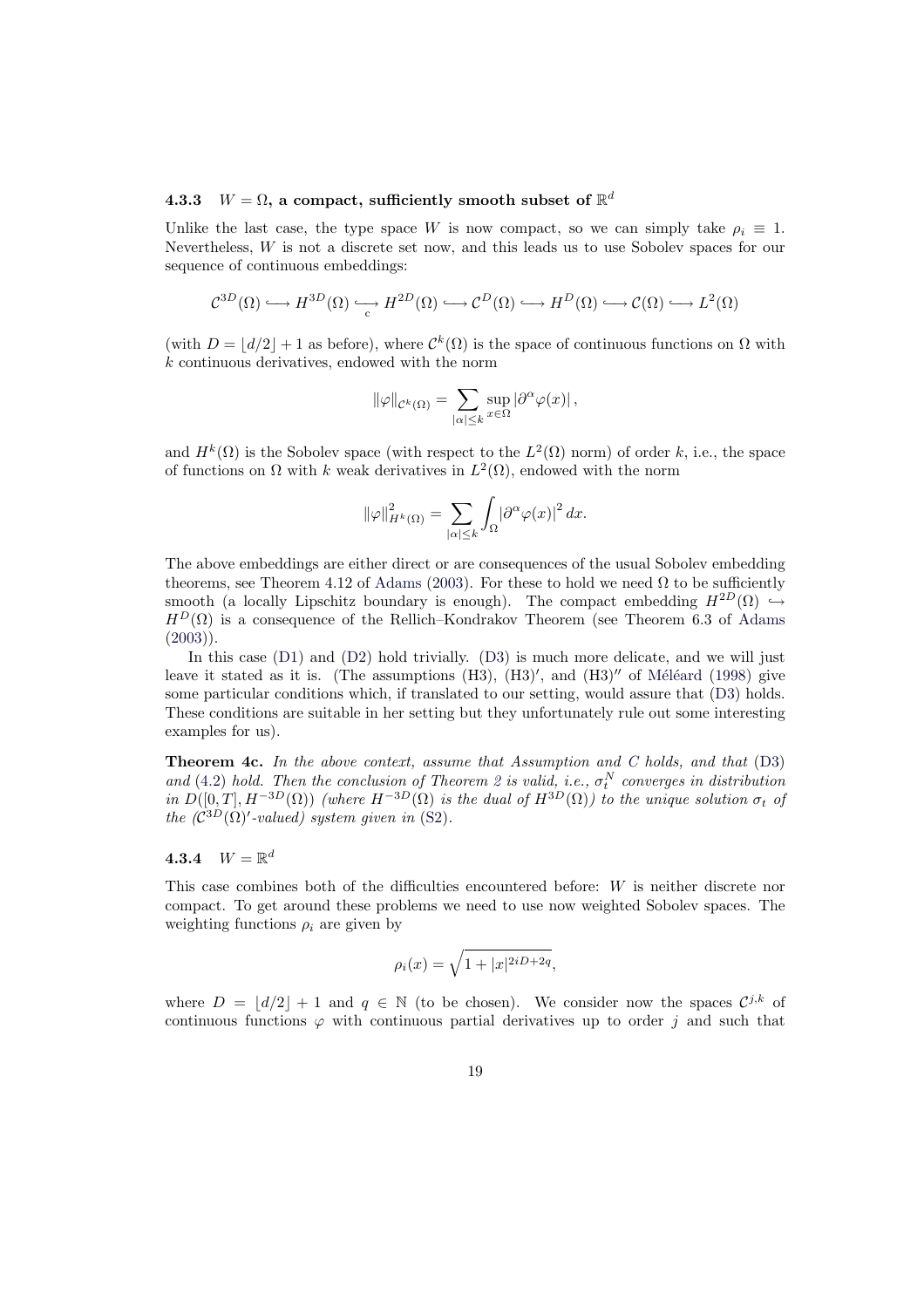#### 4.3.3 $W = \Omega$, a compact, sufficiently smooth subset of $\mathbb{R}^d$

Unlike the last case, the type space $W$ is now compact, so we can simply take $\rho_i \equiv 1$. Nevertheless, $W$ is not a discrete set now, and this leads us to use Sobolev spaces for our sequence of continuous embeddings:

$$\mathcal{C}^{3D}(\Omega) \longhookrightarrow H^{3D}(\Omega) \underset{c}{\longhookrightarrow} H^{2D}(\Omega) \longhookrightarrow \mathcal{C}^{D}(\Omega) \longhookrightarrow H^{D}(\Omega) \longhookrightarrow \mathcal{C}(\Omega) \longhookrightarrow L^2(\Omega)$$

(with $D = \lfloor d/2 \rfloor + 1$ as before), where $\mathcal{C}^k(\Omega)$ is the space of continuous functions on $\Omega$ with $k$ continuous derivatives, endowed with the norm

$$\|\varphi\|_{\mathcal{C}^k(\Omega)} = \sum_{|\alpha| \leq k} \sup_{x \in \Omega} |\partial^\alpha \varphi(x)|,$$

and $H^k(\Omega)$ is the Sobolev space (with respect to the $L^2(\Omega)$ norm) of order $k$, i.e., the space of functions on $\Omega$ with $k$ weak derivatives in $L^2(\Omega)$, endowed with the norm

$$\|\varphi\|_{H^k(\Omega)}^2 = \sum_{|\alpha| \leq k} \int_\Omega |\partial^\alpha \varphi(x)|^2 \, dx.$$

The above embeddings are either direct or are consequences of the usual Sobolev embedding theorems, see Theorem 4.12 of Adams (2003). For these to hold we need $\Omega$ to be sufficiently smooth (a locally Lipschitz boundary is enough). The compact embedding $H^{2D}(\Omega) \hookrightarrow H^D(\Omega)$ is a consequence of the Rellich–Kondrakov Theorem (see Theorem 6.3 of Adams (2003)).

In this case (D1) and (D2) hold trivially. (D3) is much more delicate, and we will just leave it stated as it is. (The assumptions (H3), (H3)$'$, and (H3)$''$ of Méléard (1998) give some particular conditions which, if translated to our setting, would assure that (D3) holds. These conditions are suitable in her setting but they unfortunately rule out some interesting examples for us).

**Theorem 4c.** *In the above context, assume that Assumption and C holds, and that (D3) and (4.2) hold. Then the conclusion of Theorem 2 is valid, i.e., $\sigma_t^N$ converges in distribution in $D([0,T], H^{-3D}(\Omega))$ (where $H^{-3D}(\Omega)$ is the dual of $H^{3D}(\Omega)$) to the unique solution $\sigma_t$ of the $(\mathcal{C}^{3D}(\Omega)'$-valued) system given in (S2).*

#### 4.3.4 $W = \mathbb{R}^d$

This case combines both of the difficulties encountered before: $W$ is neither discrete nor compact. To get around these problems we need to use now weighted Sobolev spaces. The weighting functions $\rho_i$ are given by

$$\rho_i(x) = \sqrt{1 + |x|^{2iD+2q}},$$

where $D = \lfloor d/2 \rfloor + 1$ and $q \in \mathbb{N}$ (to be chosen). We consider now the spaces $\mathcal{C}^{j,k}$ of continuous functions $\varphi$ with continuous partial derivatives up to order $j$ and such that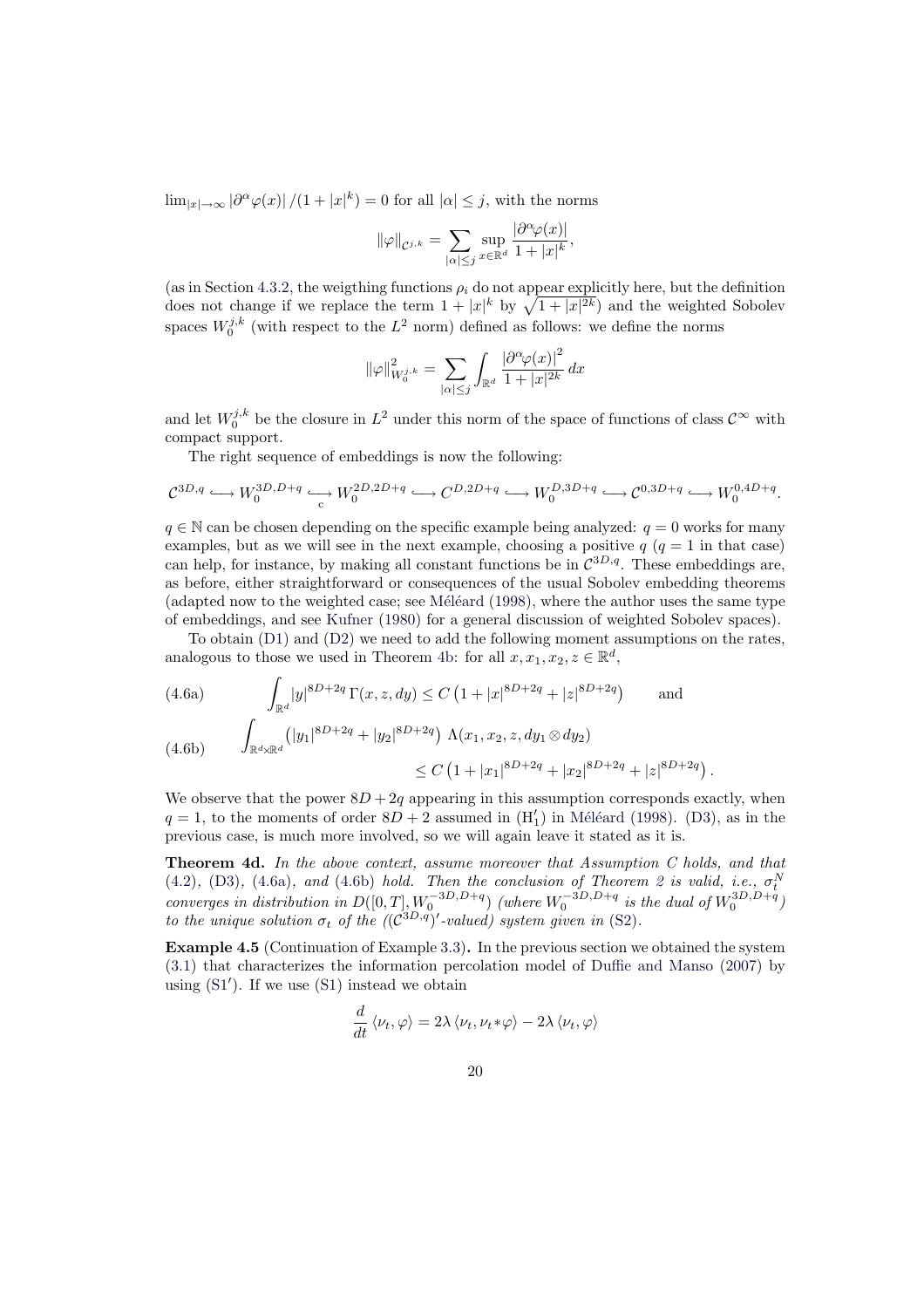$\lim_{|x|\to\infty} |\partial^\alpha \varphi(x)|/(1+|x|^k) = 0$ for all $|\alpha| \le j$, with the norms

$$\|\varphi\|_{\mathcal{C}^{j,k}} = \sum_{|\alpha|\le j} \sup_{x\in\mathbb{R}^d} \frac{|\partial^\alpha \varphi(x)|}{1+|x|^k},$$

(as in Section 4.3.2, the weigthing functions $\rho_i$ do not appear explicitly here, but the definition does not change if we replace the term $1+|x|^k$ by $\sqrt{1+|x|^{2k}}$) and the weighted Sobolev spaces $W_0^{j,k}$ (with respect to the $L^2$ norm) defined as follows: we define the norms

$$\|\varphi\|^2_{W_0^{j,k}} = \sum_{|\alpha|\le j} \int_{\mathbb{R}^d} \frac{|\partial^\alpha \varphi(x)|^2}{1+|x|^{2k}}\, dx$$

and let $W_0^{j,k}$ be the closure in $L^2$ under this norm of the space of functions of class $\mathcal{C}^\infty$ with compact support.

The right sequence of embeddings is now the following:

$$\mathcal{C}^{3D,q} \hookrightarrow W_0^{3D,D+q} \underset{c}{\hookrightarrow} W_0^{2D,2D+q} \hookrightarrow C^{D,2D+q} \hookrightarrow W_0^{D,3D+q} \hookrightarrow \mathcal{C}^{0,3D+q} \hookrightarrow W_0^{0,4D+q}.$$

$q \in \mathbb{N}$ can be chosen depending on the specific example being analyzed: $q=0$ works for many examples, but as we will see in the next example, choosing a positive $q$ ($q=1$ in that case) can help, for instance, by making all constant functions be in $\mathcal{C}^{3D,q}$. These embeddings are, as before, either straightforward or consequences of the usual Sobolev embedding theorems (adapted now to the weighted case; see Méléard (1998), where the author uses the same type of embeddings, and see Kufner (1980) for a general discussion of weighted Sobolev spaces).

To obtain (D1) and (D2) we need to add the following moment assumptions on the rates, analogous to those we used in Theorem 4b: for all $x, x_1, x_2, z \in \mathbb{R}^d$,

$$\text{(4.6a)} \qquad \int_{\mathbb{R}^d} |y|^{8D+2q}\, \Gamma(x,z,dy) \le C\left(1+|x|^{8D+2q}+|z|^{8D+2q}\right) \qquad \text{and}$$

$$\text{(4.6b)} \qquad \int_{\mathbb{R}^d\times\mathbb{R}^d} \left(|y_1|^{8D+2q}+|y_2|^{8D+2q}\right)\, \Lambda(x_1,x_2,z,dy_1\otimes dy_2) \le C\left(1+|x_1|^{8D+2q}+|x_2|^{8D+2q}+|z|^{8D+2q}\right).$$

We observe that the power $8D+2q$ appearing in this assumption corresponds exactly, when $q=1$, to the moments of order $8D+2$ assumed in $(\mathrm{H}_1')$ in Méléard (1998). (D3), as in the previous case, is much more involved, so we will again leave it stated as it is.

**Theorem 4d.** *In the above context, assume moreover that Assumption C holds, and that (4.2), (D3), (4.6a), and (4.6b) hold. Then the conclusion of Theorem 2 is valid, i.e., $\sigma_t^N$ converges in distribution in $D([0,T], W_0^{-3D,D+q})$ (where $W_0^{-3D,D+q}$ is the dual of $W_0^{3D,D+q}$) to the unique solution $\sigma_t$ of the ($(\mathcal{C}^{3D,q})'$-valued) system given in (S2).*

**Example 4.5** **(Continuation of Example 3.3).** In the previous section we obtained the system (3.1) that characterizes the information percolation model of Duffie and Manso (2007) by using (S1′). If we use (S1) instead we obtain

$$\frac{d}{dt}\langle \nu_t, \varphi\rangle = 2\lambda \langle \nu_t, \nu_t * \varphi\rangle - 2\lambda \langle \nu_t, \varphi\rangle$$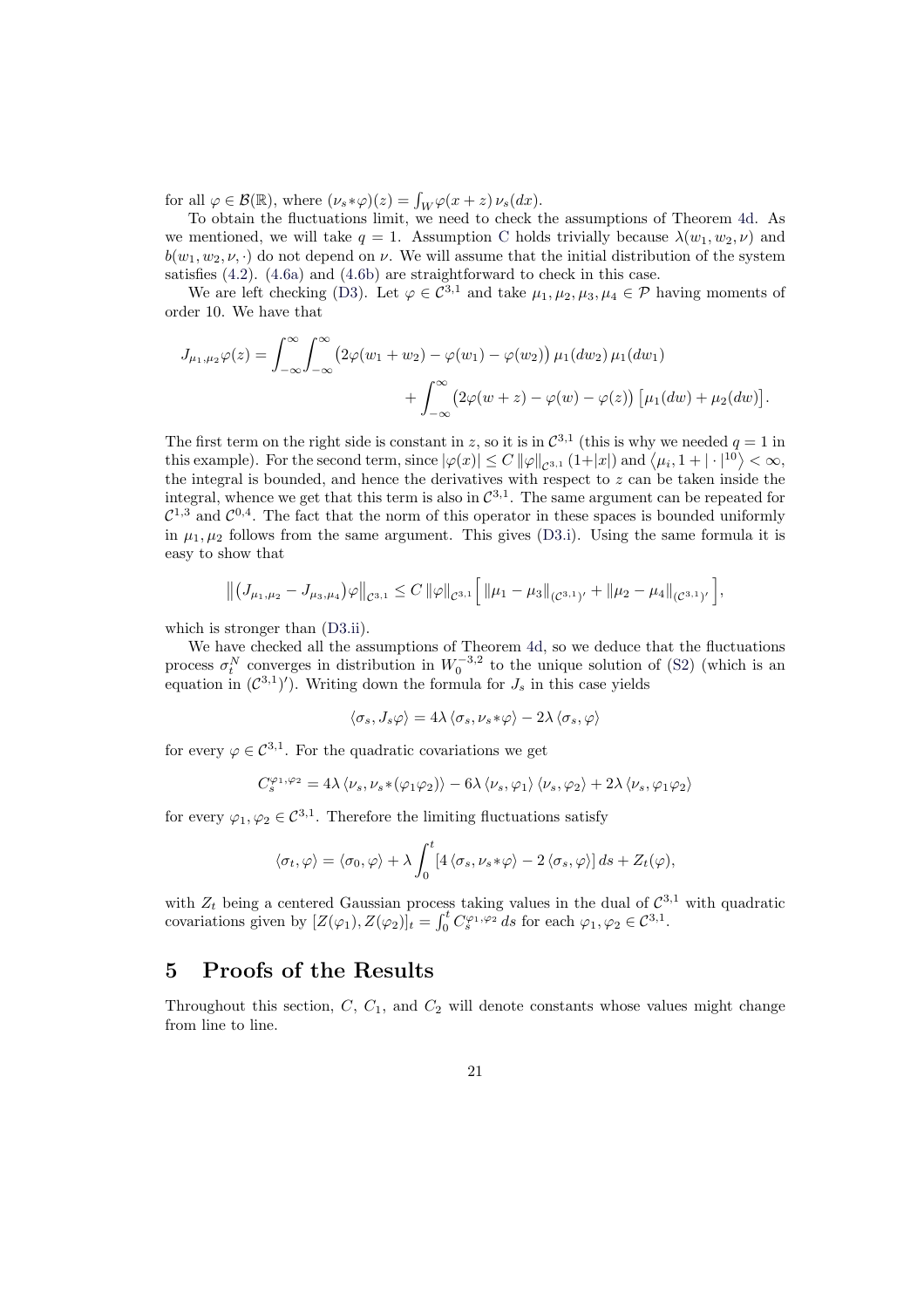for all $\varphi \in \mathcal{B}(\mathbb{R})$, where $(\nu_s * \varphi)(z) = \int_W \varphi(x+z)\, \nu_s(dx)$.

To obtain the fluctuations limit, we need to check the assumptions of Theorem 4d. As we mentioned, we will take $q = 1$. Assumption C holds trivially because $\lambda(w_1, w_2, \nu)$ and $b(w_1, w_2, \nu, \cdot)$ do not depend on $\nu$. We will assume that the initial distribution of the system satisfies (4.2). (4.6a) and (4.6b) are straightforward to check in this case.

We are left checking (D3). Let $\varphi \in \mathcal{C}^{3,1}$ and take $\mu_1, \mu_2, \mu_3, \mu_4 \in \mathcal{P}$ having moments of order 10. We have that

$$J_{\mu_1,\mu_2}\varphi(z) = \int_{-\infty}^{\infty}\int_{-\infty}^{\infty} \big(2\varphi(w_1+w_2) - \varphi(w_1) - \varphi(w_2)\big)\, \mu_1(dw_2)\, \mu_1(dw_1) + \int_{-\infty}^{\infty} \big(2\varphi(w+z) - \varphi(w) - \varphi(z)\big)\big[\mu_1(dw) + \mu_2(dw)\big].$$

The first term on the right side is constant in $z$, so it is in $\mathcal{C}^{3,1}$ (this is why we needed $q = 1$ in this example). For the second term, since $|\varphi(x)| \leq C\, \|\varphi\|_{\mathcal{C}^{3,1}} (1+|x|)$ and $\langle \mu_i, 1 + |\cdot|^{10} \rangle < \infty$, the integral is bounded, and hence the derivatives with respect to $z$ can be taken inside the integral, whence we get that this term is also in $\mathcal{C}^{3,1}$. The same argument can be repeated for $\mathcal{C}^{1,3}$ and $\mathcal{C}^{0,4}$. The fact that the norm of this operator in these spaces is bounded uniformly in $\mu_1, \mu_2$ follows from the same argument. This gives (D3.i). Using the same formula it is easy to show that

$$\big\|\big(J_{\mu_1,\mu_2} - J_{\mu_3,\mu_4}\big)\varphi\big\|_{\mathcal{C}^{3,1}} \leq C\, \|\varphi\|_{\mathcal{C}^{3,1}} \Big[\, \|\mu_1 - \mu_3\|_{(\mathcal{C}^{3,1})'} + \|\mu_2 - \mu_4\|_{(\mathcal{C}^{3,1})'} \Big],$$

which is stronger than (D3.ii).

We have checked all the assumptions of Theorem 4d, so we deduce that the fluctuations process $\sigma_t^N$ converges in distribution in $W_0^{-3,2}$ to the unique solution of (S2) (which is an equation in $(\mathcal{C}^{3,1})'$). Writing down the formula for $J_s$ in this case yields

$$\langle \sigma_s, J_s\varphi \rangle = 4\lambda \langle \sigma_s, \nu_s * \varphi \rangle - 2\lambda \langle \sigma_s, \varphi \rangle$$

for every $\varphi \in \mathcal{C}^{3,1}$. For the quadratic covariations we get

$$C_s^{\varphi_1,\varphi_2} = 4\lambda \langle \nu_s, \nu_s * (\varphi_1\varphi_2) \rangle - 6\lambda \langle \nu_s, \varphi_1 \rangle \langle \nu_s, \varphi_2 \rangle + 2\lambda \langle \nu_s, \varphi_1\varphi_2 \rangle$$

for every $\varphi_1, \varphi_2 \in \mathcal{C}^{3,1}$. Therefore the limiting fluctuations satisfy

$$\langle \sigma_t, \varphi \rangle = \langle \sigma_0, \varphi \rangle + \lambda \int_0^t \left[4 \langle \sigma_s, \nu_s * \varphi \rangle - 2 \langle \sigma_s, \varphi \rangle\right] ds + Z_t(\varphi),$$

with $Z_t$ being a centered Gaussian process taking values in the dual of $\mathcal{C}^{3,1}$ with quadratic covariations given by $[Z(\varphi_1), Z(\varphi_2)]_t = \int_0^t C_s^{\varphi_1,\varphi_2}\, ds$ for each $\varphi_1, \varphi_2 \in \mathcal{C}^{3,1}$.

# 5 Proofs of the Results

Throughout this section, $C$, $C_1$, and $C_2$ will denote constants whose values might change from line to line.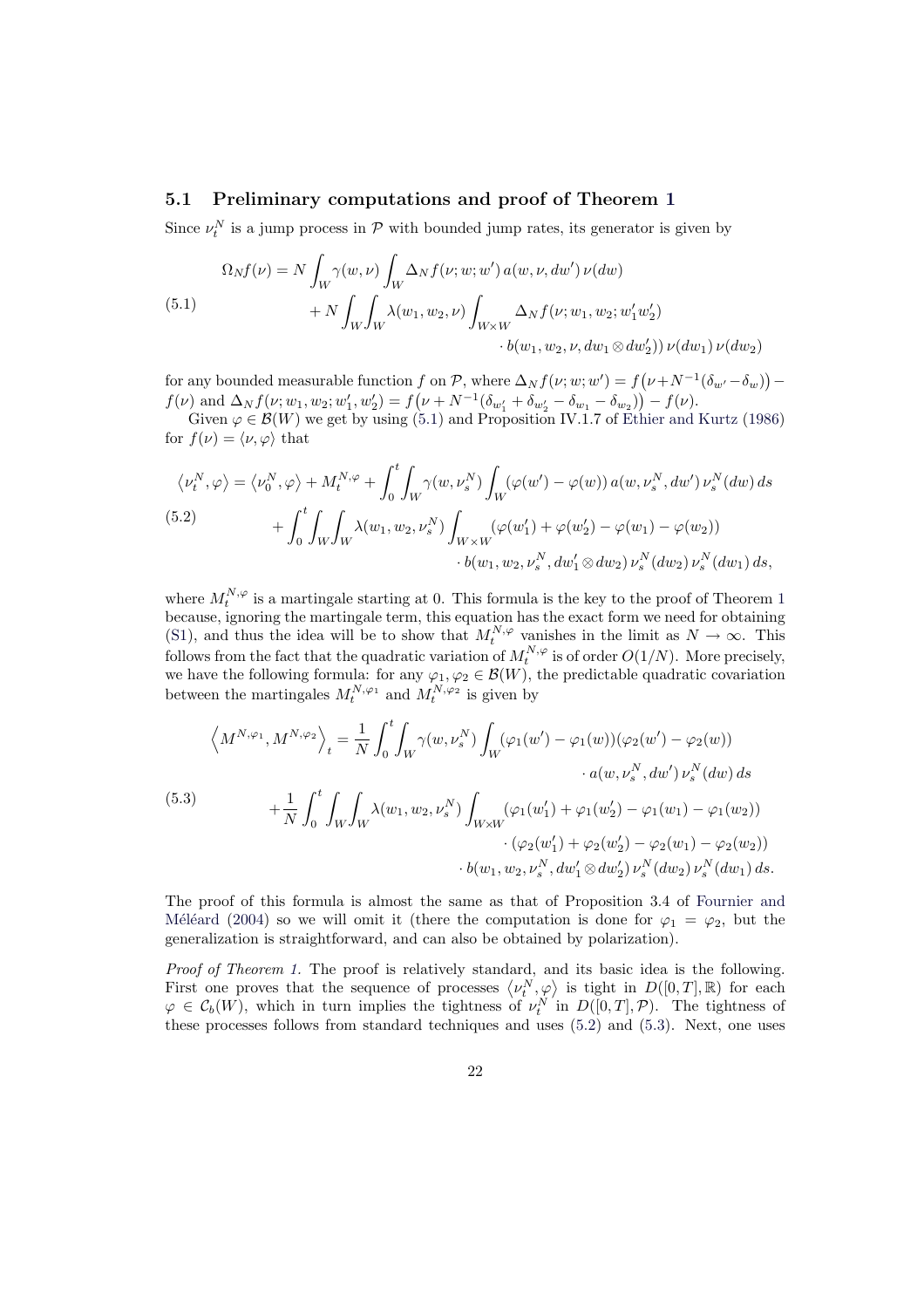### 5.1 Preliminary computations and proof of Theorem 1

Since $\nu_t^N$ is a jump process in $\mathcal{P}$ with bounded jump rates, its generator is given by

$$
\begin{aligned}
\Omega_N f(\nu) = {} & N \int_W \gamma(w,\nu) \int_W \Delta_N f(\nu; w; w')\, a(w,\nu,dw')\, \nu(dw) \\
& + N \int_W \int_W \lambda(w_1,w_2,\nu) \int_{W\times W} \Delta_N f(\nu; w_1, w_2; w_1' w_2') \\
& \qquad \cdot b(w_1,w_2,\nu,dw_1 \otimes dw_2'))\, \nu(dw_1)\, \nu(dw_2)
\end{aligned}
\tag{5.1}
$$

for any bounded measurable function $f$ on $\mathcal{P}$, where $\Delta_N f(\nu; w; w') = f\big(\nu + N^{-1}(\delta_{w'} - \delta_w)\big) - f(\nu)$ and $\Delta_N f(\nu; w_1, w_2; w_1', w_2') = f\big(\nu + N^{-1}(\delta_{w_1'} + \delta_{w_2'} - \delta_{w_1} - \delta_{w_2})\big) - f(\nu)$.

Given $\varphi \in \mathcal{B}(W)$ we get by using (5.1) and Proposition IV.1.7 of Ethier and Kurtz (1986) for $f(\nu) = \langle \nu, \varphi \rangle$ that

$$
\begin{aligned}
\left\langle \nu_t^N, \varphi \right\rangle = {} & \left\langle \nu_0^N, \varphi \right\rangle + M_t^{N,\varphi} + \int_0^t \int_W \gamma(w, \nu_s^N) \int_W (\varphi(w') - \varphi(w))\, a(w, \nu_s^N, dw')\, \nu_s^N(dw)\, ds \\
& + \int_0^t \int_W \int_W \lambda(w_1, w_2, \nu_s^N) \int_{W\times W} (\varphi(w_1') + \varphi(w_2') - \varphi(w_1) - \varphi(w_2)) \\
& \qquad \cdot b(w_1, w_2, \nu_s^N, dw_1' \otimes dw_2)\, \nu_s^N(dw_2)\, \nu_s^N(dw_1)\, ds,
\end{aligned}
\tag{5.2}
$$

where $M_t^{N,\varphi}$ is a martingale starting at 0. This formula is the key to the proof of Theorem 1 because, ignoring the martingale term, this equation has the exact form we need for obtaining (S1), and thus the idea will be to show that $M_t^{N,\varphi}$ vanishes in the limit as $N \to \infty$. This follows from the fact that the quadratic variation of $M_t^{N,\varphi}$ is of order $O(1/N)$. More precisely, we have the following formula: for any $\varphi_1, \varphi_2 \in \mathcal{B}(W)$, the predictable quadratic covariation between the martingales $M_t^{N,\varphi_1}$ and $M_t^{N,\varphi_2}$ is given by

$$
\begin{aligned}
\left\langle M^{N,\varphi_1}, M^{N,\varphi_2} \right\rangle_t = {} & \frac{1}{N} \int_0^t \int_W \gamma(w, \nu_s^N) \int_W (\varphi_1(w') - \varphi_1(w))(\varphi_2(w') - \varphi_2(w)) \\
& \qquad \cdot a(w, \nu_s^N, dw')\, \nu_s^N(dw)\, ds \\
& + \frac{1}{N} \int_0^t \int_W \int_W \lambda(w_1, w_2, \nu_s^N) \int_{W\times W} (\varphi_1(w_1') + \varphi_1(w_2') - \varphi_1(w_1) - \varphi_1(w_2)) \\
& \qquad \cdot (\varphi_2(w_1') + \varphi_2(w_2') - \varphi_2(w_1) - \varphi_2(w_2)) \\
& \qquad \cdot b(w_1, w_2, \nu_s^N, dw_1' \otimes dw_2')\, \nu_s^N(dw_2)\, \nu_s^N(dw_1)\, ds.
\end{aligned}
\tag{5.3}
$$

The proof of this formula is almost the same as that of Proposition 3.4 of Fournier and Méléard (2004) so we will omit it (there the computation is done for $\varphi_1 = \varphi_2$, but the generalization is straightforward, and can also be obtained by polarization).

*Proof of Theorem 1.* The proof is relatively standard, and its basic idea is the following. First one proves that the sequence of processes $\left\langle \nu_t^N, \varphi \right\rangle$ is tight in $D([0,T], \mathbb{R})$ for each $\varphi \in \mathcal{C}_b(W)$, which in turn implies the tightness of $\nu_t^N$ in $D([0,T], \mathcal{P})$. The tightness of these processes follows from standard techniques and uses (5.2) and (5.3). Next, one uses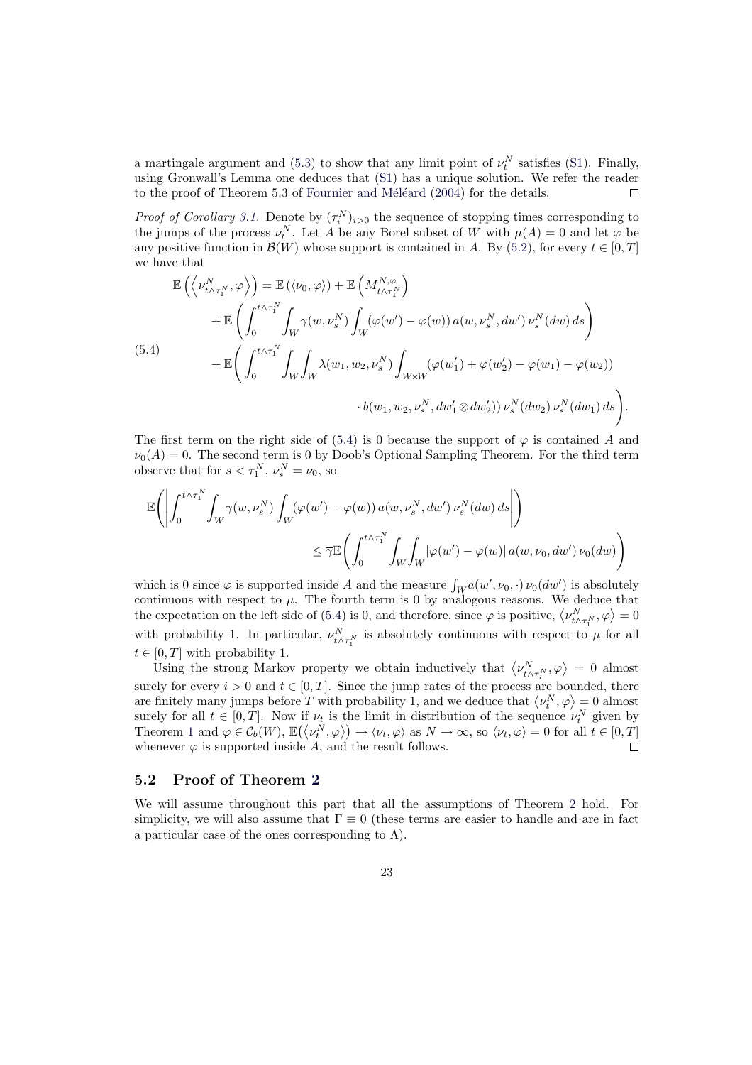a martingale argument and (5.3) to show that any limit point of $\nu_t^N$ satisfies (S1). Finally, using Gronwall's Lemma one deduces that (S1) has a unique solution. We refer the reader to the proof of Theorem 5.3 of Fournier and Méléard (2004) for the details. □

*Proof of Corollary 3.1.* Denote by $(\tau_i^N)_{i>0}$ the sequence of stopping times corresponding to the jumps of the process $\nu_t^N$. Let $A$ be any Borel subset of $W$ with $\mu(A) = 0$ and let $\varphi$ be any positive function in $\mathcal{B}(W)$ whose support is contained in $A$. By (5.2), for every $t \in [0, T]$ we have that

$$
\begin{aligned}
\mathbb{E}\left(\left\langle \nu_{t\wedge\tau_1^N}^N, \varphi\right\rangle\right) &= \mathbb{E}\left(\langle \nu_0, \varphi\rangle\right) + \mathbb{E}\left(M_{t\wedge\tau_1^N}^{N,\varphi}\right) \\
&\quad + \mathbb{E}\left(\int_0^{t\wedge\tau_1^N} \int_W \gamma(w, \nu_s^N) \int_W (\varphi(w') - \varphi(w))\, a(w, \nu_s^N, dw')\, \nu_s^N(dw)\, ds\right) \\
&\quad + \mathbb{E}\Bigg(\int_0^{t\wedge\tau_1^N} \int_W\int_W \lambda(w_1, w_2, \nu_s^N) \int_{W\times W} (\varphi(w_1') + \varphi(w_2') - \varphi(w_1) - \varphi(w_2)) \\
&\qquad\qquad \cdot b(w_1, w_2, \nu_s^N, dw_1' \otimes dw_2'))\, \nu_s^N(dw_2)\, \nu_s^N(dw_1)\, ds\Bigg).
\end{aligned}
\tag{5.4}
$$

The first term on the right side of (5.4) is 0 because the support of $\varphi$ is contained $A$ and $\nu_0(A) = 0$. The second term is 0 by Doob's Optional Sampling Theorem. For the third term observe that for $s < \tau_1^N$, $\nu_s^N = \nu_0$, so

$$
\begin{aligned}
\mathbb{E}\Bigg(\bigg|\int_0^{t\wedge\tau_1^N} \int_W \gamma(w, \nu_s^N) \int_W (\varphi(w') - \varphi(w))\, a(w, \nu_s^N, dw')\, \nu_s^N(dw)\, ds\bigg|\Bigg) \\
\leq \overline{\gamma}\mathbb{E}\Bigg(\int_0^{t\wedge\tau_1^N} \int_W\int_W |\varphi(w') - \varphi(w)|\, a(w, \nu_0, dw')\, \nu_0(dw)\Bigg)
\end{aligned}
$$

which is 0 since $\varphi$ is supported inside $A$ and the measure $\int_W a(w', \nu_0, \cdot)\, \nu_0(dw')$ is absolutely continuous with respect to $\mu$. The fourth term is 0 by analogous reasons. We deduce that the expectation on the left side of (5.4) is 0, and therefore, since $\varphi$ is positive, $\left\langle \nu_{t\wedge\tau_1^N}^N, \varphi\right\rangle = 0$ with probability 1. In particular, $\nu_{t\wedge\tau_1^N}^N$ is absolutely continuous with respect to $\mu$ for all $t \in [0, T]$ with probability 1.

Using the strong Markov property we obtain inductively that $\left\langle \nu_{t\wedge\tau_i^N}^N, \varphi\right\rangle = 0$ almost surely for every $i > 0$ and $t \in [0, T]$. Since the jump rates of the process are bounded, there are finitely many jumps before $T$ with probability 1, and we deduce that $\left\langle \nu_t^N, \varphi\right\rangle = 0$ almost surely for all $t \in [0, T]$. Now if $\nu_t$ is the limit in distribution of the sequence $\nu_t^N$ given by Theorem 1 and $\varphi \in \mathcal{C}_b(W)$, $\mathbb{E}\left(\left\langle \nu_t^N, \varphi\right\rangle\right) \to \langle \nu_t, \varphi\rangle$ as $N \to \infty$, so $\langle \nu_t, \varphi\rangle = 0$ for all $t \in [0, T]$ whenever $\varphi$ is supported inside $A$, and the result follows. □

### 5.2 Proof of Theorem 2

We will assume throughout this part that all the assumptions of Theorem 2 hold. For simplicity, we will also assume that $\Gamma \equiv 0$ (these terms are easier to handle and are in fact a particular case of the ones corresponding to $\Lambda$).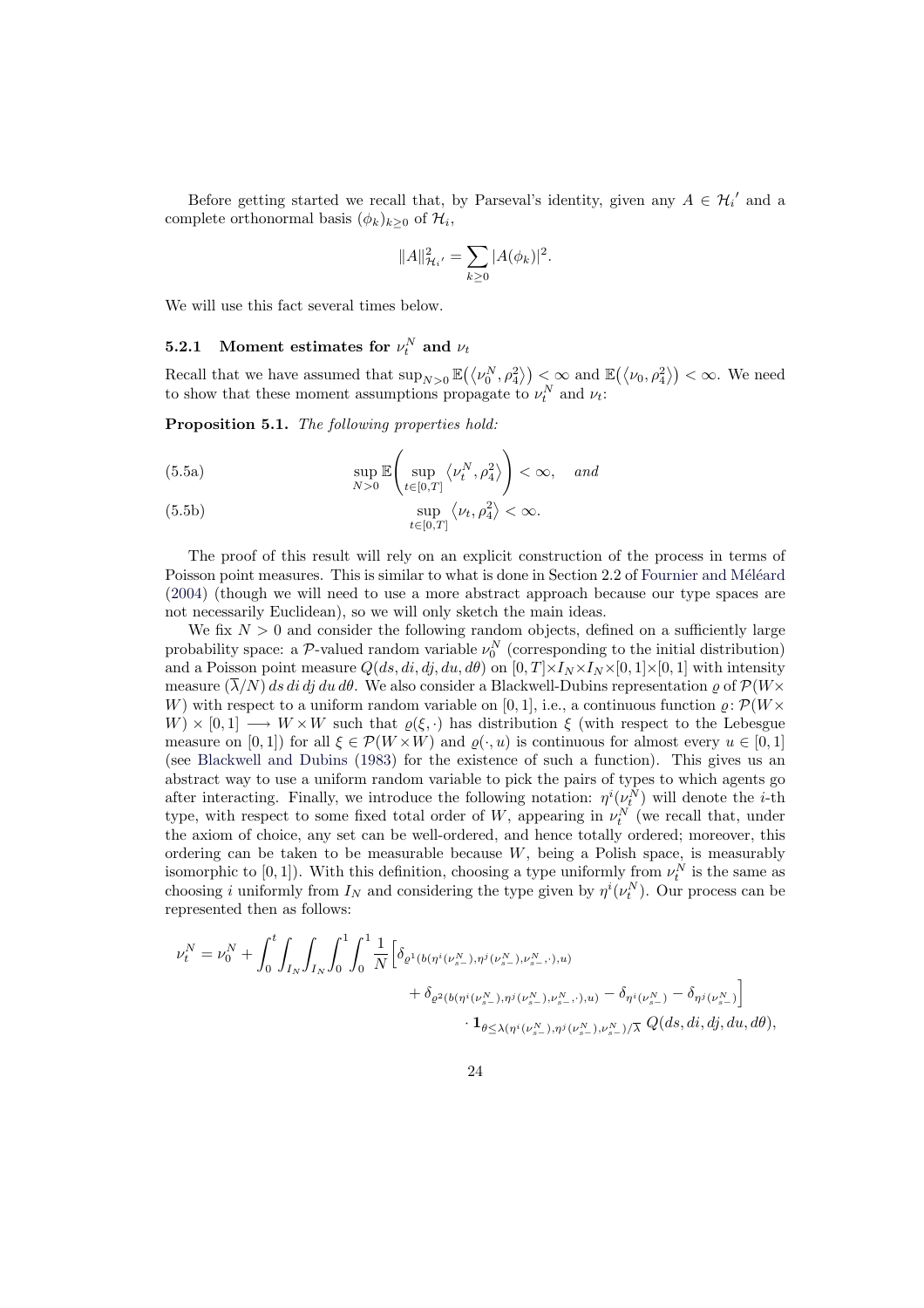Before getting started we recall that, by Parseval's identity, given any $A \in \mathcal{H}_i{}'$ and a complete orthonormal basis $(\phi_k)_{k\geq 0}$ of $\mathcal{H}_i$,

$$\|A\|^2_{\mathcal{H}_i{}'} = \sum_{k\geq 0} |A(\phi_k)|^2.$$

We will use this fact several times below.

### 5.2.1 Moment estimates for $\nu^N_t$ and $\nu_t$

Recall that we have assumed that $\sup_{N>0} \mathbb{E}\big(\langle \nu^N_0, \rho_4^2\rangle\big) < \infty$ and $\mathbb{E}\big(\langle \nu_0, \rho_4^2\rangle\big) < \infty$. We need to show that these moment assumptions propagate to $\nu^N_t$ and $\nu_t$:

**Proposition 5.1.** *The following properties hold:*

$$\sup_{N>0} \mathbb{E}\left( \sup_{t\in[0,T]} \langle \nu^N_t, \rho_4^2\rangle \right) < \infty, \quad \textit{and} \tag{5.5a}$$

$$\sup_{t\in[0,T]} \langle \nu_t, \rho_4^2\rangle < \infty. \tag{5.5b}$$

The proof of this result will rely on an explicit construction of the process in terms of Poisson point measures. This is similar to what is done in Section 2.2 of Fournier and Méléard (2004) (though we will need to use a more abstract approach because our type spaces are not necessarily Euclidean), so we will only sketch the main ideas.

We fix $N > 0$ and consider the following random objects, defined on a sufficiently large probability space: a $\mathcal{P}$-valued random variable $\nu^N_0$ (corresponding to the initial distribution) and a Poisson point measure $Q(ds, di, dj, du, d\theta)$ on $[0,T]\times I_N\times I_N\times[0,1]\times[0,1]$ with intensity measure $(\overline{\lambda}/N)\, ds\, di\, dj\, du\, d\theta$. We also consider a Blackwell-Dubins representation $\varrho$ of $\mathcal{P}(W\times W)$ with respect to a uniform random variable on $[0,1]$, i.e., a continuous function $\varrho\colon \mathcal{P}(W\times W)\times[0,1] \longrightarrow W\times W$ such that $\varrho(\xi,\cdot)$ has distribution $\xi$ (with respect to the Lebesgue measure on $[0,1]$) for all $\xi \in \mathcal{P}(W\times W)$ and $\varrho(\cdot, u)$ is continuous for almost every $u\in[0,1]$ (see Blackwell and Dubins (1983) for the existence of such a function). This gives us an abstract way to use a uniform random variable to pick the pairs of types to which agents go after interacting. Finally, we introduce the following notation: $\eta^i(\nu^N_t)$ will denote the $i$-th type, with respect to some fixed total order of $W$, appearing in $\nu^N_t$ (we recall that, under the axiom of choice, any set can be well-ordered, and hence totally ordered; moreover, this ordering can be taken to be measurable because $W$, being a Polish space, is measurably isomorphic to $[0,1]$). With this definition, choosing a type uniformly from $\nu^N_t$ is the same as choosing $i$ uniformly from $I_N$ and considering the type given by $\eta^i(\nu^N_t)$. Our process can be represented then as follows:

$$\begin{aligned}
\nu^N_t = \nu^N_0 + \int_0^t \int_{I_N}\int_{I_N}\int_0^1\int_0^1 \frac{1}{N}\Big[&\delta_{\varrho^1(b(\eta^i(\nu^N_{s-}),\eta^j(\nu^N_{s-}),\nu^N_{s-},\cdot),u)} \\
&+ \delta_{\varrho^2(b(\eta^i(\nu^N_{s-}),\eta^j(\nu^N_{s-}),\nu^N_{s-},\cdot),u)} - \delta_{\eta^i(\nu^N_{s-})} - \delta_{\eta^j(\nu^N_{s-})}\Big] \\
&\cdot \mathbf{1}_{\theta\leq\lambda(\eta^i(\nu^N_{s-}),\eta^j(\nu^N_{s-}),\nu^N_{s-})/\overline{\lambda}}\; Q(ds, di, dj, du, d\theta),
\end{aligned}$$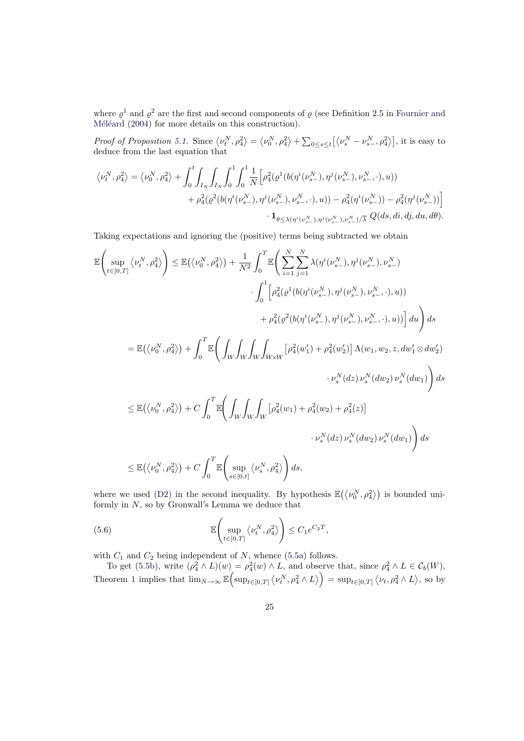where $\varrho^1$ and $\varrho^2$ are the first and second components of $\varrho$ (see Definition 2.5 in Fournier and Méléard (2004) for more details on this construction).

*Proof of Proposition 5.1.* Since $\langle \nu_t^N, \rho_4^2\rangle = \langle \nu_0^N, \rho_4^2\rangle + \sum_{0\leq s\leq t}\big[\langle \nu_s^N - \nu_{s-}^N, \rho_4^2\rangle\big]$, it is easy to deduce from the last equation that

$$
\begin{aligned}
\langle \nu_t^N, \rho_4^2\rangle = \langle \nu_0^N, \rho_4^2\rangle + \int_0^t \int_{I_N}\int_{I_N}\int_0^1\int_0^1 \frac{1}{N}\Big[&\rho_4^2(\varrho^1(b(\eta^i(\nu_{s-}^N), \eta^j(\nu_{s-}^N), \nu_{s-}^N, \cdot), u)) \\
&+ \rho_4^2(\varrho^2(b(\eta^i(\nu_{s-}^N), \eta^j(\nu_{s-}^N), \nu_{s-}^N, \cdot), u)) - \rho_4^2(\eta^i(\nu_{s-}^N)) - \rho_4^2(\eta^j(\nu_{s-}^N))\Big] \\
&\cdot \mathbf{1}_{\theta\leq \lambda(\eta^i(\nu_{s-}^N), \eta^j(\nu_{s-}^N), \nu_{s-}^N)/\overline{\lambda}}\; Q(ds, di, dj, du, d\theta).
\end{aligned}
$$

Taking expectations and ignoring the (positive) terms being subtracted we obtain

$$
\begin{aligned}
\mathbb{E}\Bigg(\sup_{t\in[0,T]} \langle \nu_t^N, \rho_4^2\rangle\Bigg) &\leq \mathbb{E}\big(\langle \nu_0^N, \rho_4^2\rangle\big) + \frac{1}{N^2}\int_0^T \mathbb{E}\Bigg(\sum_{i=1}^N\sum_{j=1}^N \lambda(\eta^i(\nu_{s-}^N), \eta^j(\nu_{s-}^N), \nu_{s-}^N) \\
&\qquad \cdot \int_0^1 \Big[\rho_4^2(\varrho^1(b(\eta^i(\nu_{s-}^N), \eta^j(\nu_{s-}^N), \nu_{s-}^N, \cdot), u)) \\
&\qquad + \rho_4^2(\varrho^2(b(\eta^i(\nu_{s-}^N), \eta^j(\nu_{s-}^N), \nu_{s-}^N, \cdot), u))\Big]\, du\Bigg)\, ds \\
&= \mathbb{E}\big(\langle \nu_0^N, \rho_4^2\rangle\big) + \int_0^T \mathbb{E}\Bigg(\int_W\int_W\int_W\int_{W\times W} \big[\rho_4^2(w_1') + \rho_4^2(w_2')\big]\, \Lambda(w_1, w_2, z, dw_1'\otimes dw_2') \\
&\qquad \cdot \nu_s^N(dz)\, \nu_s^N(dw_2)\, \nu_s^N(dw_1)\Bigg)\, ds \\
&\leq \mathbb{E}\big(\langle \nu_0^N, \rho_4^2\rangle\big) + C\int_0^T \mathbb{E}\Bigg(\int_W\int_W\int_W \big[\rho_4^2(w_1) + \rho_4^2(w_2) + \rho_4^2(z)\big] \\
&\qquad \cdot \nu_s^N(dz)\, \nu_s^N(dw_2)\, \nu_s^N(dw_1)\Bigg)\, ds \\
&\leq \mathbb{E}\big(\langle \nu_0^N, \rho_4^2\rangle\big) + C\int_0^T \mathbb{E}\Bigg(\sup_{s\in[0,t]} \langle \nu_s^N, \rho_4^2\rangle\Bigg)\, ds,
\end{aligned}
$$

where we used (D2) in the second inequality. By hypothesis $\mathbb{E}\big(\langle \nu_0^N, \rho_4^2\rangle\big)$ is bounded uniformly in $N$, so by Gronwall's Lemma we deduce that

$$
\mathbb{E}\Bigg(\sup_{t\in[0,T]} \langle \nu_t^N, \rho_4^2\rangle\Bigg) \leq C_1 e^{C_2 T}, \tag{5.6}
$$

with $C_1$ and $C_2$ being independent of $N$, whence (5.5a) follows.

To get (5.5b), write $(\rho_4^2 \wedge L)(w) = \rho_4^2(w)\wedge L$, and observe that, since $\rho_4^2\wedge L \in \mathcal{C}_b(W)$, Theorem 1 implies that $\lim_{N\to\infty}\mathbb{E}\Big(\sup_{t\in[0,T]}\langle \nu_t^N, \rho_4^2\wedge L\rangle\Big) = \sup_{t\in[0,T]}\langle \nu_t, \rho_4^2\wedge L\rangle$, so by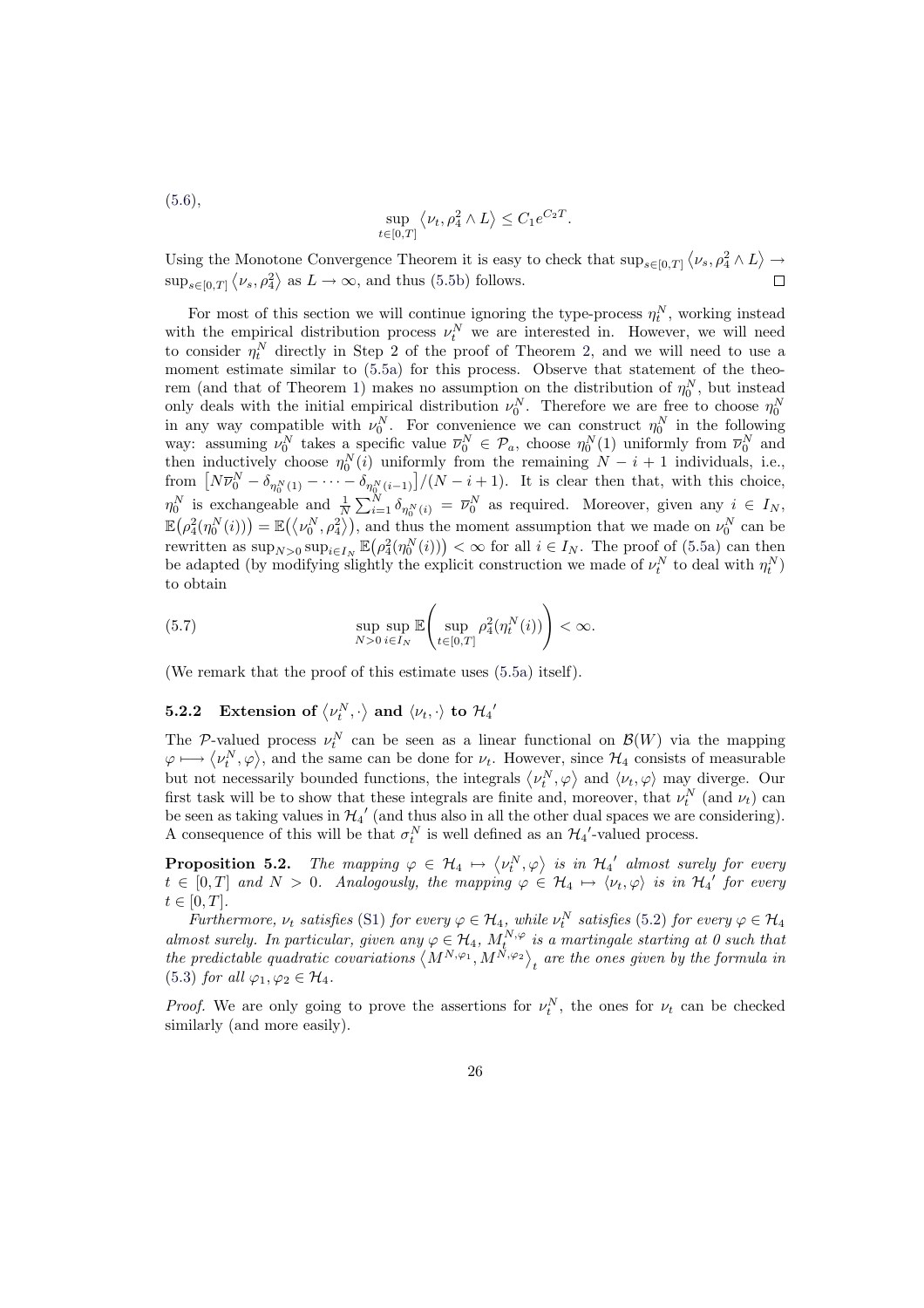(5.6),

$$\sup_{t\in[0,T]} \left\langle \nu_t, \rho_4^2 \wedge L \right\rangle \leq C_1 e^{C_2 T}.$$

Using the Monotone Convergence Theorem it is easy to check that $\sup_{s\in[0,T]} \left\langle \nu_s, \rho_4^2 \wedge L \right\rangle \to \sup_{s\in[0,T]} \left\langle \nu_s, \rho_4^2 \right\rangle$ as $L \to \infty$, and thus (5.5b) follows. □

For most of this section we will continue ignoring the type-process $\eta_t^N$, working instead with the empirical distribution process $\nu_t^N$ we are interested in. However, we will need to consider $\eta_t^N$ directly in Step 2 of the proof of Theorem 2, and we will need to use a moment estimate similar to (5.5a) for this process. Observe that statement of the theorem (and that of Theorem 1) makes no assumption on the distribution of $\eta_0^N$, but instead only deals with the initial empirical distribution $\nu_0^N$. Therefore we are free to choose $\eta_0^N$ in any way compatible with $\nu_0^N$. For convenience we can construct $\eta_0^N$ in the following way: assuming $\nu_0^N$ takes a specific value $\overline{\nu}_0^N \in \mathcal{P}_a$, choose $\eta_0^N(1)$ uniformly from $\overline{\nu}_0^N$ and then inductively choose $\eta_0^N(i)$ uniformly from the remaining $N-i+1$ individuals, i.e., from $\left[N\overline{\nu}_0^N - \delta_{\eta_0^N(1)} - \cdots - \delta_{\eta_0^N(i-1)}\right]/(N-i+1)$. It is clear then that, with this choice, $\eta_0^N$ is exchangeable and $\frac{1}{N}\sum_{i=1}^N \delta_{\eta_0^N(i)} = \overline{\nu}_0^N$ as required. Moreover, given any $i \in I_N$, $\mathbb{E}\big(\rho_4^2(\eta_0^N(i))\big) = \mathbb{E}\big(\left\langle \nu_0^N, \rho_4^2 \right\rangle\big)$, and thus the moment assumption that we made on $\nu_0^N$ can be rewritten as $\sup_{N>0}\sup_{i\in I_N} \mathbb{E}\big(\rho_4^2(\eta_0^N(i))\big) < \infty$ for all $i \in I_N$. The proof of (5.5a) can then be adapted (by modifying slightly the explicit construction we made of $\nu_t^N$ to deal with $\eta_t^N$) to obtain

$$\sup_{N>0}\sup_{i\in I_N} \mathbb{E}\left(\sup_{t\in[0,T]} \rho_4^2(\eta_t^N(i))\right) < \infty. \tag{5.7}$$

(We remark that the proof of this estimate uses (5.5a) itself).

### 5.2.2 Extension of $\left\langle \nu_t^N, \cdot \right\rangle$ and $\left\langle \nu_t, \cdot \right\rangle$ to ${\mathcal{H}_4}'$

The $\mathcal{P}$-valued process $\nu_t^N$ can be seen as a linear functional on $\mathcal{B}(W)$ via the mapping $\varphi \longmapsto \left\langle \nu_t^N, \varphi \right\rangle$, and the same can be done for $\nu_t$. However, since $\mathcal{H}_4$ consists of measurable but not necessarily bounded functions, the integrals $\left\langle \nu_t^N, \varphi \right\rangle$ and $\left\langle \nu_t, \varphi \right\rangle$ may diverge. Our first task will be to show that these integrals are finite and, moreover, that $\nu_t^N$ (and $\nu_t$) can be seen as taking values in ${\mathcal{H}_4}'$ (and thus also in all the other dual spaces we are considering). A consequence of this will be that $\sigma_t^N$ is well defined as an ${\mathcal{H}_4}'$-valued process.

**Proposition 5.2.** *The mapping $\varphi \in \mathcal{H}_4 \mapsto \left\langle \nu_t^N, \varphi \right\rangle$ is in ${\mathcal{H}_4}'$ almost surely for every $t \in [0,T]$ and $N > 0$. Analogously, the mapping $\varphi \in \mathcal{H}_4 \mapsto \left\langle \nu_t, \varphi \right\rangle$ is in ${\mathcal{H}_4}'$ for every $t \in [0,T]$.*

*Furthermore, $\nu_t$ satisfies (S1) for every $\varphi \in \mathcal{H}_4$, while $\nu_t^N$ satisfies (5.2) for every $\varphi \in \mathcal{H}_4$ almost surely. In particular, given any $\varphi \in \mathcal{H}_4$, $M_t^{N,\varphi}$ is a martingale starting at 0 such that the predictable quadratic covariations $\left\langle M^{N,\varphi_1}, M^{N,\varphi_2} \right\rangle_t$ are the ones given by the formula in (5.3) for all $\varphi_1, \varphi_2 \in \mathcal{H}_4$.*

*Proof.* We are only going to prove the assertions for $\nu_t^N$, the ones for $\nu_t$ can be checked similarly (and more easily).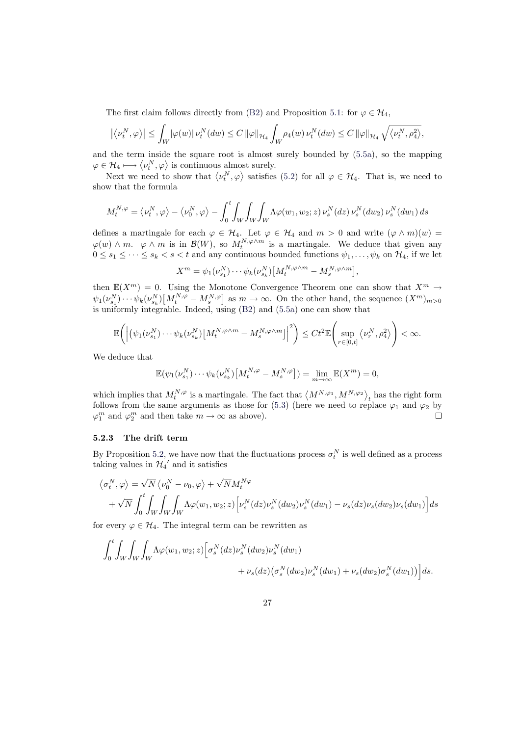The first claim follows directly from (B2) and Proposition 5.1: for $\varphi \in \mathcal{H}_4$,

$$\left|\left\langle \nu_t^N, \varphi\right\rangle\right| \leq \int_W |\varphi(w)|\, \nu_t^N(dw) \leq C\, \|\varphi\|_{\mathcal{H}_4} \int_W \rho_4(w)\, \nu_t^N(dw) \leq C\, \|\varphi\|_{\mathcal{H}_4} \sqrt{\left\langle \nu_t^N, \rho_4^2\right\rangle},$$

and the term inside the square root is almost surely bounded by (5.5a), so the mapping $\varphi \in \mathcal{H}_4 \longmapsto \left\langle \nu_t^N, \varphi\right\rangle$ is continuous almost surely.

Next we need to show that $\left\langle \nu_t^N, \varphi\right\rangle$ satisfies (5.2) for all $\varphi \in \mathcal{H}_4$. That is, we need to show that the formula

$$M_t^{N,\varphi} = \left\langle \nu_t^N, \varphi\right\rangle - \left\langle \nu_0^N, \varphi\right\rangle - \int_0^t \int_W \int_W \int_W \Lambda\varphi(w_1, w_2; z)\, \nu_s^N(dz)\, \nu_s^N(dw_2)\, \nu_s^N(dw_1)\, ds$$

defines a martingale for each $\varphi \in \mathcal{H}_4$. Let $\varphi \in \mathcal{H}_4$ and $m > 0$ and write $(\varphi \wedge m)(w) = \varphi(w) \wedge m$. $\varphi \wedge m$ is in $\mathcal{B}(W)$, so $M_t^{N,\varphi\wedge m}$ is a martingale. We deduce that given any $0 \leq s_1 \leq \cdots \leq s_k < s < t$ and any continuous bounded functions $\psi_1, \ldots, \psi_k$ on $\mathcal{H}_4$, if we let

$$X^m = \psi_1(\nu_{s_1}^N) \cdots \psi_k(\nu_{s_k}^N)\big[M_t^{N,\varphi\wedge m} - M_s^{N,\varphi\wedge m}\big],$$

then $\mathbb{E}(X^m) = 0$. Using the Monotone Convergence Theorem one can show that $X^m \to \psi_1(\nu_{s_1}^N) \cdots \psi_k(\nu_{s_k}^N)\big[M_t^{N,\varphi} - M_s^{N,\varphi}\big]$ as $m \to \infty$. On the other hand, the sequence $(X^m)_{m>0}$ is uniformly integrable. Indeed, using (B2) and (5.5a) one can show that

$$\mathbb{E}\left(\left|\big(\psi_1(\nu_{s_1}^N) \cdots \psi_k(\nu_{s_k}^N)\big[M_t^{N,\varphi\wedge m} - M_s^{N,\varphi\wedge m}\big]\right|^2\right) \leq Ct^2 \mathbb{E}\left(\sup_{r\in[0,t]} \left\langle \nu_r^N, \rho_4^2\right\rangle\right) < \infty.$$

We deduce that

$$\mathbb{E}(\psi_1(\nu_{s_1}^N) \cdots \psi_k(\nu_{s_k}^N)\big[M_t^{N,\varphi} - M_s^{N,\varphi}\big]) = \lim_{m\to\infty} \mathbb{E}(X^m) = 0,$$

which implies that $M_t^{N,\varphi}$ is a martingale. The fact that $\left\langle M^{N,\varphi_1}, M^{N,\varphi_2}\right\rangle_t$ has the right form follows from the same arguments as those for (5.3) (here we need to replace $\varphi_1$ and $\varphi_2$ by $\varphi_1^m$ and $\varphi_2^m$ and then take $m \to \infty$ as above). $\square$

### 5.2.3 The drift term

By Proposition 5.2, we have now that the fluctuations process $\sigma_t^N$ is well defined as a process taking values in ${\mathcal{H}_4}'$ and it satisfies

$$\begin{aligned}\left\langle \sigma_t^N, \varphi\right\rangle &= \sqrt{N}\left\langle \nu_0^N - \nu_0, \varphi\right\rangle + \sqrt{N} M_t^{N\varphi} \\ &\quad + \sqrt{N}\int_0^t \int_W \int_W \int_W \Lambda\varphi(w_1, w_2; z)\Big[\nu_s^N(dz)\nu_s^N(dw_2)\nu_s^N(dw_1) - \nu_s(dz)\nu_s(dw_2)\nu_s(dw_1)\Big] ds\end{aligned}$$

for every $\varphi \in \mathcal{H}_4$. The integral term can be rewritten as

$$\begin{aligned}\int_0^t \int_W \int_W \int_W \Lambda\varphi(w_1, w_2; z)\Big[&\sigma_s^N(dz)\nu_s^N(dw_2)\nu_s^N(dw_1) \\ &+ \nu_s(dz)\big(\sigma_s^N(dw_2)\nu_s^N(dw_1) + \nu_s(dw_2)\sigma_s^N(dw_1)\big)\Big] ds.\end{aligned}$$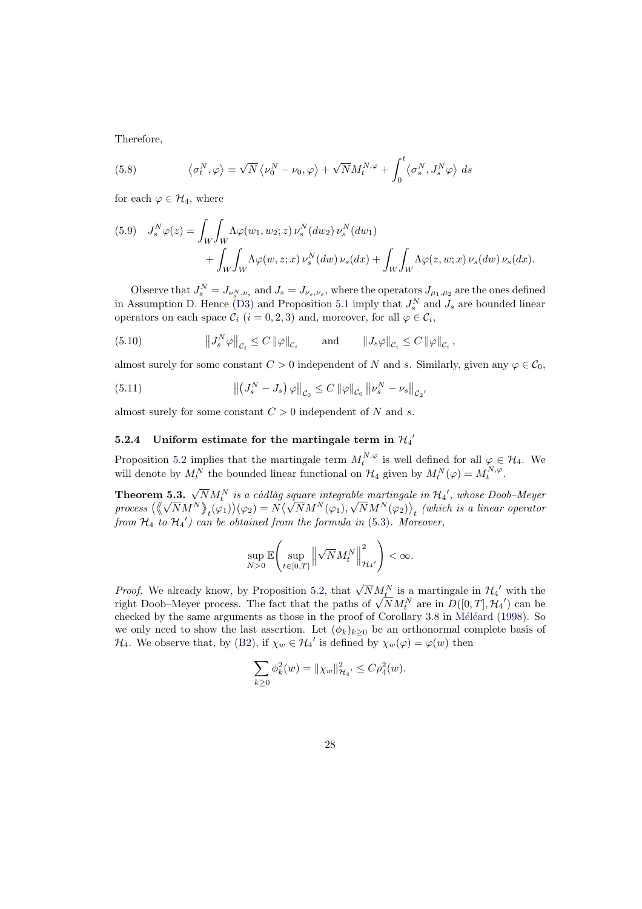Therefore,

$$\left\langle \sigma_t^N, \varphi \right\rangle = \sqrt{N} \left\langle \nu_0^N - \nu_0, \varphi \right\rangle + \sqrt{N} M_t^{N,\varphi} + \int_0^t \left\langle \sigma_s^N, J_s^N \varphi \right\rangle \, ds \tag{5.8}$$

for each $\varphi \in \mathcal{H}_4$, where

$$\begin{aligned} J_s^N \varphi(z) = &\int_W \int_W \Lambda\varphi(w_1, w_2; z) \, \nu_s^N(dw_2) \, \nu_s^N(dw_1) \\ &+ \int_W \int_W \Lambda\varphi(w, z; x) \, \nu_s^N(dw) \, \nu_s(dx) + \int_W \int_W \Lambda\varphi(z, w; x) \, \nu_s(dw) \, \nu_s(dx). \end{aligned} \tag{5.9}$$

Observe that $J_s^N = J_{\nu_s^N, \nu_s}$ and $J_s = J_{\nu_s, \nu_s}$, where the operators $J_{\mu_1, \mu_2}$ are the ones defined in Assumption D. Hence (D3) and Proposition 5.1 imply that $J_s^N$ and $J_s$ are bounded linear operators on each space $\mathcal{C}_i$ ($i = 0, 2, 3$) and, moreover, for all $\varphi \in \mathcal{C}_i$,

$$\left\| J_s^N \varphi \right\|_{\mathcal{C}_i} \leq C \left\| \varphi \right\|_{\mathcal{C}_i} \qquad \text{and} \qquad \left\| J_s \varphi \right\|_{\mathcal{C}_i} \leq C \left\| \varphi \right\|_{\mathcal{C}_i}, \tag{5.10}$$

almost surely for some constant $C > 0$ independent of $N$ and $s$. Similarly, given any $\varphi \in \mathcal{C}_0$,

$$\left\| \left( J_s^N - J_s \right) \varphi \right\|_{\mathcal{C}_0} \leq C \left\| \varphi \right\|_{\mathcal{C}_0} \left\| \nu_s^N - \nu_s \right\|_{\mathcal{C}_2'} \tag{5.11}$$

almost surely for some constant $C > 0$ independent of $N$ and $s$.

### 5.2.4 Uniform estimate for the martingale term in ${\mathcal{H}_4}'$

Proposition 5.2 implies that the martingale term $M_t^{N,\varphi}$ is well defined for all $\varphi \in \mathcal{H}_4$. We will denote by $M_t^N$ the bounded linear functional on $\mathcal{H}_4$ given by $M_t^N(\varphi) = M_t^{N,\varphi}$.

**Theorem 5.3.** *$\sqrt{N} M_t^N$ is a càdlàg square integrable martingale in ${\mathcal{H}_4}'$, whose Doob–Meyer process $\left(\langle\!\langle \sqrt{N} M^N \rangle\!\rangle_t(\varphi_1)\right)(\varphi_2) = N \left\langle \sqrt{N} M^N(\varphi_1), \sqrt{N} M^N(\varphi_2) \right\rangle_t$ (which is a linear operator from $\mathcal{H}_4$ to ${\mathcal{H}_4}'$) can be obtained from the formula in (5.3). Moreover,*

$$\sup_{N > 0} \mathbb{E}\left( \sup_{t \in [0,T]} \left\| \sqrt{N} M_t^N \right\|_{{\mathcal{H}_4}'}^2 \right) < \infty.$$

*Proof.* We already know, by Proposition 5.2, that $\sqrt{N} M_t^N$ is a martingale in ${\mathcal{H}_4}'$ with the right Doob–Meyer process. The fact that the paths of $\sqrt{N} M_t^N$ are in $D([0,T], {\mathcal{H}_4}')$ can be checked by the same arguments as those in the proof of Corollary 3.8 in Méléard (1998). So we only need to show the last assertion. Let $(\phi_k)_{k \geq 0}$ be an orthonormal complete basis of $\mathcal{H}_4$. We observe that, by (B2), if $\chi_w \in {\mathcal{H}_4}'$ is defined by $\chi_w(\varphi) = \varphi(w)$ then

$$\sum_{k \geq 0} \phi_k^2(w) = \left\| \chi_w \right\|_{{\mathcal{H}_4}'}^2 \leq C \rho_4^2(w).$$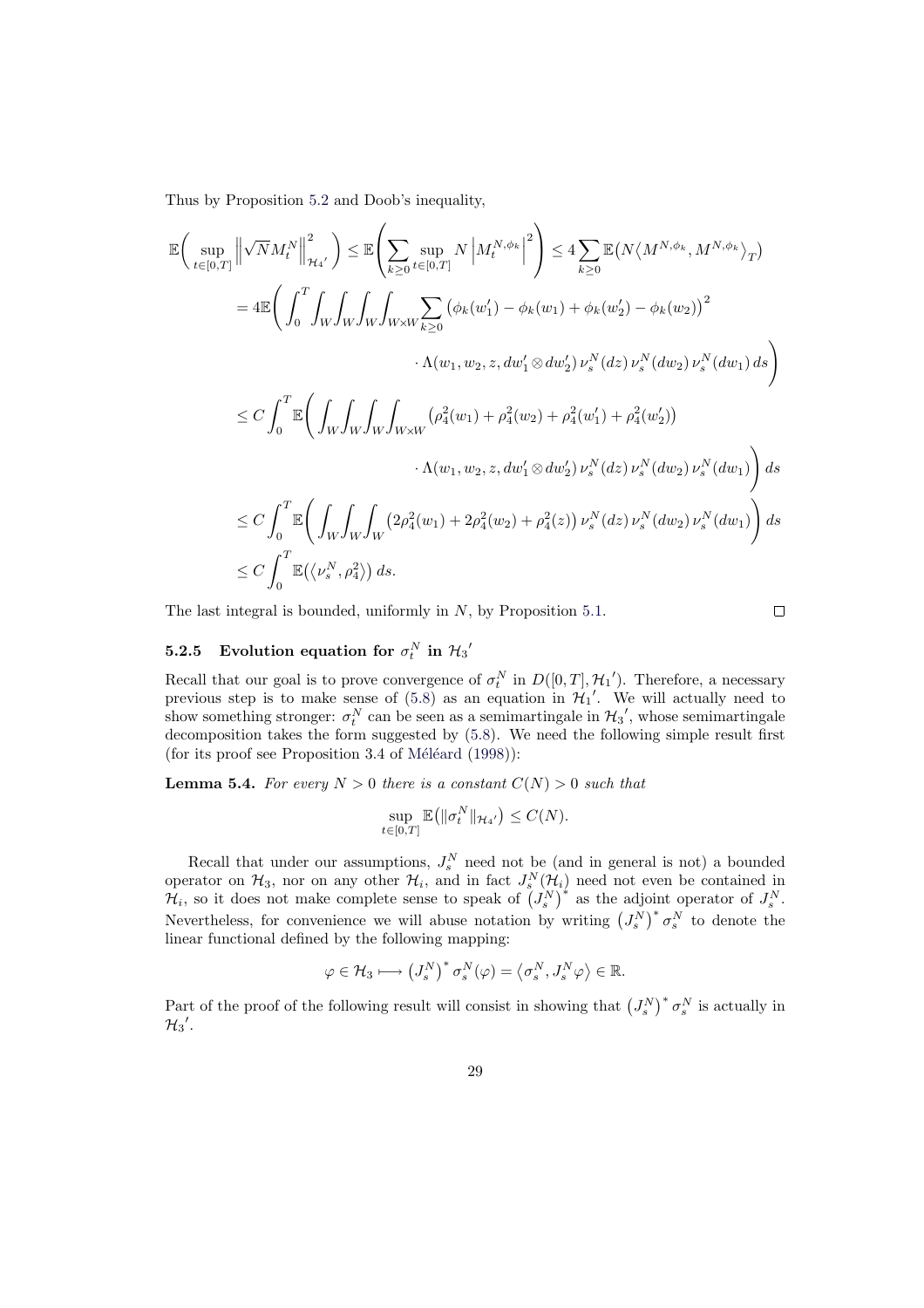Thus by Proposition 5.2 and Doob's inequality,

$$
\begin{aligned}
\mathbb{E}\bigg( \sup_{t\in[0,T]} \Big\| \sqrt{N} M_t^N \Big\|^2_{\mathcal{H}_4{}'} \bigg) &\leq \mathbb{E}\left( \sum_{k\geq 0} \sup_{t\in[0,T]} N \left| M_t^{N,\phi_k} \right|^2 \right) \leq 4 \sum_{k\geq 0} \mathbb{E}\big( N \big\langle M^{N,\phi_k}, M^{N,\phi_k} \big\rangle_T \big) \\
&= 4\mathbb{E}\Bigg( \int_0^T \int_W \int_W \int_W \int_{W\times W} \sum_{k\geq 0} \big( \phi_k(w_1') - \phi_k(w_1) + \phi_k(w_2') - \phi_k(w_2) \big)^2 \\
&\qquad\qquad \cdot \Lambda(w_1, w_2, z, dw_1' \otimes dw_2')\, \nu_s^N(dz)\, \nu_s^N(dw_2)\, \nu_s^N(dw_1)\, ds \Bigg) \\
&\leq C \int_0^T \mathbb{E}\Bigg( \int_W \int_W \int_W \int_{W\times W} \big( \rho_4^2(w_1) + \rho_4^2(w_2) + \rho_4^2(w_1') + \rho_4^2(w_2') \big) \\
&\qquad\qquad \cdot \Lambda(w_1, w_2, z, dw_1' \otimes dw_2')\, \nu_s^N(dz)\, \nu_s^N(dw_2)\, \nu_s^N(dw_1) \Bigg) ds \\
&\leq C \int_0^T \mathbb{E}\Bigg( \int_W \int_W \int_W \big( 2\rho_4^2(w_1) + 2\rho_4^2(w_2) + \rho_4^2(z) \big)\, \nu_s^N(dz)\, \nu_s^N(dw_2)\, \nu_s^N(dw_1) \Bigg) ds \\
&\leq C \int_0^T \mathbb{E}\big( \big\langle \nu_s^N, \rho_4^2 \big\rangle \big)\, ds.
\end{aligned}
$$

The last integral is bounded, uniformly in $N$, by Proposition 5.1. ◻

### 5.2.5 Evolution equation for $\sigma_t^N$ in $\mathcal{H}_3{}'$

Recall that our goal is to prove convergence of $\sigma_t^N$ in $D([0,T], \mathcal{H}_1{}')$. Therefore, a necessary previous step is to make sense of (5.8) as an equation in $\mathcal{H}_1{}'$. We will actually need to show something stronger: $\sigma_t^N$ can be seen as a semimartingale in $\mathcal{H}_3{}'$, whose semimartingale decomposition takes the form suggested by (5.8). We need the following simple result first (for its proof see Proposition 3.4 of Méléard (1998)):

**Lemma 5.4.** *For every $N > 0$ there is a constant $C(N) > 0$ such that*

$$
\sup_{t\in[0,T]} \mathbb{E}\big( \|\sigma_t^N\|_{\mathcal{H}_4{}'} \big) \leq C(N).
$$

Recall that under our assumptions, $J_s^N$ need not be (and in general is not) a bounded operator on $\mathcal{H}_3$, nor on any other $\mathcal{H}_i$, and in fact $J_s^N(\mathcal{H}_i)$ need not even be contained in $\mathcal{H}_i$, so it does not make complete sense to speak of $\big(J_s^N\big)^*$ as the adjoint operator of $J_s^N$. Nevertheless, for convenience we will abuse notation by writing $\big(J_s^N\big)^* \sigma_s^N$ to denote the linear functional defined by the following mapping:

$$
\varphi \in \mathcal{H}_3 \longmapsto \big(J_s^N\big)^* \sigma_s^N(\varphi) = \big\langle \sigma_s^N, J_s^N \varphi \big\rangle \in \mathbb{R}.
$$

Part of the proof of the following result will consist in showing that $\big(J_s^N\big)^* \sigma_s^N$ is actually in $\mathcal{H}_3{}'$.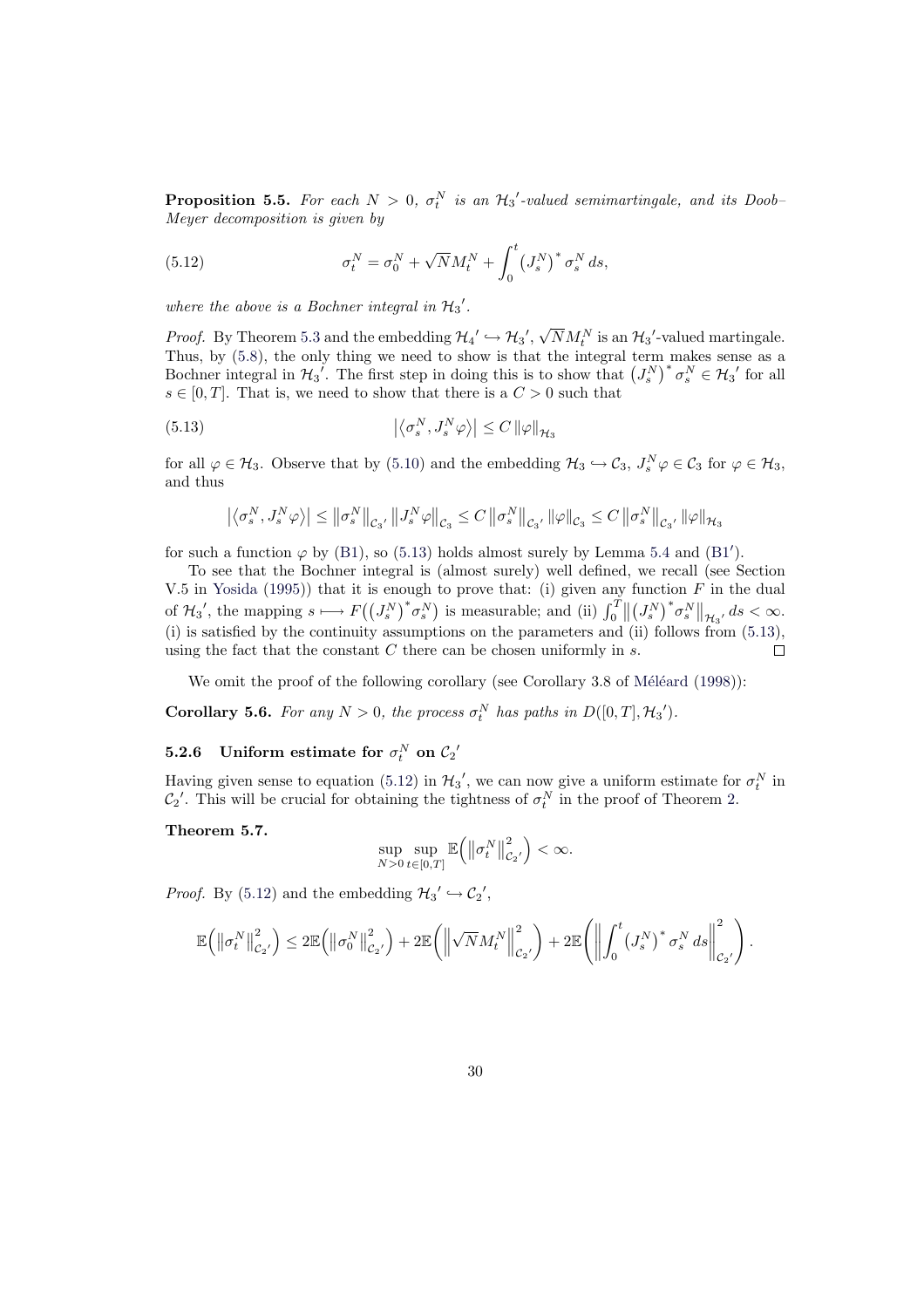**Proposition 5.5.** *For each $N > 0$, $\sigma_t^N$ is an ${\mathcal{H}_3}'$-valued semimartingale, and its Doob–Meyer decomposition is given by*

$$\sigma_t^N = \sigma_0^N + \sqrt{N} M_t^N + \int_0^t \left(J_s^N\right)^* \sigma_s^N \, ds, \tag{5.12}$$

*where the above is a Bochner integral in ${\mathcal{H}_3}'$.*

*Proof.* By Theorem 5.3 and the embedding ${\mathcal{H}_4}' \hookrightarrow {\mathcal{H}_3}'$, $\sqrt{N} M_t^N$ is an ${\mathcal{H}_3}'$-valued martingale. Thus, by (5.8), the only thing we need to show is that the integral term makes sense as a Bochner integral in ${\mathcal{H}_3}'$. The first step in doing this is to show that $\left(J_s^N\right)^* \sigma_s^N \in {\mathcal{H}_3}'$ for all $s \in [0, T]$. That is, we need to show that there is a $C > 0$ such that

$$\left|\langle \sigma_s^N, J_s^N \varphi \rangle\right| \le C \left\|\varphi\right\|_{\mathcal{H}_3} \tag{5.13}$$

for all $\varphi \in \mathcal{H}_3$. Observe that by (5.10) and the embedding $\mathcal{H}_3 \hookrightarrow \mathcal{C}_3$, $J_s^N \varphi \in \mathcal{C}_3$ for $\varphi \in \mathcal{H}_3$, and thus

$$\left|\langle \sigma_s^N, J_s^N \varphi \rangle\right| \le \left\|\sigma_s^N\right\|_{{\mathcal{C}_3}'} \left\|J_s^N \varphi\right\|_{\mathcal{C}_3} \le C \left\|\sigma_s^N\right\|_{{\mathcal{C}_3}'} \left\|\varphi\right\|_{\mathcal{C}_3} \le C \left\|\sigma_s^N\right\|_{{\mathcal{C}_3}'} \left\|\varphi\right\|_{\mathcal{H}_3}$$

for such a function $\varphi$ by (B1), so (5.13) holds almost surely by Lemma 5.4 and (B1′).

To see that the Bochner integral is (almost surely) well defined, we recall (see Section V.5 in Yosida (1995)) that it is enough to prove that: (i) given any function $F$ in the dual of ${\mathcal{H}_3}'$, the mapping $s \longmapsto F\big(\left(J_s^N\right)^* \sigma_s^N\big)$ is measurable; and (ii) $\int_0^T \left\|\left(J_s^N\right)^* \sigma_s^N\right\|_{{\mathcal{H}_3}'} ds < \infty$. (i) is satisfied by the continuity assumptions on the parameters and (ii) follows from (5.13), using the fact that the constant $C$ there can be chosen uniformly in $s$. $\square$

We omit the proof of the following corollary (see Corollary 3.8 of Méléard (1998)):

**Corollary 5.6.** *For any $N > 0$, the process $\sigma_t^N$ has paths in $D([0, T], {\mathcal{H}_3}')$.*

### 5.2.6 Uniform estimate for $\sigma_t^N$ on ${\mathcal{C}_2}'$

Having given sense to equation (5.12) in ${\mathcal{H}_3}'$, we can now give a uniform estimate for $\sigma_t^N$ in ${\mathcal{C}_2}'$. This will be crucial for obtaining the tightness of $\sigma_t^N$ in the proof of Theorem 2.

**Theorem 5.7.**

$$\sup_{N > 0} \sup_{t \in [0,T]} \mathbb{E}\Big(\left\|\sigma_t^N\right\|_{{\mathcal{C}_2}'}^2\Big) < \infty.$$

*Proof.* By (5.12) and the embedding ${\mathcal{H}_3}' \hookrightarrow {\mathcal{C}_2}'$,

$$\mathbb{E}\Big(\left\|\sigma_t^N\right\|_{{\mathcal{C}_2}'}^2\Big) \le 2\mathbb{E}\Big(\left\|\sigma_0^N\right\|_{{\mathcal{C}_2}'}^2\Big) + 2\mathbb{E}\bigg(\left\|\sqrt{N} M_t^N\right\|_{{\mathcal{C}_2}'}^2\bigg) + 2\mathbb{E}\Bigg(\left\|\int_0^t \left(J_s^N\right)^* \sigma_s^N \, ds\right\|_{{\mathcal{C}_2}'}^2\Bigg).$$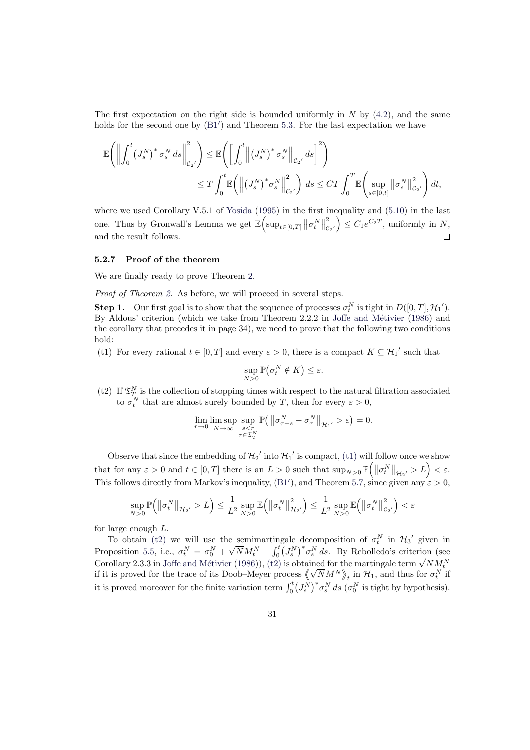The first expectation on the right side is bounded uniformly in $N$ by (4.2), and the same holds for the second one by (B1′) and Theorem 5.3. For the last expectation we have

$$
\begin{aligned}
\mathbb{E}\left(\left\|\int_0^t \left(J_s^N\right)^* \sigma_s^N \, ds\right\|_{\mathcal{C}_2{}'}^2\right) &\leq \mathbb{E}\left(\left[\int_0^t \left\|\left(J_s^N\right)^* \sigma_s^N\right\|_{\mathcal{C}_2{}'} ds\right]^2\right) \\
&\leq T \int_0^t \mathbb{E}\left(\left\|\left(J_s^N\right)^* \sigma_s^N\right\|_{\mathcal{C}_2{}'}^2\right) ds \leq CT \int_0^T \mathbb{E}\left(\sup_{s\in[0,t]} \left\|\sigma_s^N\right\|_{\mathcal{C}_2{}'}^2\right) dt,
\end{aligned}
$$

where we used Corollary V.5.1 of Yosida (1995) in the first inequality and (5.10) in the last one. Thus by Gronwall's Lemma we get $\mathbb{E}\left(\sup_{t\in[0,T]} \left\|\sigma_t^N\right\|_{\mathcal{C}_2{}'}^2\right) \leq C_1 e^{C_2 T}$, uniformly in $N$, and the result follows. □

#### 5.2.7 Proof of the theorem

We are finally ready to prove Theorem 2.

*Proof of Theorem 2.* As before, we will proceed in several steps.

**Step 1.** Our first goal is to show that the sequence of processes $\sigma_t^N$ is tight in $D([0,T],\mathcal{H}_1{}')$. By Aldous' criterion (which we take from Theorem 2.2.2 in Joffe and Métivier (1986) and the corollary that precedes it in page 34), we need to prove that the following two conditions hold:

(t1) For every rational $t \in [0,T]$ and every $\varepsilon > 0$, there is a compact $K \subseteq \mathcal{H}_1{}'$ such that

$$
\sup_{N>0} \mathbb{P}\left(\sigma_t^N \notin K\right) \leq \varepsilon.
$$

(t2) If $\mathfrak{T}_T^N$ is the collection of stopping times with respect to the natural filtration associated to $\sigma_t^N$ that are almost surely bounded by $T$, then for every $\varepsilon > 0$,

$$
\lim_{r\to 0} \limsup_{N\to\infty} \sup_{\substack{s<r \\ \tau\in\mathfrak{T}_T^N}} \mathbb{P}\left(\left\|\sigma_{\tau+s}^N - \sigma_\tau^N\right\|_{\mathcal{H}_1{}'} > \varepsilon\right) = 0.
$$

Observe that since the embedding of $\mathcal{H}_2{}'$ into $\mathcal{H}_1{}'$ is compact, (t1) will follow once we show that for any $\varepsilon > 0$ and $t \in [0,T]$ there is an $L > 0$ such that $\sup_{N>0} \mathbb{P}\left(\left\|\sigma_t^N\right\|_{\mathcal{H}_2{}'} > L\right) < \varepsilon$. This follows directly from Markov's inequality, (B1′), and Theorem 5.7, since given any $\varepsilon > 0$,

$$
\sup_{N>0} \mathbb{P}\left(\left\|\sigma_t^N\right\|_{\mathcal{H}_2{}'} > L\right) \leq \frac{1}{L^2} \sup_{N>0} \mathbb{E}\left(\left\|\sigma_t^N\right\|_{\mathcal{H}_2{}'}^2\right) \leq \frac{1}{L^2} \sup_{N>0} \mathbb{E}\left(\left\|\sigma_t^N\right\|_{\mathcal{C}_2{}'}^2\right) < \varepsilon
$$

for large enough $L$.

To obtain (t2) we will use the semimartingale decomposition of $\sigma_t^N$ in $\mathcal{H}_3{}'$ given in Proposition 5.5, i.e., $\sigma_t^N = \sigma_0^N + \sqrt{N} M_t^N + \int_0^t \left(J_s^N\right)^* \sigma_s^N \, ds$. By Rebolledo's criterion (see Corollary 2.3.3 in Joffe and Métivier (1986)), (t2) is obtained for the martingale term $\sqrt{N} M_t^N$ if it is proved for the trace of its Doob–Meyer process $\langle\!\langle \sqrt{N} M^N \rangle\!\rangle_t$ in $\mathcal{H}_1$, and thus for $\sigma_t^N$ if it is proved moreover for the finite variation term $\int_0^t \left(J_s^N\right)^* \sigma_s^N \, ds$ ($\sigma_0^N$ is tight by hypothesis).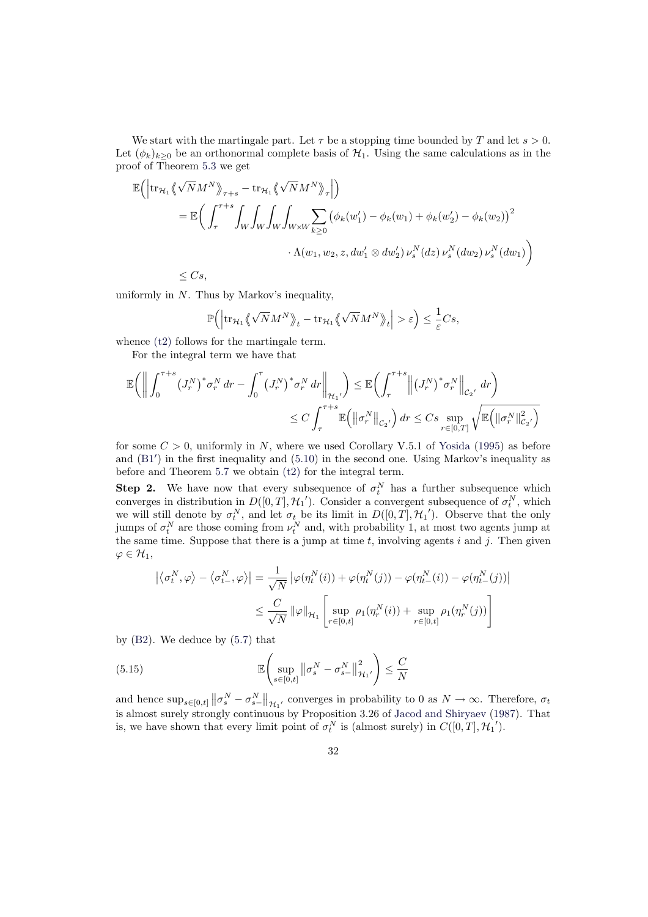We start with the martingale part. Let $\tau$ be a stopping time bounded by $T$ and let $s > 0$. Let $(\phi_k)_{k\geq 0}$ be an orthonormal complete basis of $\mathcal{H}_1$. Using the same calculations as in the proof of Theorem 5.3 we get

$$
\begin{aligned}
\mathbb{E}\Big(\Big|\mathrm{tr}_{\mathcal{H}_1}\big\langle\!\big\langle \sqrt{N}M^N\big\rangle\!\big\rangle_{\tau+s} - \mathrm{tr}_{\mathcal{H}_1}\big\langle\!\big\langle \sqrt{N}M^N\big\rangle\!\big\rangle_{\tau}\Big|\Big)
&= \mathbb{E}\bigg(\int_\tau^{\tau+s}\int_W\int_W\int_W\int_{W\times W}\sum_{k\geq 0}\big(\phi_k(w_1') - \phi_k(w_1) + \phi_k(w_2') - \phi_k(w_2)\big)^2 \\
&\qquad\qquad \cdot \Lambda(w_1, w_2, z, dw_1'\otimes dw_2')\,\nu_s^N(dz)\,\nu_s^N(dw_2)\,\nu_s^N(dw_1)\bigg) \\
&\leq Cs,
\end{aligned}
$$

uniformly in $N$. Thus by Markov's inequality,

$$
\mathbb{P}\Big(\Big|\mathrm{tr}_{\mathcal{H}_1}\big\langle\!\big\langle \sqrt{N}M^N\big\rangle\!\big\rangle_{t} - \mathrm{tr}_{\mathcal{H}_1}\big\langle\!\big\langle \sqrt{N}M^N\big\rangle\!\big\rangle_{t}\Big| > \varepsilon\Big) \leq \frac{1}{\varepsilon}Cs,
$$

whence (t2) follows for the martingale term.

For the integral term we have that

$$
\begin{aligned}
\mathbb{E}\bigg(\bigg\|\int_0^{\tau+s}\big(J_r^N\big)^*\sigma_r^N\,dr - \int_0^{\tau}\big(J_r^N\big)^*\sigma_r^N\,dr\bigg\|_{\mathcal{H}_1{}'}\bigg) &\leq \mathbb{E}\bigg(\int_\tau^{\tau+s}\Big\|\big(J_r^N\big)^*\sigma_r^N\Big\|_{\mathcal{C}_2{}'}\,dr\bigg) \\
&\leq C\int_\tau^{\tau+s}\mathbb{E}\Big(\big\|\sigma_r^N\big\|_{\mathcal{C}_2{}'}\Big)\,dr \leq Cs\sup_{r\in[0,T]}\sqrt{\mathbb{E}\Big(\|\sigma_r^N\|^2_{\mathcal{C}_2{}'}\Big)}
\end{aligned}
$$

for some $C > 0$, uniformly in $N$, where we used Corollary V.5.1 of Yosida (1995) as before and (B1$'$) in the first inequality and (5.10) in the second one. Using Markov's inequality as before and Theorem 5.7 we obtain (t2) for the integral term.

**Step 2.** We have now that every subsequence of $\sigma_t^N$ has a further subsequence which converges in distribution in $D([0,T],\mathcal{H}_1{}')$. Consider a convergent subsequence of $\sigma_t^N$, which we will still denote by $\sigma_t^N$, and let $\sigma_t$ be its limit in $D([0,T],\mathcal{H}_1{}')$. Observe that the only jumps of $\sigma_t^N$ are those coming from $\nu_t^N$ and, with probability 1, at most two agents jump at the same time. Suppose that there is a jump at time $t$, involving agents $i$ and $j$. Then given $\varphi \in \mathcal{H}_1$,

$$
\begin{aligned}
\big|\langle\sigma_t^N,\varphi\rangle - \langle\sigma_{t-}^N,\varphi\rangle\big| &= \frac{1}{\sqrt{N}}\big|\varphi(\eta_t^N(i)) + \varphi(\eta_t^N(j)) - \varphi(\eta_{t-}^N(i)) - \varphi(\eta_{t-}^N(j))\big| \\
&\leq \frac{C}{\sqrt{N}}\|\varphi\|_{\mathcal{H}_1}\bigg[\sup_{r\in[0,t]}\rho_1(\eta_r^N(i)) + \sup_{r\in[0,t]}\rho_1(\eta_r^N(j))\bigg]
\end{aligned}
$$

by (B2). We deduce by (5.7) that

$$
\mathbb{E}\bigg(\sup_{s\in[0,t]}\big\|\sigma_s^N - \sigma_{s-}^N\big\|^2_{\mathcal{H}_1{}'}\bigg) \leq \frac{C}{N} \tag{5.15}
$$

and hence $\sup_{s\in[0,t]}\big\|\sigma_s^N - \sigma_{s-}^N\big\|_{\mathcal{H}_1{}'}$ converges in probability to 0 as $N\to\infty$. Therefore, $\sigma_t$ is almost surely strongly continuous by Proposition 3.26 of Jacod and Shiryaev (1987). That is, we have shown that every limit point of $\sigma_t^N$ is (almost surely) in $C([0,T],\mathcal{H}_1{}')$.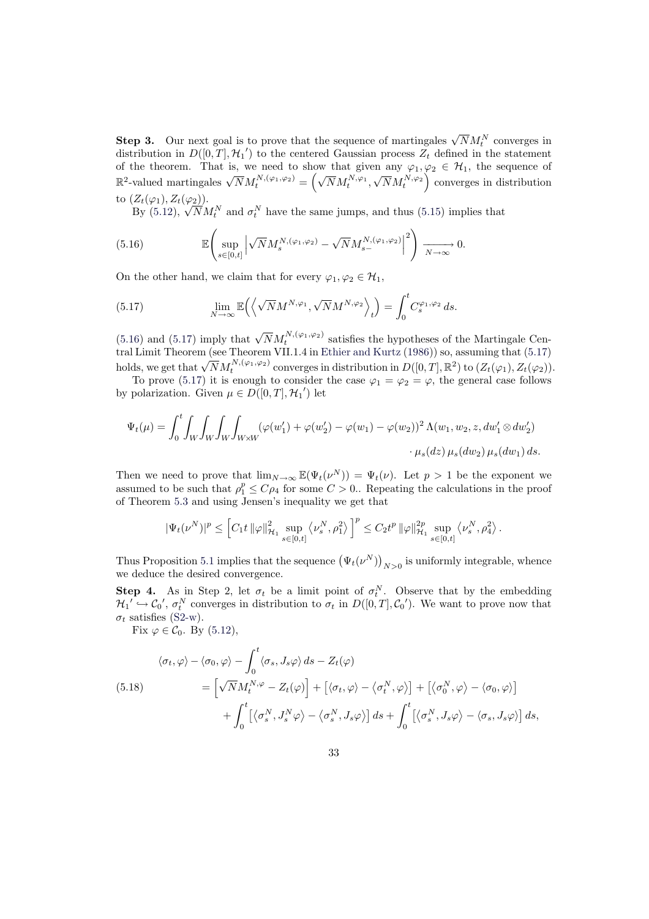**Step 3.** Our next goal is to prove that the sequence of martingales $\sqrt{N}M_t^N$ converges in distribution in $D([0,T],{\mathcal{H}_1}')$ to the centered Gaussian process $Z_t$ defined in the statement of the theorem. That is, we need to show that given any $\varphi_1,\varphi_2 \in \mathcal{H}_1$, the sequence of $\mathbb{R}^2$-valued martingales $\sqrt{N}M_t^{N,(\varphi_1,\varphi_2)} = \left(\sqrt{N}M_t^{N,\varphi_1}, \sqrt{N}M_t^{N,\varphi_2}\right)$ converges in distribution to $(Z_t(\varphi_1), Z_t(\varphi_2))$.

By (5.12), $\sqrt{N}M_t^N$ and $\sigma_t^N$ have the same jumps, and thus (5.15) implies that

$$
\mathbb{E}\left(\sup_{s\in[0,t]}\left|\sqrt{N}M_s^{N,(\varphi_1,\varphi_2)} - \sqrt{N}M_{s-}^{N,(\varphi_1,\varphi_2)}\right|^2\right) \xrightarrow[N\to\infty]{} 0. \tag{5.16}
$$

On the other hand, we claim that for every $\varphi_1,\varphi_2 \in \mathcal{H}_1$,

$$
\lim_{N\to\infty} \mathbb{E}\Big(\left\langle \sqrt{N}M^{N,\varphi_1}, \sqrt{N}M^{N,\varphi_2}\right\rangle_t\Big) = \int_0^t C_s^{\varphi_1,\varphi_2}\,ds. \tag{5.17}
$$

(5.16) and (5.17) imply that $\sqrt{N}M_t^{N,(\varphi_1,\varphi_2)}$ satisfies the hypotheses of the Martingale Central Limit Theorem (see Theorem VII.1.4 in Ethier and Kurtz (1986)) so, assuming that (5.17) holds, we get that $\sqrt{N}M_t^{N,(\varphi_1,\varphi_2)}$ converges in distribution in $D([0,T],\mathbb{R}^2)$ to $(Z_t(\varphi_1), Z_t(\varphi_2))$.

To prove (5.17) it is enough to consider the case $\varphi_1 = \varphi_2 = \varphi$, the general case follows by polarization. Given $\mu \in D([0,T],{\mathcal{H}_1}')$ let

$$
\begin{aligned}
\Psi_t(\mu) = \int_0^t \int_W \int_W \int_W \int_{W\times W} (\varphi(w_1') + \varphi(w_2') - \varphi(w_1) - \varphi(w_2))^2\,\Lambda(w_1,w_2,z,dw_1'\otimes dw_2') \\
\cdot\,\mu_s(dz)\,\mu_s(dw_2)\,\mu_s(dw_1)\,ds.
\end{aligned}
$$

Then we need to prove that $\lim_{N\to\infty}\mathbb{E}(\Psi_t(\nu^N)) = \Psi_t(\nu)$. Let $p > 1$ be the exponent we assumed to be such that $\rho_1^p \le C\rho_4$ for some $C > 0$.. Repeating the calculations in the proof of Theorem 5.3 and using Jensen's inequality we get that

$$
|\Psi_t(\nu^N)|^p \le \left[C_1 t\,\|\varphi\|_{\mathcal{H}_1}^2 \sup_{s\in[0,t]}\left\langle \nu_s^N, \rho_1^2\right\rangle\right]^p \le C_2 t^p\,\|\varphi\|_{\mathcal{H}_1}^{2p} \sup_{s\in[0,t]}\left\langle \nu_s^N, \rho_4^2\right\rangle.
$$

Thus Proposition 5.1 implies that the sequence $\left(\Psi_t(\nu^N)\right)_{N>0}$ is uniformly integrable, whence we deduce the desired convergence.

**Step 4.** As in Step 2, let $\sigma_t$ be a limit point of $\sigma_t^N$. Observe that by the embedding ${\mathcal{H}_1}' \hookrightarrow {\mathcal{C}_0}'$, $\sigma_t^N$ converges in distribution to $\sigma_t$ in $D([0,T],{\mathcal{C}_0}')$. We want to prove now that $\sigma_t$ satisfies (S2-w).

Fix $\varphi \in \mathcal{C}_0$. By (5.12),

$$
\begin{aligned}
&\langle \sigma_t, \varphi\rangle - \langle \sigma_0, \varphi\rangle - \int_0^t \langle \sigma_s, J_s\varphi\rangle\,ds - Z_t(\varphi) \\
&\quad= \left[\sqrt{N}M_t^{N,\varphi} - Z_t(\varphi)\right] + \left[\langle \sigma_t, \varphi\rangle - \left\langle \sigma_t^N, \varphi\right\rangle\right] + \left[\left\langle \sigma_0^N, \varphi\right\rangle - \langle \sigma_0, \varphi\rangle\right] \\
&\qquad+ \int_0^t \left[\left\langle \sigma_s^N, J_s^N\varphi\right\rangle - \left\langle \sigma_s^N, J_s\varphi\right\rangle\right] ds + \int_0^t \left[\left\langle \sigma_s^N, J_s\varphi\right\rangle - \langle \sigma_s, J_s\varphi\rangle\right] ds,
\end{aligned} \tag{5.18}
$$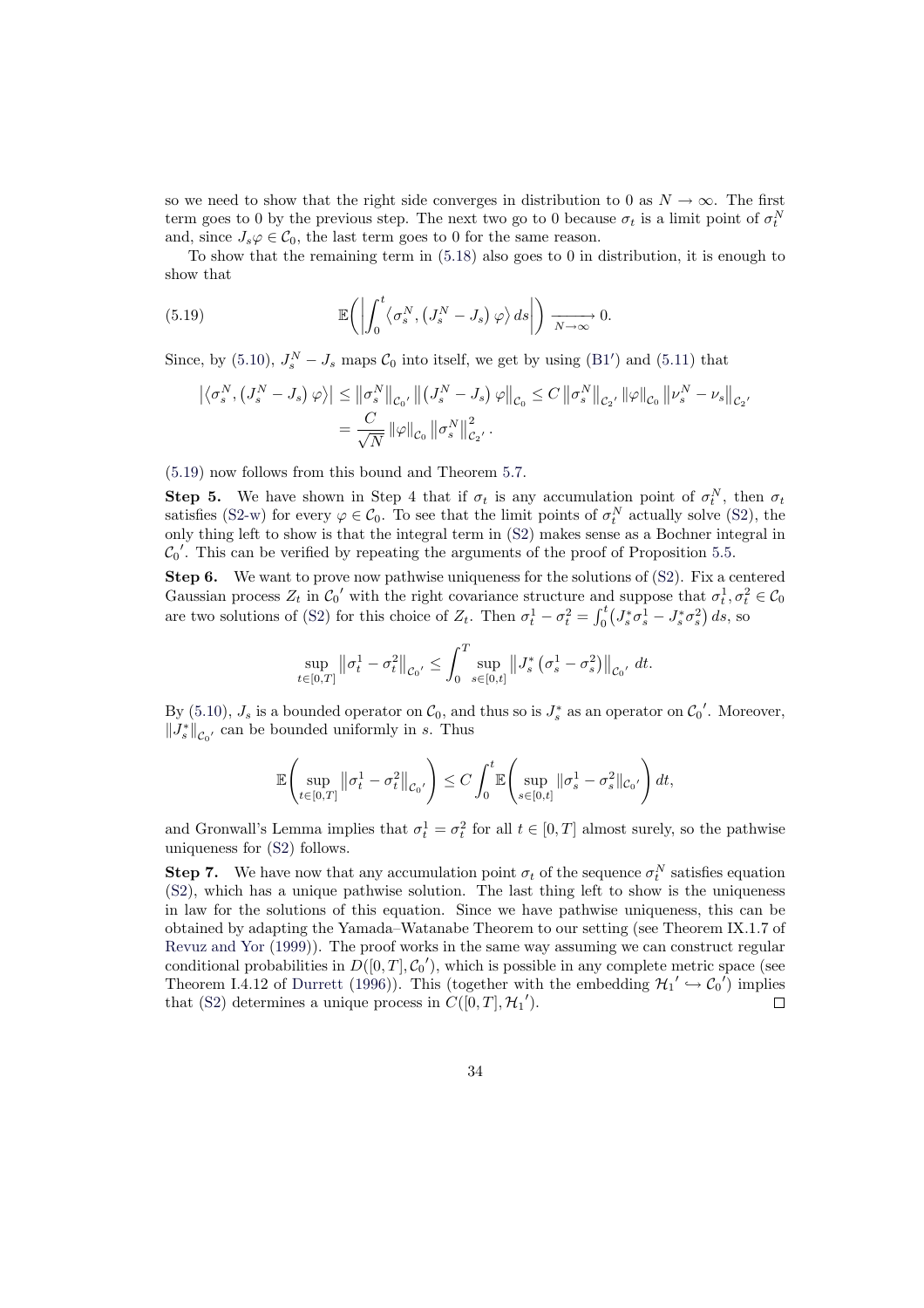so we need to show that the right side converges in distribution to 0 as $N \to \infty$. The first term goes to 0 by the previous step. The next two go to 0 because $\sigma_t$ is a limit point of $\sigma_t^N$ and, since $J_s\varphi \in \mathcal{C}_0$, the last term goes to 0 for the same reason.

To show that the remaining term in (5.18) also goes to 0 in distribution, it is enough to show that

$$\mathbb{E}\bigg(\bigg|\int_0^t \left\langle \sigma_s^N, \left(J_s^N - J_s\right)\varphi\right\rangle ds\bigg|\bigg) \xrightarrow[N\to\infty]{} 0. \tag{5.19}$$

Since, by (5.10), $J_s^N - J_s$ maps $\mathcal{C}_0$ into itself, we get by using (B1′) and (5.11) that

$$\begin{aligned}\left|\left\langle \sigma_s^N, \left(J_s^N - J_s\right)\varphi\right\rangle\right| &\leq \left\|\sigma_s^N\right\|_{\mathcal{C}_0{}'} \left\|\left(J_s^N - J_s\right)\varphi\right\|_{\mathcal{C}_0} \leq C\left\|\sigma_s^N\right\|_{\mathcal{C}_2{}'} \left\|\varphi\right\|_{\mathcal{C}_0} \left\|\nu_s^N - \nu_s\right\|_{\mathcal{C}_2{}'} \\ &= \frac{C}{\sqrt{N}} \left\|\varphi\right\|_{\mathcal{C}_0} \left\|\sigma_s^N\right\|_{\mathcal{C}_2{}'}^2.\end{aligned}$$

(5.19) now follows from this bound and Theorem 5.7.

**Step 5.** We have shown in Step 4 that if $\sigma_t$ is any accumulation point of $\sigma_t^N$, then $\sigma_t$ satisfies (S2-w) for every $\varphi \in \mathcal{C}_0$. To see that the limit points of $\sigma_t^N$ actually solve (S2), the only thing left to show is that the integral term in (S2) makes sense as a Bochner integral in ${\mathcal{C}_0}'$. This can be verified by repeating the arguments of the proof of Proposition 5.5.

**Step 6.** We want to prove now pathwise uniqueness for the solutions of (S2). Fix a centered Gaussian process $Z_t$ in ${\mathcal{C}_0}'$ with the right covariance structure and suppose that $\sigma_t^1, \sigma_t^2 \in \mathcal{C}_0$ are two solutions of (S2) for this choice of $Z_t$. Then $\sigma_t^1 - \sigma_t^2 = \int_0^t \left(J_s^*\sigma_s^1 - J_s^*\sigma_s^2\right) ds$, so

$$\sup_{t\in[0,T]} \left\|\sigma_t^1 - \sigma_t^2\right\|_{\mathcal{C}_0{}'} \leq \int_0^T \sup_{s\in[0,t]} \left\|J_s^*\left(\sigma_s^1 - \sigma_s^2\right)\right\|_{\mathcal{C}_0{}'} dt.$$

By (5.10), $J_s$ is a bounded operator on $\mathcal{C}_0$, and thus so is $J_s^*$ as an operator on ${\mathcal{C}_0}'$. Moreover, $\|J_s^*\|_{\mathcal{C}_0{}'}$ can be bounded uniformly in $s$. Thus

$$\mathbb{E}\left(\sup_{t\in[0,T]} \left\|\sigma_t^1 - \sigma_t^2\right\|_{\mathcal{C}_0{}'}\right) \leq C\int_0^t \mathbb{E}\left(\sup_{s\in[0,t]} \|\sigma_s^1 - \sigma_s^2\|_{\mathcal{C}_0{}'}\right) dt,$$

and Gronwall's Lemma implies that $\sigma_t^1 = \sigma_t^2$ for all $t \in [0,T]$ almost surely, so the pathwise uniqueness for (S2) follows.

**Step 7.** We have now that any accumulation point $\sigma_t$ of the sequence $\sigma_t^N$ satisfies equation (S2), which has a unique pathwise solution. The last thing left to show is the uniqueness in law for the solutions of this equation. Since we have pathwise uniqueness, this can be obtained by adapting the Yamada–Watanabe Theorem to our setting (see Theorem IX.1.7 of Revuz and Yor (1999)). The proof works in the same way assuming we can construct regular conditional probabilities in $D([0,T], {\mathcal{C}_0}')$, which is possible in any complete metric space (see Theorem I.4.12 of Durrett (1996)). This (together with the embedding ${\mathcal{H}_1}' \hookrightarrow {\mathcal{C}_0}'$) implies that (S2) determines a unique process in $C([0,T], {\mathcal{H}_1}')$. $\square$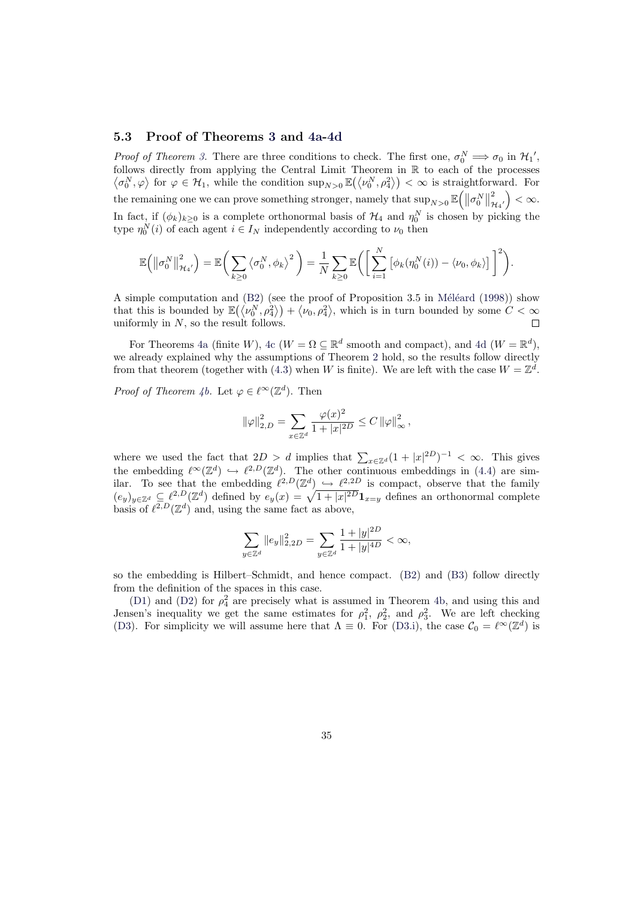### 5.3 Proof of Theorems 3 and 4a-4d

*Proof of Theorem 3.* There are three conditions to check. The first one, $\sigma_0^N \Longrightarrow \sigma_0$ in ${\mathcal{H}_1}'$, follows directly from applying the Central Limit Theorem in $\mathbb{R}$ to each of the processes $\langle \sigma_0^N, \varphi \rangle$ for $\varphi \in \mathcal{H}_1$, while the condition $\sup_{N>0} \mathbb{E}\big(\langle \nu_0^N, \rho_4^2 \rangle\big) < \infty$ is straightforward. For the remaining one we can prove something stronger, namely that $\sup_{N>0} \mathbb{E}\Big(\left\| \sigma_0^N \right\|_{{\mathcal{H}_4}'}^2\Big) < \infty$. In fact, if $(\phi_k)_{k \geq 0}$ is a complete orthonormal basis of $\mathcal{H}_4$ and $\eta_0^N$ is chosen by picking the type $\eta_0^N(i)$ of each agent $i \in I_N$ independently according to $\nu_0$ then

$$\mathbb{E}\Big(\left\| \sigma_0^N \right\|_{{\mathcal{H}_4}'}^2\Big) = \mathbb{E}\bigg( \sum_{k \geq 0} \langle \sigma_0^N, \phi_k \rangle^2 \bigg) = \frac{1}{N} \sum_{k \geq 0} \mathbb{E}\bigg( \Big[ \sum_{i=1}^{N} \big[ \phi_k(\eta_0^N(i)) - \langle \nu_0, \phi_k \rangle \big] \Big]^2 \bigg).$$

A simple computation and (B2) (see the proof of Proposition 3.5 in Méléard (1998)) show that this is bounded by $\mathbb{E}\big(\langle \nu_0^N, \rho_4^2 \rangle\big) + \langle \nu_0, \rho_4^2 \rangle$, which is in turn bounded by some $C < \infty$ uniformly in $N$, so the result follows. $\square$

For Theorems 4a (finite $W$), 4c ($W = \Omega \subseteq \mathbb{R}^d$ smooth and compact), and 4d ($W = \mathbb{R}^d$), we already explained why the assumptions of Theorem 2 hold, so the results follow directly from that theorem (together with (4.3) when $W$ is finite). We are left with the case $W = \mathbb{Z}^d$.

*Proof of Theorem 4b.* Let $\varphi \in \ell^\infty(\mathbb{Z}^d)$. Then

$$\left\| \varphi \right\|_{2,D}^2 = \sum_{x \in \mathbb{Z}^d} \frac{\varphi(x)^2}{1 + |x|^{2D}} \leq C \left\| \varphi \right\|_\infty^2,$$

where we used the fact that $2D > d$ implies that $\sum_{x \in \mathbb{Z}^d} (1 + |x|^{2D})^{-1} < \infty$. This gives the embedding $\ell^\infty(\mathbb{Z}^d) \hookrightarrow \ell^{2,D}(\mathbb{Z}^d)$. The other continuous embeddings in (4.4) are similar. To see that the embedding $\ell^{2,D}(\mathbb{Z}^d) \hookrightarrow \ell^{2,2D}$ is compact, observe that the family $(e_y)_{y \in \mathbb{Z}^d} \subseteq \ell^{2,D}(\mathbb{Z}^d)$ defined by $e_y(x) = \sqrt{1 + |x|^{2D}} \mathbf{1}_{x=y}$ defines an orthonormal complete basis of $\ell^{2,D}(\mathbb{Z}^d)$ and, using the same fact as above,

$$\sum_{y \in \mathbb{Z}^d} \left\| e_y \right\|_{2,2D}^2 = \sum_{y \in \mathbb{Z}^d} \frac{1 + |y|^{2D}}{1 + |y|^{4D}} < \infty,$$

so the embedding is Hilbert–Schmidt, and hence compact. (B2) and (B3) follow directly from the definition of the spaces in this case.

(D1) and (D2) for $\rho_4^2$ are precisely what is assumed in Theorem 4b, and using this and Jensen's inequality we get the same estimates for $\rho_1^2$, $\rho_2^2$, and $\rho_3^2$. We are left checking (D3). For simplicity we will assume here that $\Lambda \equiv 0$. For (D3.i), the case $\mathcal{C}_0 = \ell^\infty(\mathbb{Z}^d)$ is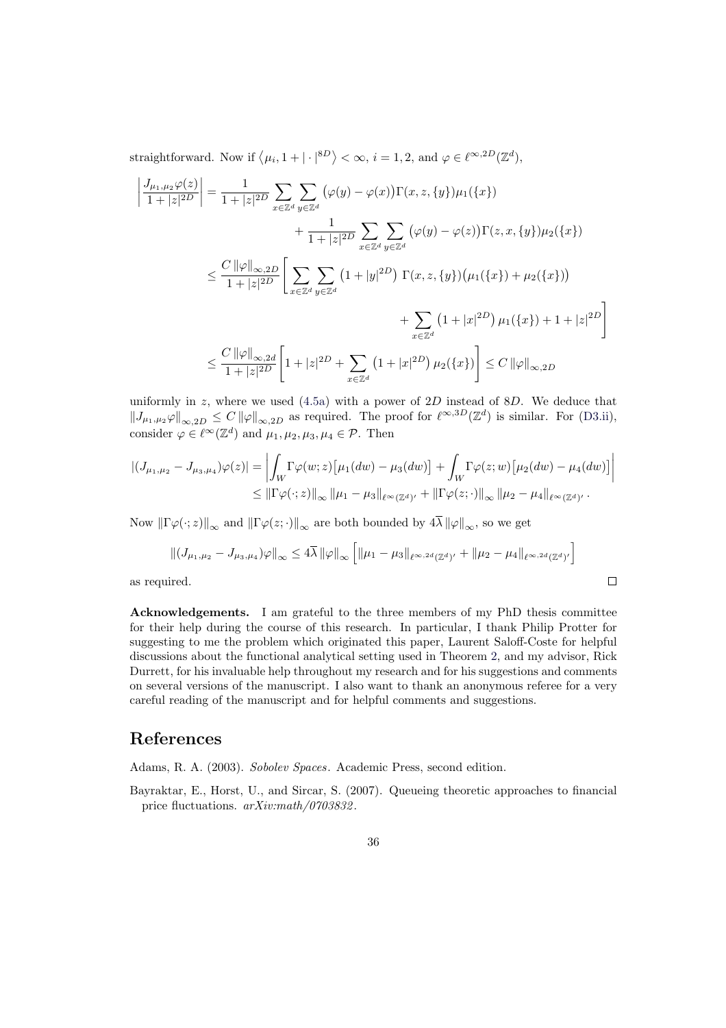straightforward. Now if $\langle \mu_i, 1+|\cdot|^{8D}\rangle < \infty$, $i=1,2$, and $\varphi \in \ell^{\infty,2D}(\mathbb{Z}^d)$,

$$
\begin{aligned}
\left|\frac{J_{\mu_1,\mu_2}\varphi(z)}{1+|z|^{2D}}\right| &= \frac{1}{1+|z|^{2D}} \sum_{x\in\mathbb{Z}^d}\sum_{y\in\mathbb{Z}^d} \big(\varphi(y)-\varphi(x)\big)\Gamma(x,z,\{y\})\mu_1(\{x\}) \\
&\qquad + \frac{1}{1+|z|^{2D}} \sum_{x\in\mathbb{Z}^d}\sum_{y\in\mathbb{Z}^d} \big(\varphi(y)-\varphi(z)\big)\Gamma(z,x,\{y\})\mu_2(\{x\}) \\
&\leq \frac{C\left\|\varphi\right\|_{\infty,2D}}{1+|z|^{2D}} \Bigg[ \sum_{x\in\mathbb{Z}^d}\sum_{y\in\mathbb{Z}^d} \left(1+|y|^{2D}\right) \Gamma(x,z,\{y\})\big(\mu_1(\{x\})+\mu_2(\{x\})\big) \\
&\qquad\qquad + \sum_{x\in\mathbb{Z}^d} \left(1+|x|^{2D}\right)\mu_1(\{x\}) + 1 + |z|^{2D} \Bigg] \\
&\leq \frac{C\left\|\varphi\right\|_{\infty,2d}}{1+|z|^{2D}} \left[ 1+|z|^{2D} + \sum_{x\in\mathbb{Z}^d}\left(1+|x|^{2D}\right)\mu_2(\{x\}) \right] \leq C\left\|\varphi\right\|_{\infty,2D}
\end{aligned}
$$

uniformly in $z$, where we used (4.5a) with a power of $2D$ instead of $8D$. We deduce that $\left\|J_{\mu_1,\mu_2}\varphi\right\|_{\infty,2D} \leq C\left\|\varphi\right\|_{\infty,2D}$ as required. The proof for $\ell^{\infty,3D}(\mathbb{Z}^d)$ is similar. For (D3.ii), consider $\varphi \in \ell^\infty(\mathbb{Z}^d)$ and $\mu_1,\mu_2,\mu_3,\mu_4 \in \mathcal{P}$. Then

$$
\begin{aligned}
|(J_{\mu_1,\mu_2} - J_{\mu_3,\mu_4})\varphi(z)| &= \left| \int_W \Gamma\varphi(w;z)\big[\mu_1(dw)-\mu_3(dw)\big] + \int_W \Gamma\varphi(z;w)\big[\mu_2(dw)-\mu_4(dw)\big] \right| \\
&\leq \left\|\Gamma\varphi(\cdot;z)\right\|_\infty \left\|\mu_1-\mu_3\right\|_{\ell^\infty(\mathbb{Z}^d)'} + \left\|\Gamma\varphi(z;\cdot)\right\|_\infty \left\|\mu_2-\mu_4\right\|_{\ell^\infty(\mathbb{Z}^d)'}.
\end{aligned}
$$

Now $\left\|\Gamma\varphi(\cdot;z)\right\|_\infty$ and $\left\|\Gamma\varphi(z;\cdot)\right\|_\infty$ are both bounded by $4\overline{\lambda}\left\|\varphi\right\|_\infty$, so we get

$$
\left\|(J_{\mu_1,\mu_2} - J_{\mu_3,\mu_4})\varphi\right\|_\infty \leq 4\overline{\lambda}\left\|\varphi\right\|_\infty \left[ \left\|\mu_1-\mu_3\right\|_{\ell^{\infty,2d}(\mathbb{Z}^d)'} + \left\|\mu_2-\mu_4\right\|_{\ell^{\infty,2d}(\mathbb{Z}^d)'} \right]
$$

as required. □

**Acknowledgements.** I am grateful to the three members of my PhD thesis committee for their help during the course of this research. In particular, I thank Philip Protter for suggesting to me the problem which originated this paper, Laurent Saloff-Coste for helpful discussions about the functional analytical setting used in Theorem 2, and my advisor, Rick Durrett, for his invaluable help throughout my research and for his suggestions and comments on several versions of the manuscript. I also want to thank an anonymous referee for a very careful reading of the manuscript and for helpful comments and suggestions.

# References

Adams, R. A. (2003). *Sobolev Spaces*. Academic Press, second edition.

Bayraktar, E., Horst, U., and Sircar, S. (2007). Queueing theoretic approaches to financial price fluctuations. *arXiv:math/0703832*.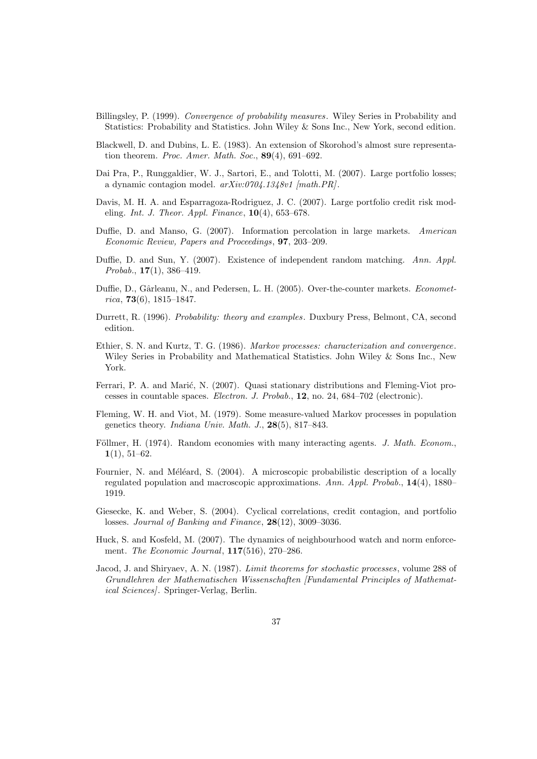Billingsley, P. (1999). *Convergence of probability measures*. Wiley Series in Probability and Statistics: Probability and Statistics. John Wiley & Sons Inc., New York, second edition.

Blackwell, D. and Dubins, L. E. (1983). An extension of Skorohod's almost sure representation theorem. *Proc. Amer. Math. Soc.*, **89**(4), 691–692.

Dai Pra, P., Runggaldier, W. J., Sartori, E., and Tolotti, M. (2007). Large portfolio losses; a dynamic contagion model. *arXiv:0704.1348v1 [math.PR]*.

Davis, M. H. A. and Esparragoza-Rodriguez, J. C. (2007). Large portfolio credit risk modeling. *Int. J. Theor. Appl. Finance*, **10**(4), 653–678.

Duffie, D. and Manso, G. (2007). Information percolation in large markets. *American Economic Review, Papers and Proceedings*, **97**, 203–209.

Duffie, D. and Sun, Y. (2007). Existence of independent random matching. *Ann. Appl. Probab.*, **17**(1), 386–419.

Duffie, D., Gârleanu, N., and Pedersen, L. H. (2005). Over-the-counter markets. *Econometrica*, **73**(6), 1815–1847.

Durrett, R. (1996). *Probability: theory and examples*. Duxbury Press, Belmont, CA, second edition.

Ethier, S. N. and Kurtz, T. G. (1986). *Markov processes: characterization and convergence*. Wiley Series in Probability and Mathematical Statistics. John Wiley & Sons Inc., New York.

Ferrari, P. A. and Marić, N. (2007). Quasi stationary distributions and Fleming-Viot processes in countable spaces. *Electron. J. Probab.*, **12**, no. 24, 684–702 (electronic).

Fleming, W. H. and Viot, M. (1979). Some measure-valued Markov processes in population genetics theory. *Indiana Univ. Math. J.*, **28**(5), 817–843.

Föllmer, H. (1974). Random economies with many interacting agents. *J. Math. Econom.*, **1**(1), 51–62.

Fournier, N. and Méléard, S. (2004). A microscopic probabilistic description of a locally regulated population and macroscopic approximations. *Ann. Appl. Probab.*, **14**(4), 1880–1919.

Giesecke, K. and Weber, S. (2004). Cyclical correlations, credit contagion, and portfolio losses. *Journal of Banking and Finance*, **28**(12), 3009–3036.

Huck, S. and Kosfeld, M. (2007). The dynamics of neighbourhood watch and norm enforcement. *The Economic Journal*, **117**(516), 270–286.

Jacod, J. and Shiryaev, A. N. (1987). *Limit theorems for stochastic processes*, volume 288 of *Grundlehren der Mathematischen Wissenschaften [Fundamental Principles of Mathematical Sciences]*. Springer-Verlag, Berlin.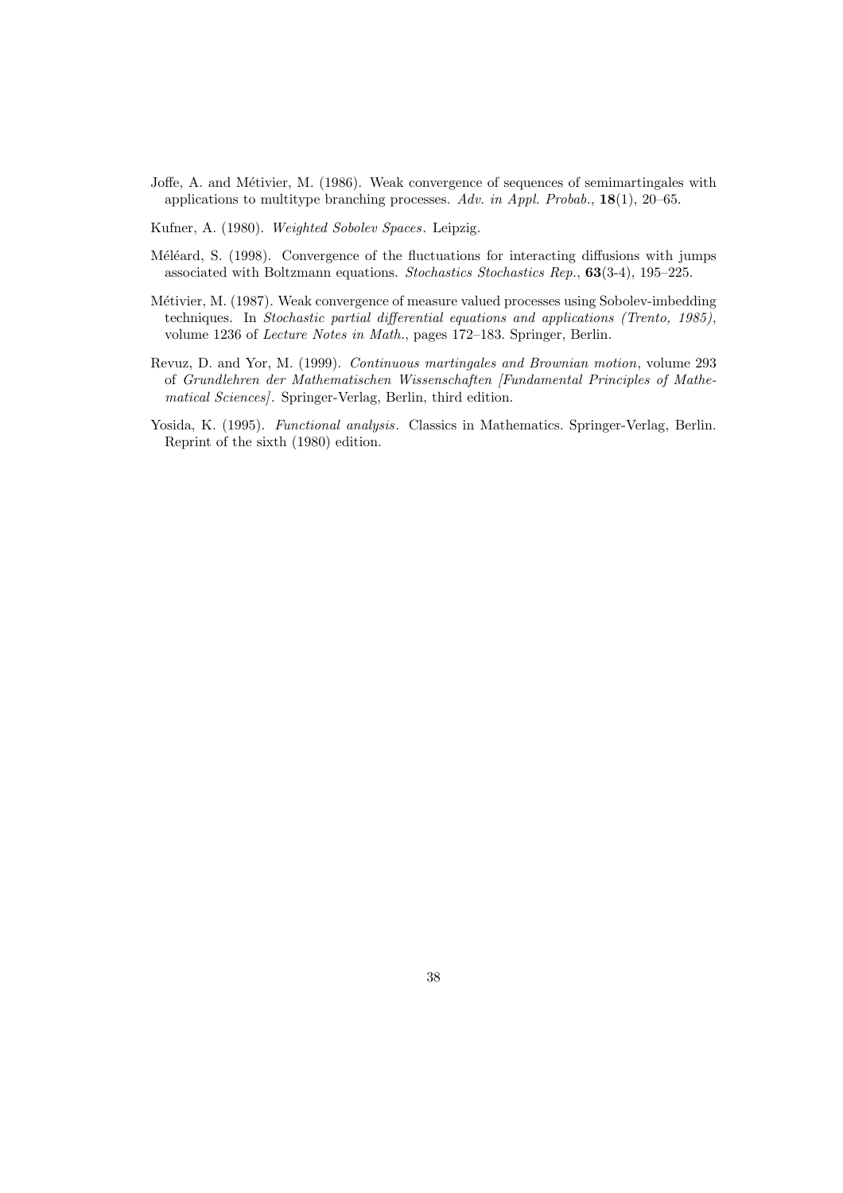Joffe, A. and Métivier, M. (1986). Weak convergence of sequences of semimartingales with applications to multitype branching processes. *Adv. in Appl. Probab.*, **18**(1), 20–65.

Kufner, A. (1980). *Weighted Sobolev Spaces*. Leipzig.

Méléard, S. (1998). Convergence of the fluctuations for interacting diffusions with jumps associated with Boltzmann equations. *Stochastics Stochastics Rep.*, **63**(3-4), 195–225.

Métivier, M. (1987). Weak convergence of measure valued processes using Sobolev-imbedding techniques. In *Stochastic partial differential equations and applications (Trento, 1985)*, volume 1236 of *Lecture Notes in Math.*, pages 172–183. Springer, Berlin.

Revuz, D. and Yor, M. (1999). *Continuous martingales and Brownian motion*, volume 293 of *Grundlehren der Mathematischen Wissenschaften [Fundamental Principles of Mathematical Sciences]*. Springer-Verlag, Berlin, third edition.

Yosida, K. (1995). *Functional analysis*. Classics in Mathematics. Springer-Verlag, Berlin. Reprint of the sixth (1980) edition.